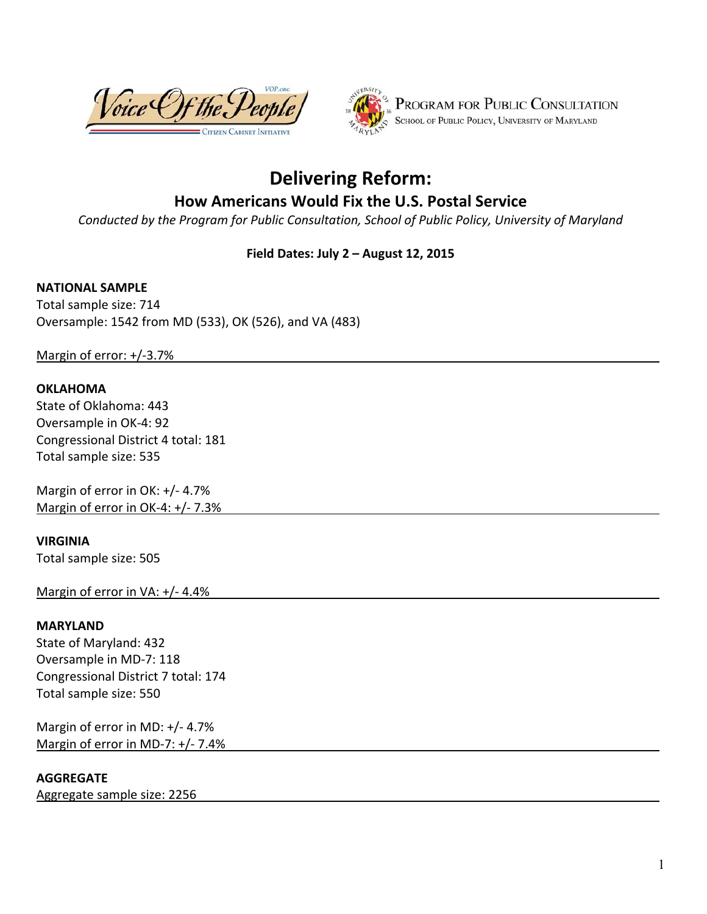# Delivering Reform:

## How Americans Would Fix the U.S. Postal Service

*Conducted by the Program for Public Consultation, School of Public Policy, University of Maryland*

**Field Dates: July 2 – August 12, 2015**

**NATIONAL SAMPLE**
Total sample size: 714
Oversample: 1542 from MD (533), OK (526), and VA (483)

Margin of error: +/-3.7%

**OKLAHOMA**
State of Oklahoma: 443
Oversample in OK-4: 92
Congressional District 4 total: 181
Total sample size: 535

Margin of error in OK: +/- 4.7%
Margin of error in OK-4: +/- 7.3%

**VIRGINIA**
Total sample size: 505

Margin of error in VA: +/- 4.4%

**MARYLAND**
State of Maryland: 432
Oversample in MD-7: 118
Congressional District 7 total: 174
Total sample size: 550

Margin of error in MD: +/- 4.7%
Margin of error in MD-7: +/- 7.4%

**AGGREGATE**
Aggregate sample size: 2256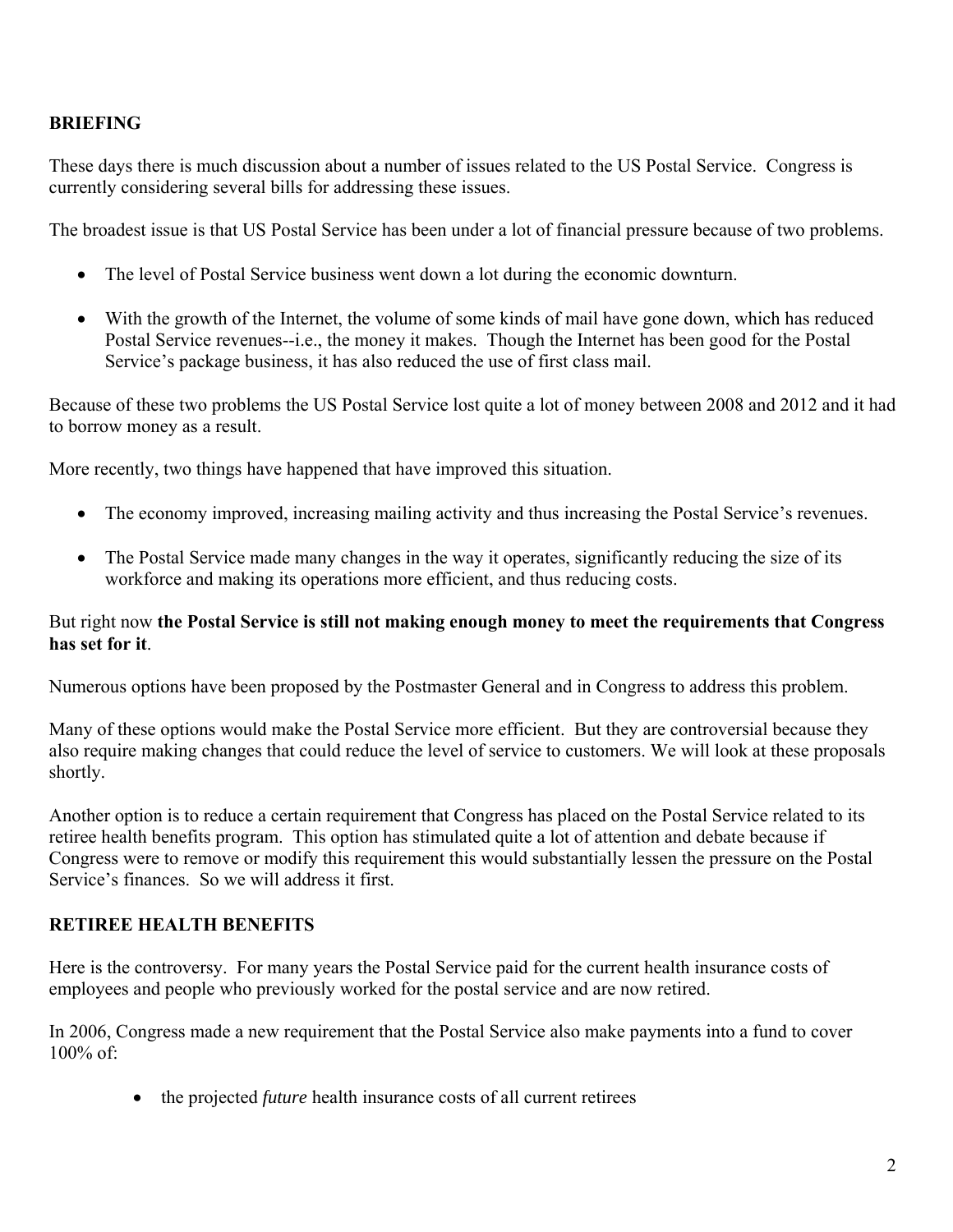## BRIEFING

These days there is much discussion about a number of issues related to the US Postal Service. Congress is currently considering several bills for addressing these issues.

The broadest issue is that US Postal Service has been under a lot of financial pressure because of two problems.

- The level of Postal Service business went down a lot during the economic downturn.
- With the growth of the Internet, the volume of some kinds of mail have gone down, which has reduced Postal Service revenues--i.e., the money it makes. Though the Internet has been good for the Postal Service's package business, it has also reduced the use of first class mail.

Because of these two problems the US Postal Service lost quite a lot of money between 2008 and 2012 and it had to borrow money as a result.

More recently, two things have happened that have improved this situation.

- The economy improved, increasing mailing activity and thus increasing the Postal Service's revenues.
- The Postal Service made many changes in the way it operates, significantly reducing the size of its workforce and making its operations more efficient, and thus reducing costs.

But right now **the Postal Service is still not making enough money to meet the requirements that Congress has set for it**.

Numerous options have been proposed by the Postmaster General and in Congress to address this problem.

Many of these options would make the Postal Service more efficient. But they are controversial because they also require making changes that could reduce the level of service to customers. We will look at these proposals shortly.

Another option is to reduce a certain requirement that Congress has placed on the Postal Service related to its retiree health benefits program. This option has stimulated quite a lot of attention and debate because if Congress were to remove or modify this requirement this would substantially lessen the pressure on the Postal Service's finances. So we will address it first.

## RETIREE HEALTH BENEFITS

Here is the controversy. For many years the Postal Service paid for the current health insurance costs of employees and people who previously worked for the postal service and are now retired.

In 2006, Congress made a new requirement that the Postal Service also make payments into a fund to cover 100% of:

- the projected *future* health insurance costs of all current retirees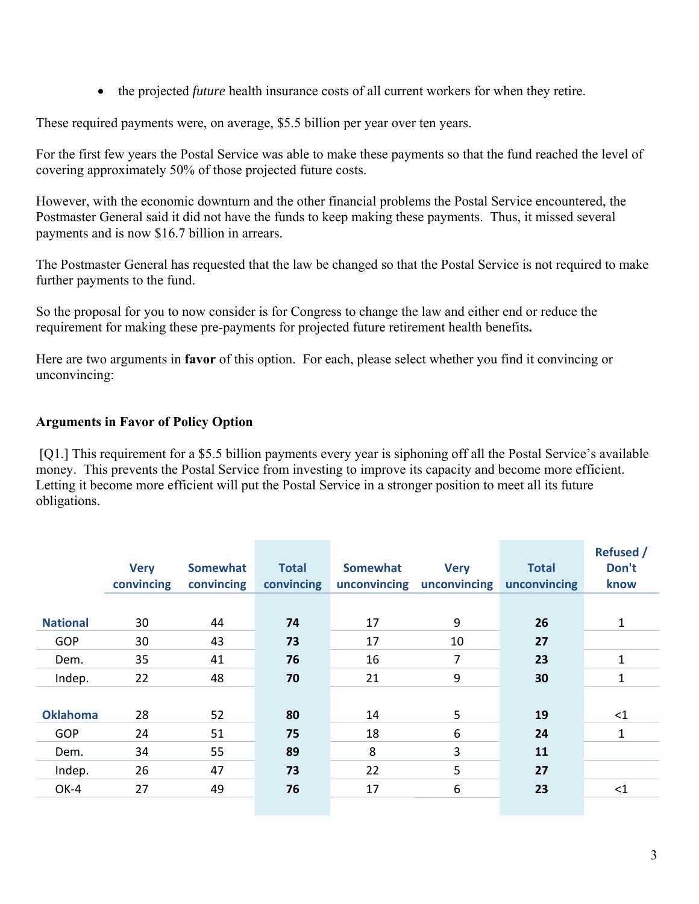- the projected *future* health insurance costs of all current workers for when they retire.

These required payments were, on average, $5.5 billion per year over ten years.

For the first few years the Postal Service was able to make these payments so that the fund reached the level of covering approximately 50% of those projected future costs.

However, with the economic downturn and the other financial problems the Postal Service encountered, the Postmaster General said it did not have the funds to keep making these payments. Thus, it missed several payments and is now $16.7 billion in arrears.

The Postmaster General has requested that the law be changed so that the Postal Service is not required to make further payments to the fund.

So the proposal for you to now consider is for Congress to change the law and either end or reduce the requirement for making these pre-payments for projected future retirement health benefits**.**

Here are two arguments in **favor** of this option. For each, please select whether you find it convincing or unconvincing:

**Arguments in Favor of Policy Option**

[Q1.] This requirement for a $5.5 billion payments every year is siphoning off all the Postal Service's available money. This prevents the Postal Service from investing to improve its capacity and become more efficient. Letting it become more efficient will put the Postal Service in a stronger position to meet all its future obligations.

| | Very convincing | Somewhat convincing | Total convincing | Somewhat unconvincing | Very unconvincing | Total unconvincing | Refused / Don't know |
|---|---|---|---|---|---|---|---|
| **National** | 30 | 44 | **74** | 17 | 9 | **26** | 1 |
| GOP | 30 | 43 | **73** | 17 | 10 | **27** | |
| Dem. | 35 | 41 | **76** | 16 | 7 | **23** | 1 |
| Indep. | 22 | 48 | **70** | 21 | 9 | **30** | 1 |
| **Oklahoma** | 28 | 52 | **80** | 14 | 5 | **19** | <1 |
| GOP | 24 | 51 | **75** | 18 | 6 | **24** | 1 |
| Dem. | 34 | 55 | **89** | 8 | 3 | **11** | |
| Indep. | 26 | 47 | **73** | 22 | 5 | **27** | |
| OK-4 | 27 | 49 | **76** | 17 | 6 | **23** | <1 |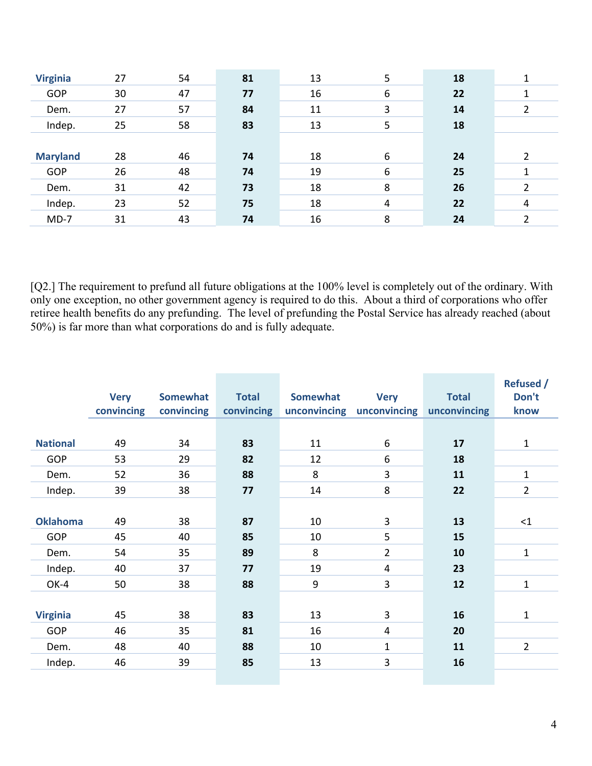| | | | | | | | |
|---|---|---|---|---|---|---|---|
| **Virginia** | 27 | 54 | **81** | 13 | 5 | **18** | 1 |
| GOP | 30 | 47 | **77** | 16 | 6 | **22** | 1 |
| Dem. | 27 | 57 | **84** | 11 | 3 | **14** | 2 |
| Indep. | 25 | 58 | **83** | 13 | 5 | **18** | |
| | | | | | | | |
| **Maryland** | 28 | 46 | **74** | 18 | 6 | **24** | 2 |
| GOP | 26 | 48 | **74** | 19 | 6 | **25** | 1 |
| Dem. | 31 | 42 | **73** | 18 | 8 | **26** | 2 |
| Indep. | 23 | 52 | **75** | 18 | 4 | **22** | 4 |
| MD-7 | 31 | 43 | **74** | 16 | 8 | **24** | 2 |

[Q2.] The requirement to prefund all future obligations at the 100% level is completely out of the ordinary. With only one exception, no other government agency is required to do this. About a third of corporations who offer retiree health benefits do any prefunding. The level of prefunding the Postal Service has already reached (about 50%) is far more than what corporations do and is fully adequate.

| | Very convincing | Somewhat convincing | Total convincing | Somewhat unconvincing | Very unconvincing | Total unconvincing | Refused / Don't know |
|---|---|---|---|---|---|---|---|
| **National** | 49 | 34 | **83** | 11 | 6 | **17** | 1 |
| GOP | 53 | 29 | **82** | 12 | 6 | **18** | |
| Dem. | 52 | 36 | **88** | 8 | 3 | **11** | 1 |
| Indep. | 39 | 38 | **77** | 14 | 8 | **22** | 2 |
| | | | | | | | |
| **Oklahoma** | 49 | 38 | **87** | 10 | 3 | **13** | <1 |
| GOP | 45 | 40 | **85** | 10 | 5 | **15** | |
| Dem. | 54 | 35 | **89** | 8 | 2 | **10** | 1 |
| Indep. | 40 | 37 | **77** | 19 | 4 | **23** | |
| OK-4 | 50 | 38 | **88** | 9 | 3 | **12** | 1 |
| | | | | | | | |
| **Virginia** | 45 | 38 | **83** | 13 | 3 | **16** | 1 |
| GOP | 46 | 35 | **81** | 16 | 4 | **20** | |
| Dem. | 48 | 40 | **88** | 10 | 1 | **11** | 2 |
| Indep. | 46 | 39 | **85** | 13 | 3 | **16** | |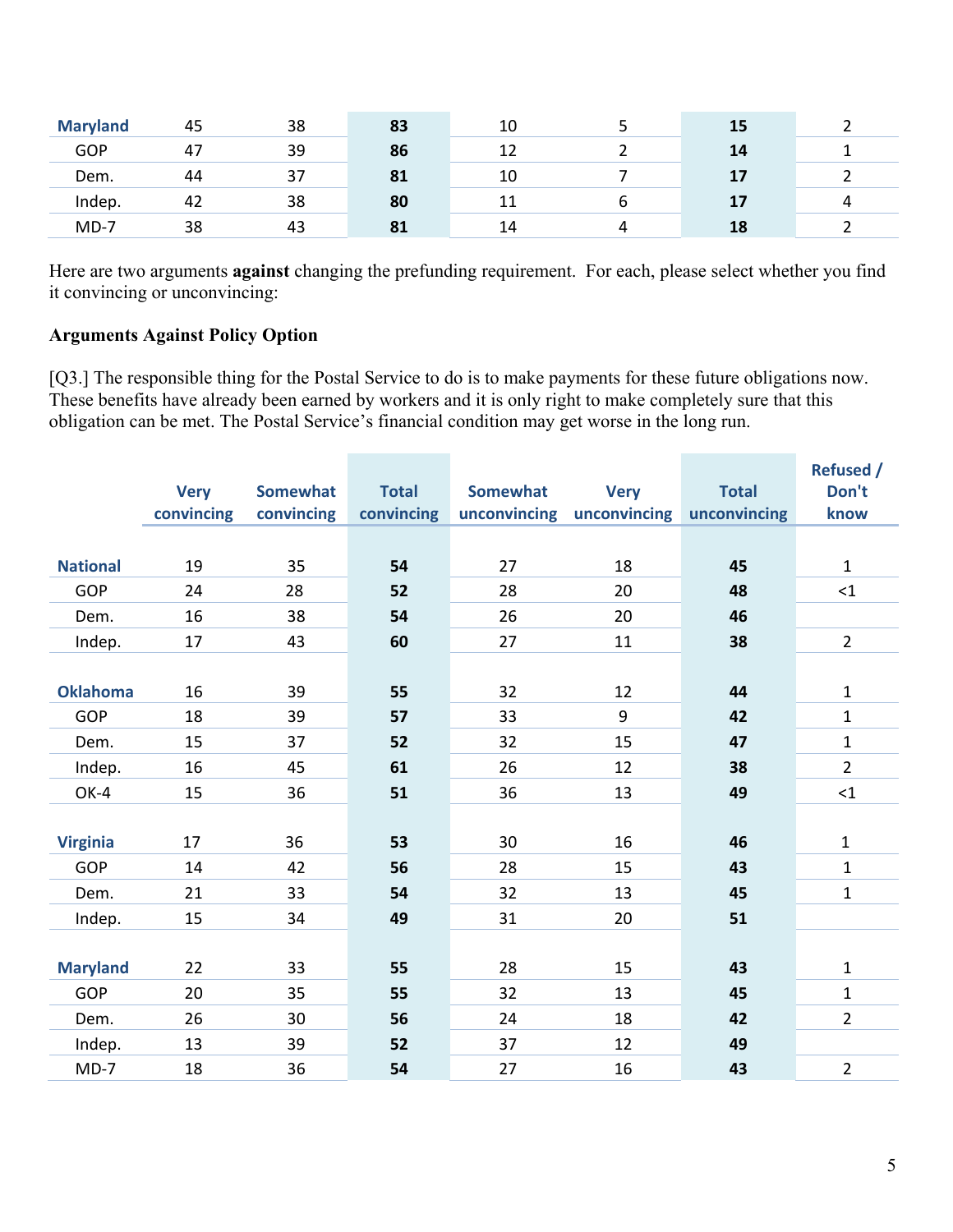| | | | | | | | |
|---|---|---|---|---|---|---|---|
| **Maryland** | 45 | 38 | **83** | 10 | 5 | **15** | 2 |
| GOP | 47 | 39 | **86** | 12 | 2 | **14** | 1 |
| Dem. | 44 | 37 | **81** | 10 | 7 | **17** | 2 |
| Indep. | 42 | 38 | **80** | 11 | 6 | **17** | 4 |
| MD-7 | 38 | 43 | **81** | 14 | 4 | **18** | 2 |

Here are two arguments **against** changing the prefunding requirement. For each, please select whether you find it convincing or unconvincing:

**Arguments Against Policy Option**

[Q3.] The responsible thing for the Postal Service to do is to make payments for these future obligations now. These benefits have already been earned by workers and it is only right to make completely sure that this obligation can be met. The Postal Service's financial condition may get worse in the long run.

| | Very convincing | Somewhat convincing | Total convincing | Somewhat unconvincing | Very unconvincing | Total unconvincing | Refused / Don't know |
|---|---|---|---|---|---|---|---|
| **National** | 19 | 35 | **54** | 27 | 18 | **45** | 1 |
| GOP | 24 | 28 | **52** | 28 | 20 | **48** | <1 |
| Dem. | 16 | 38 | **54** | 26 | 20 | **46** | |
| Indep. | 17 | 43 | **60** | 27 | 11 | **38** | 2 |
| **Oklahoma** | 16 | 39 | **55** | 32 | 12 | **44** | 1 |
| GOP | 18 | 39 | **57** | 33 | 9 | **42** | 1 |
| Dem. | 15 | 37 | **52** | 32 | 15 | **47** | 1 |
| Indep. | 16 | 45 | **61** | 26 | 12 | **38** | 2 |
| OK-4 | 15 | 36 | **51** | 36 | 13 | **49** | <1 |
| **Virginia** | 17 | 36 | **53** | 30 | 16 | **46** | 1 |
| GOP | 14 | 42 | **56** | 28 | 15 | **43** | 1 |
| Dem. | 21 | 33 | **54** | 32 | 13 | **45** | 1 |
| Indep. | 15 | 34 | **49** | 31 | 20 | **51** | |
| **Maryland** | 22 | 33 | **55** | 28 | 15 | **43** | 1 |
| GOP | 20 | 35 | **55** | 32 | 13 | **45** | 1 |
| Dem. | 26 | 30 | **56** | 24 | 18 | **42** | 2 |
| Indep. | 13 | 39 | **52** | 37 | 12 | **49** | |
| MD-7 | 18 | 36 | **54** | 27 | 16 | **43** | 2 |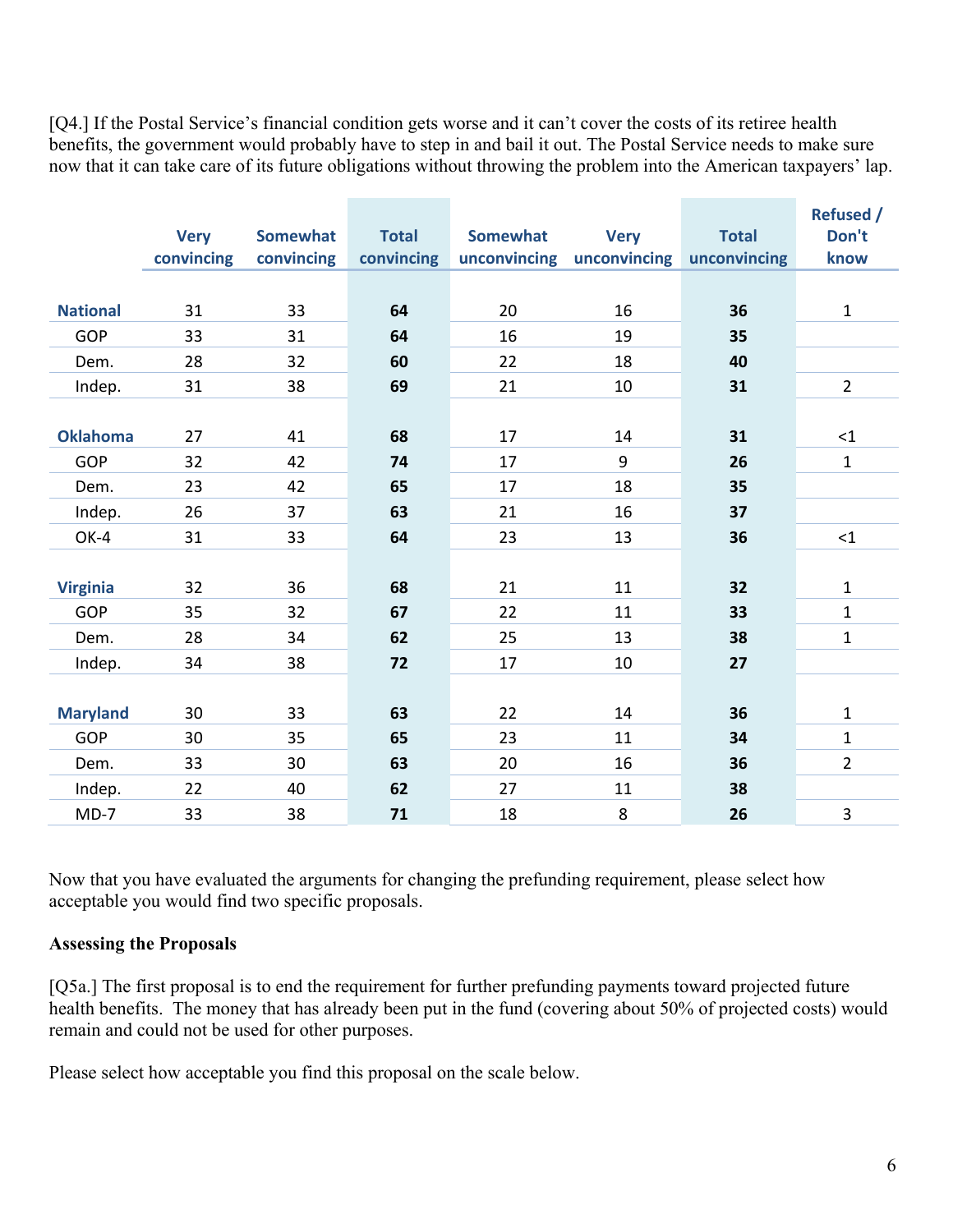[Q4.] If the Postal Service's financial condition gets worse and it can't cover the costs of its retiree health benefits, the government would probably have to step in and bail it out. The Postal Service needs to make sure now that it can take care of its future obligations without throwing the problem into the American taxpayers' lap.

| | Very convincing | Somewhat convincing | Total convincing | Somewhat unconvincing | Very unconvincing | Total unconvincing | Refused / Don't know |
|---|---|---|---|---|---|---|---|
| **National** | 31 | 33 | **64** | 20 | 16 | **36** | 1 |
| GOP | 33 | 31 | **64** | 16 | 19 | **35** | |
| Dem. | 28 | 32 | **60** | 22 | 18 | **40** | |
| Indep. | 31 | 38 | **69** | 21 | 10 | **31** | 2 |
| **Oklahoma** | 27 | 41 | **68** | 17 | 14 | **31** | <1 |
| GOP | 32 | 42 | **74** | 17 | 9 | **26** | 1 |
| Dem. | 23 | 42 | **65** | 17 | 18 | **35** | |
| Indep. | 26 | 37 | **63** | 21 | 16 | **37** | |
| OK-4 | 31 | 33 | **64** | 23 | 13 | **36** | <1 |
| **Virginia** | 32 | 36 | **68** | 21 | 11 | **32** | 1 |
| GOP | 35 | 32 | **67** | 22 | 11 | **33** | 1 |
| Dem. | 28 | 34 | **62** | 25 | 13 | **38** | 1 |
| Indep. | 34 | 38 | **72** | 17 | 10 | **27** | |
| **Maryland** | 30 | 33 | **63** | 22 | 14 | **36** | 1 |
| GOP | 30 | 35 | **65** | 23 | 11 | **34** | 1 |
| Dem. | 33 | 30 | **63** | 20 | 16 | **36** | 2 |
| Indep. | 22 | 40 | **62** | 27 | 11 | **38** | |
| MD-7 | 33 | 38 | **71** | 18 | 8 | **26** | 3 |

Now that you have evaluated the arguments for changing the prefunding requirement, please select how acceptable you would find two specific proposals.

**Assessing the Proposals**

[Q5a.] The first proposal is to end the requirement for further prefunding payments toward projected future health benefits. The money that has already been put in the fund (covering about 50% of projected costs) would remain and could not be used for other purposes.

Please select how acceptable you find this proposal on the scale below.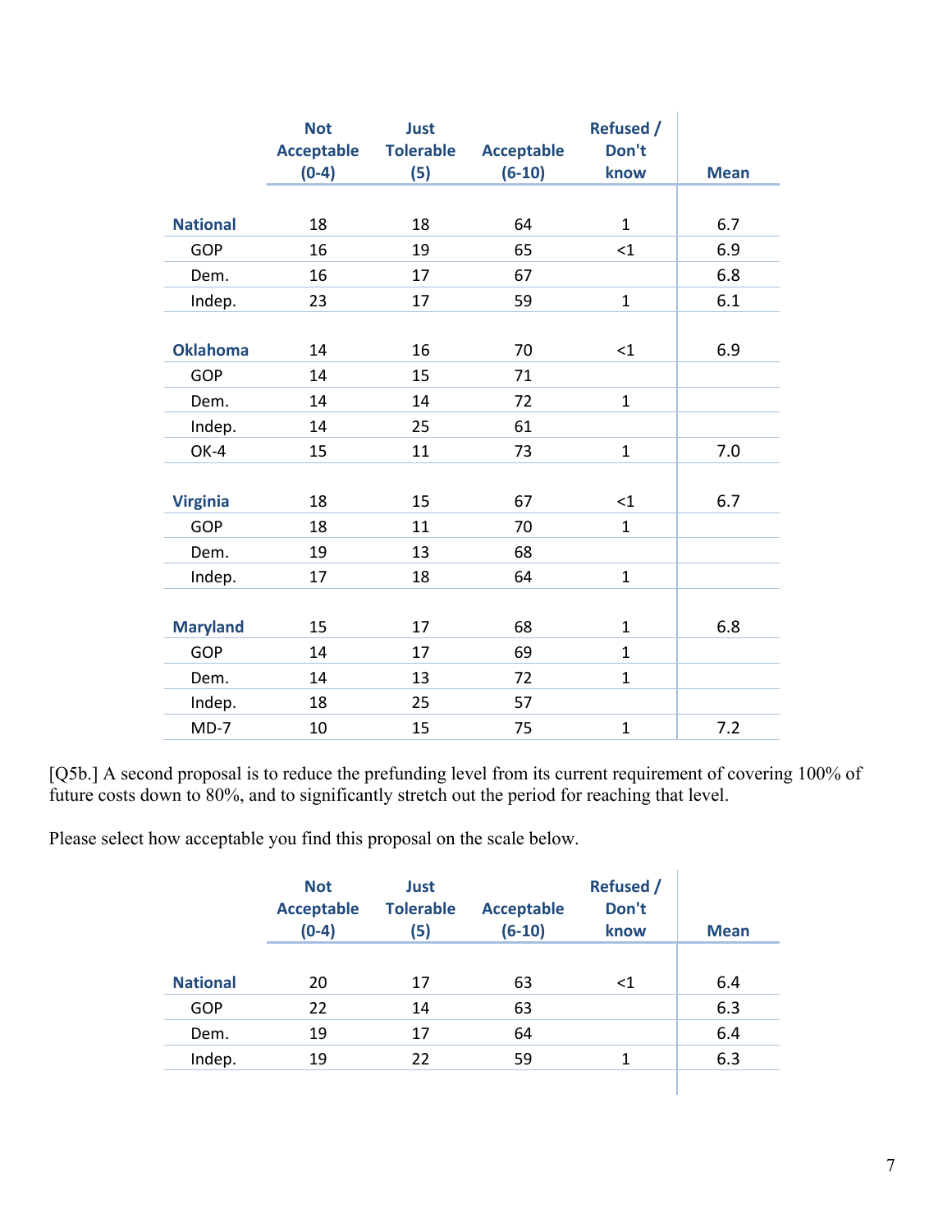| | Not Acceptable (0-4) | Just Tolerable (5) | Acceptable (6-10) | Refused / Don't know | Mean |
|---|---|---|---|---|---|
| **National** | 18 | 18 | 64 | 1 | 6.7 |
| GOP | 16 | 19 | 65 | <1 | 6.9 |
| Dem. | 16 | 17 | 67 | | 6.8 |
| Indep. | 23 | 17 | 59 | 1 | 6.1 |
| **Oklahoma** | 14 | 16 | 70 | <1 | 6.9 |
| GOP | 14 | 15 | 71 | | |
| Dem. | 14 | 14 | 72 | 1 | |
| Indep. | 14 | 25 | 61 | | |
| OK-4 | 15 | 11 | 73 | 1 | 7.0 |
| **Virginia** | 18 | 15 | 67 | <1 | 6.7 |
| GOP | 18 | 11 | 70 | 1 | |
| Dem. | 19 | 13 | 68 | | |
| Indep. | 17 | 18 | 64 | 1 | |
| **Maryland** | 15 | 17 | 68 | 1 | 6.8 |
| GOP | 14 | 17 | 69 | 1 | |
| Dem. | 14 | 13 | 72 | 1 | |
| Indep. | 18 | 25 | 57 | | |
| MD-7 | 10 | 15 | 75 | 1 | 7.2 |

[Q5b.] A second proposal is to reduce the prefunding level from its current requirement of covering 100% of future costs down to 80%, and to significantly stretch out the period for reaching that level.

Please select how acceptable you find this proposal on the scale below.

| | Not Acceptable (0-4) | Just Tolerable (5) | Acceptable (6-10) | Refused / Don't know | Mean |
|---|---|---|---|---|---|
| **National** | 20 | 17 | 63 | <1 | 6.4 |
| GOP | 22 | 14 | 63 | | 6.3 |
| Dem. | 19 | 17 | 64 | | 6.4 |
| Indep. | 19 | 22 | 59 | 1 | 6.3 |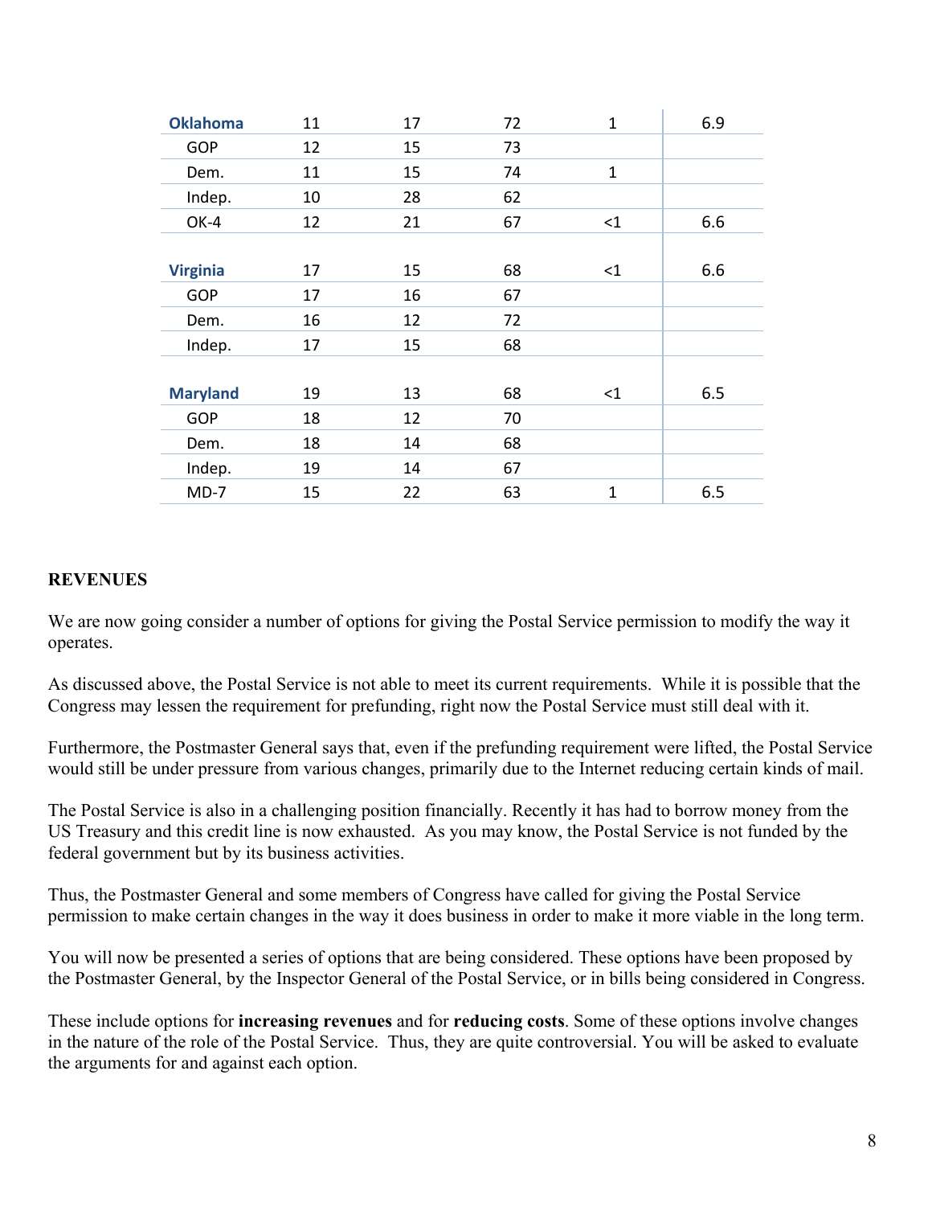| | | | | | |
|---|---|---|---|---|---|
| **Oklahoma** | 11 | 17 | 72 | 1 | 6.9 |
| GOP | 12 | 15 | 73 | | |
| Dem. | 11 | 15 | 74 | 1 | |
| Indep. | 10 | 28 | 62 | | |
| OK-4 | 12 | 21 | 67 | <1 | 6.6 |
| | | | | | |
| **Virginia** | 17 | 15 | 68 | <1 | 6.6 |
| GOP | 17 | 16 | 67 | | |
| Dem. | 16 | 12 | 72 | | |
| Indep. | 17 | 15 | 68 | | |
| | | | | | |
| **Maryland** | 19 | 13 | 68 | <1 | 6.5 |
| GOP | 18 | 12 | 70 | | |
| Dem. | 18 | 14 | 68 | | |
| Indep. | 19 | 14 | 67 | | |
| MD-7 | 15 | 22 | 63 | 1 | 6.5 |

## REVENUES

We are now going consider a number of options for giving the Postal Service permission to modify the way it operates.

As discussed above, the Postal Service is not able to meet its current requirements. While it is possible that the Congress may lessen the requirement for prefunding, right now the Postal Service must still deal with it.

Furthermore, the Postmaster General says that, even if the prefunding requirement were lifted, the Postal Service would still be under pressure from various changes, primarily due to the Internet reducing certain kinds of mail.

The Postal Service is also in a challenging position financially. Recently it has had to borrow money from the US Treasury and this credit line is now exhausted. As you may know, the Postal Service is not funded by the federal government but by its business activities.

Thus, the Postmaster General and some members of Congress have called for giving the Postal Service permission to make certain changes in the way it does business in order to make it more viable in the long term.

You will now be presented a series of options that are being considered. These options have been proposed by the Postmaster General, by the Inspector General of the Postal Service, or in bills being considered in Congress.

These include options for **increasing revenues** and for **reducing costs**. Some of these options involve changes in the nature of the role of the Postal Service. Thus, they are quite controversial. You will be asked to evaluate the arguments for and against each option.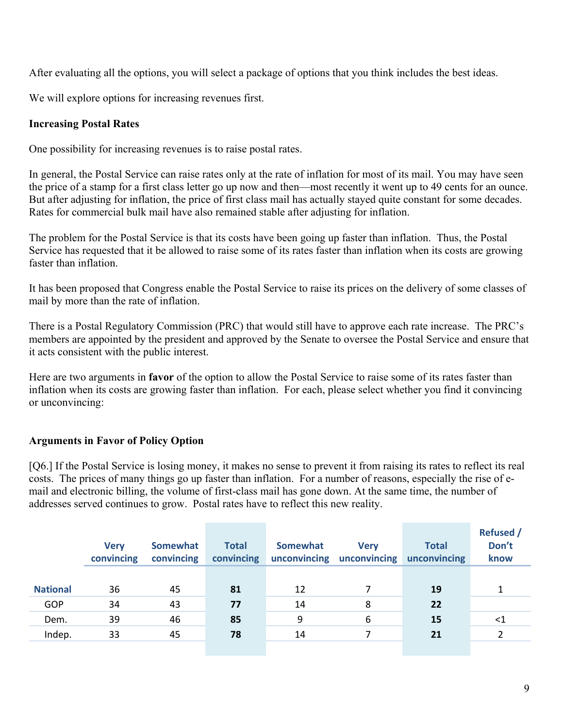After evaluating all the options, you will select a package of options that you think includes the best ideas.

We will explore options for increasing revenues first.

**Increasing Postal Rates**

One possibility for increasing revenues is to raise postal rates.

In general, the Postal Service can raise rates only at the rate of inflation for most of its mail. You may have seen the price of a stamp for a first class letter go up now and then—most recently it went up to 49 cents for an ounce. But after adjusting for inflation, the price of first class mail has actually stayed quite constant for some decades. Rates for commercial bulk mail have also remained stable after adjusting for inflation.

The problem for the Postal Service is that its costs have been going up faster than inflation. Thus, the Postal Service has requested that it be allowed to raise some of its rates faster than inflation when its costs are growing faster than inflation.

It has been proposed that Congress enable the Postal Service to raise its prices on the delivery of some classes of mail by more than the rate of inflation.

There is a Postal Regulatory Commission (PRC) that would still have to approve each rate increase. The PRC's members are appointed by the president and approved by the Senate to oversee the Postal Service and ensure that it acts consistent with the public interest.

Here are two arguments in **favor** of the option to allow the Postal Service to raise some of its rates faster than inflation when its costs are growing faster than inflation. For each, please select whether you find it convincing or unconvincing:

**Arguments in Favor of Policy Option**

[Q6.] If the Postal Service is losing money, it makes no sense to prevent it from raising its rates to reflect its real costs. The prices of many things go up faster than inflation. For a number of reasons, especially the rise of e-mail and electronic billing, the volume of first-class mail has gone down. At the same time, the number of addresses served continues to grow. Postal rates have to reflect this new reality.

| | Very convincing | Somewhat convincing | Total convincing | Somewhat unconvincing | Very unconvincing | Total unconvincing | Refused / Don't know |
|---|---|---|---|---|---|---|---|
| **National** | 36 | 45 | **81** | 12 | 7 | **19** | 1 |
| GOP | 34 | 43 | **77** | 14 | 8 | **22** | |
| Dem. | 39 | 46 | **85** | 9 | 6 | **15** | <1 |
| Indep. | 33 | 45 | **78** | 14 | 7 | **21** | 2 |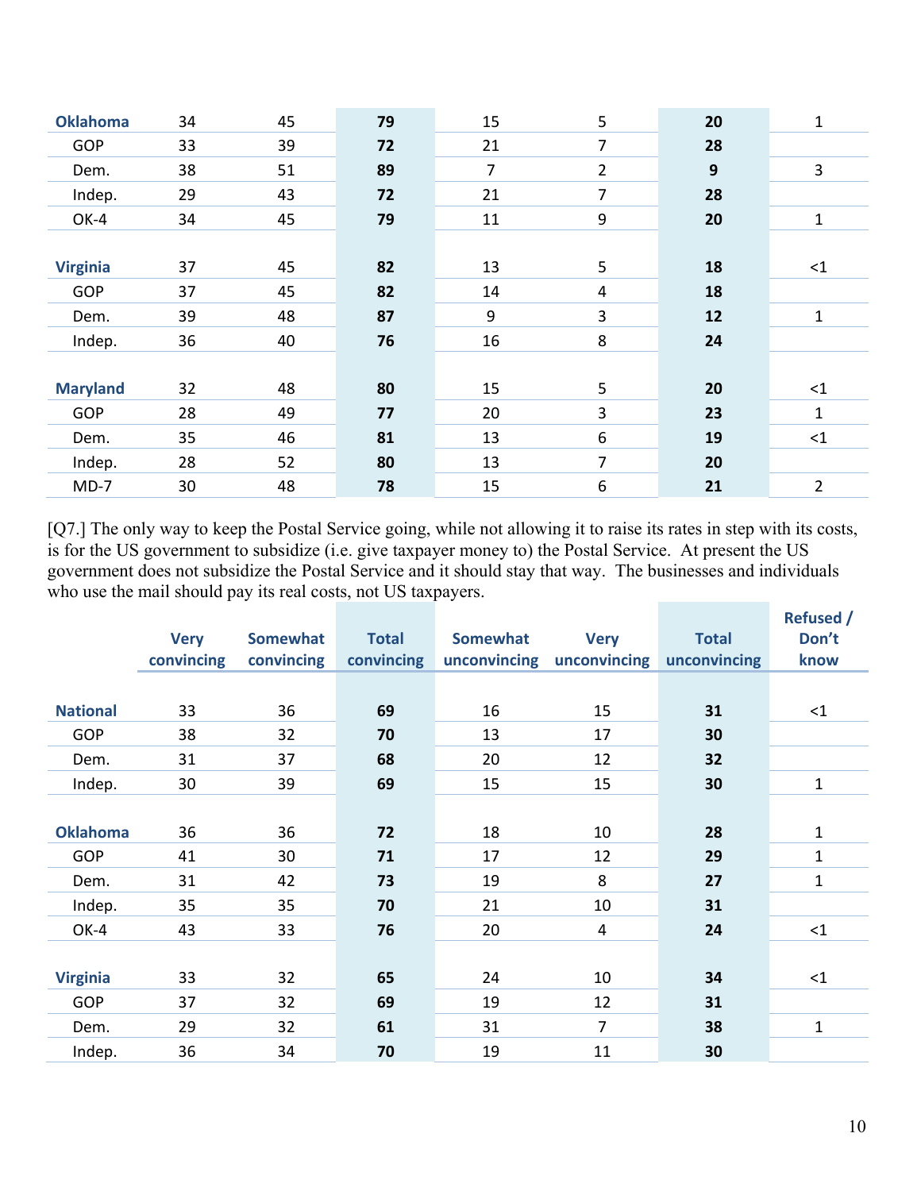| | | | | | | | |
|---|---|---|---|---|---|---|---|
| **Oklahoma** | 34 | 45 | **79** | 15 | 5 | **20** | 1 |
| GOP | 33 | 39 | **72** | 21 | 7 | **28** | |
| Dem. | 38 | 51 | **89** | 7 | 2 | **9** | 3 |
| Indep. | 29 | 43 | **72** | 21 | 7 | **28** | |
| OK-4 | 34 | 45 | **79** | 11 | 9 | **20** | 1 |
| | | | | | | | |
| **Virginia** | 37 | 45 | **82** | 13 | 5 | **18** | <1 |
| GOP | 37 | 45 | **82** | 14 | 4 | **18** | |
| Dem. | 39 | 48 | **87** | 9 | 3 | **12** | 1 |
| Indep. | 36 | 40 | **76** | 16 | 8 | **24** | |
| | | | | | | | |
| **Maryland** | 32 | 48 | **80** | 15 | 5 | **20** | <1 |
| GOP | 28 | 49 | **77** | 20 | 3 | **23** | 1 |
| Dem. | 35 | 46 | **81** | 13 | 6 | **19** | <1 |
| Indep. | 28 | 52 | **80** | 13 | 7 | **20** | |
| MD-7 | 30 | 48 | **78** | 15 | 6 | **21** | 2 |

[Q7.] The only way to keep the Postal Service going, while not allowing it to raise its rates in step with its costs, is for the US government to subsidize (i.e. give taxpayer money to) the Postal Service. At present the US government does not subsidize the Postal Service and it should stay that way. The businesses and individuals who use the mail should pay its real costs, not US taxpayers.

| | Very convincing | Somewhat convincing | Total convincing | Somewhat unconvincing | Very unconvincing | Total unconvincing | Refused / Don't know |
|---|---|---|---|---|---|---|---|
| **National** | 33 | 36 | **69** | 16 | 15 | **31** | <1 |
| GOP | 38 | 32 | **70** | 13 | 17 | **30** | |
| Dem. | 31 | 37 | **68** | 20 | 12 | **32** | |
| Indep. | 30 | 39 | **69** | 15 | 15 | **30** | 1 |
| | | | | | | | |
| **Oklahoma** | 36 | 36 | **72** | 18 | 10 | **28** | 1 |
| GOP | 41 | 30 | **71** | 17 | 12 | **29** | 1 |
| Dem. | 31 | 42 | **73** | 19 | 8 | **27** | 1 |
| Indep. | 35 | 35 | **70** | 21 | 10 | **31** | |
| OK-4 | 43 | 33 | **76** | 20 | 4 | **24** | <1 |
| | | | | | | | |
| **Virginia** | 33 | 32 | **65** | 24 | 10 | **34** | <1 |
| GOP | 37 | 32 | **69** | 19 | 12 | **31** | |
| Dem. | 29 | 32 | **61** | 31 | 7 | **38** | 1 |
| Indep. | 36 | 34 | **70** | 19 | 11 | **30** | |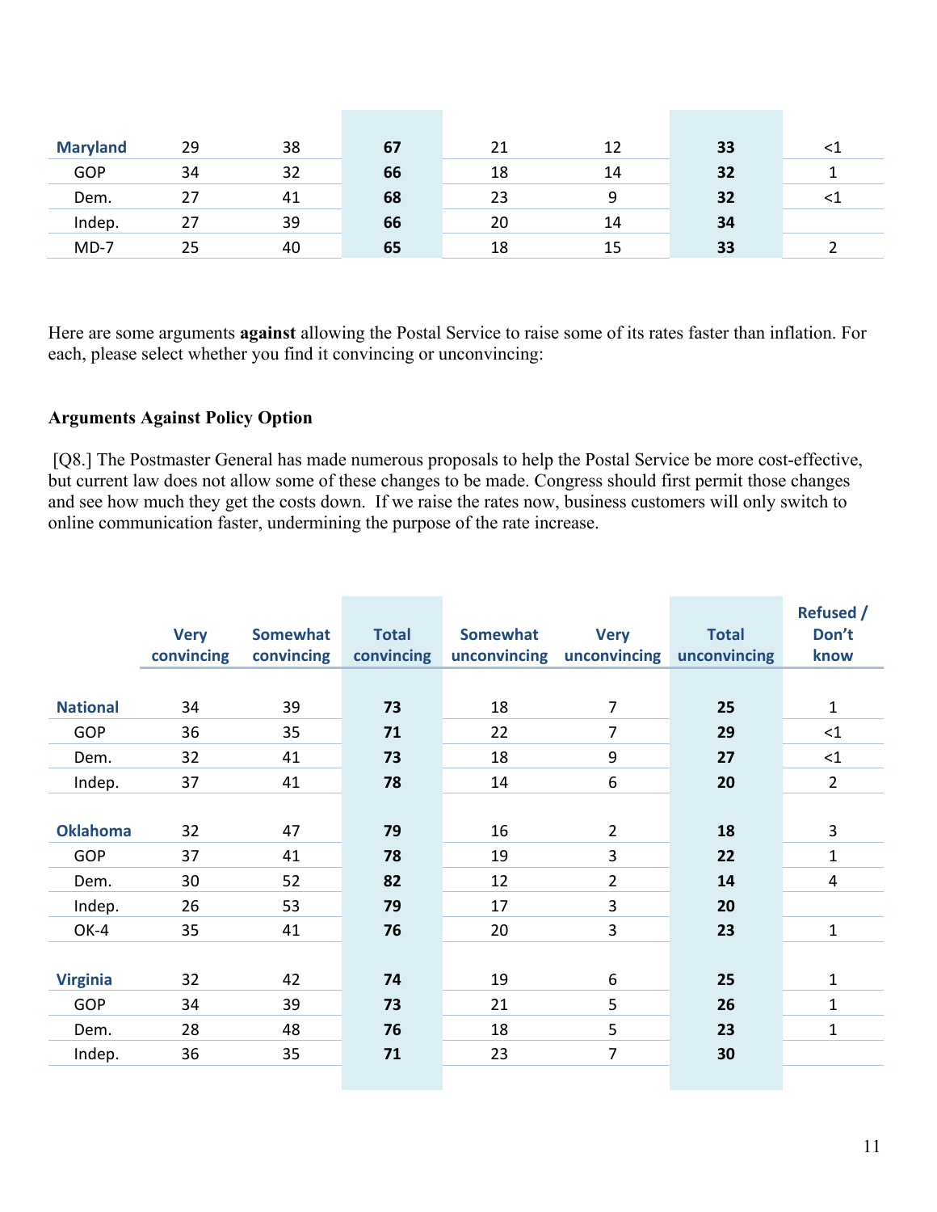| | | | | | | | |
|---|---|---|---|---|---|---|---|
| **Maryland** | 29 | 38 | **67** | 21 | 12 | **33** | <1 |
| GOP | 34 | 32 | **66** | 18 | 14 | **32** | 1 |
| Dem. | 27 | 41 | **68** | 23 | 9 | **32** | <1 |
| Indep. | 27 | 39 | **66** | 20 | 14 | **34** | |
| MD-7 | 25 | 40 | **65** | 18 | 15 | **33** | 2 |

Here are some arguments **against** allowing the Postal Service to raise some of its rates faster than inflation. For each, please select whether you find it convincing or unconvincing:

**Arguments Against Policy Option**

[Q8.] The Postmaster General has made numerous proposals to help the Postal Service be more cost-effective, but current law does not allow some of these changes to be made. Congress should first permit those changes and see how much they get the costs down. If we raise the rates now, business customers will only switch to online communication faster, undermining the purpose of the rate increase.

| | Very convincing | Somewhat convincing | Total convincing | Somewhat unconvincing | Very unconvincing | Total unconvincing | Refused / Don't know |
|---|---|---|---|---|---|---|---|
| **National** | 34 | 39 | **73** | 18 | 7 | **25** | 1 |
| GOP | 36 | 35 | **71** | 22 | 7 | **29** | <1 |
| Dem. | 32 | 41 | **73** | 18 | 9 | **27** | <1 |
| Indep. | 37 | 41 | **78** | 14 | 6 | **20** | 2 |
| **Oklahoma** | 32 | 47 | **79** | 16 | 2 | **18** | 3 |
| GOP | 37 | 41 | **78** | 19 | 3 | **22** | 1 |
| Dem. | 30 | 52 | **82** | 12 | 2 | **14** | 4 |
| Indep. | 26 | 53 | **79** | 17 | 3 | **20** | |
| OK-4 | 35 | 41 | **76** | 20 | 3 | **23** | 1 |
| **Virginia** | 32 | 42 | **74** | 19 | 6 | **25** | 1 |
| GOP | 34 | 39 | **73** | 21 | 5 | **26** | 1 |
| Dem. | 28 | 48 | **76** | 18 | 5 | **23** | 1 |
| Indep. | 36 | 35 | **71** | 23 | 7 | **30** | |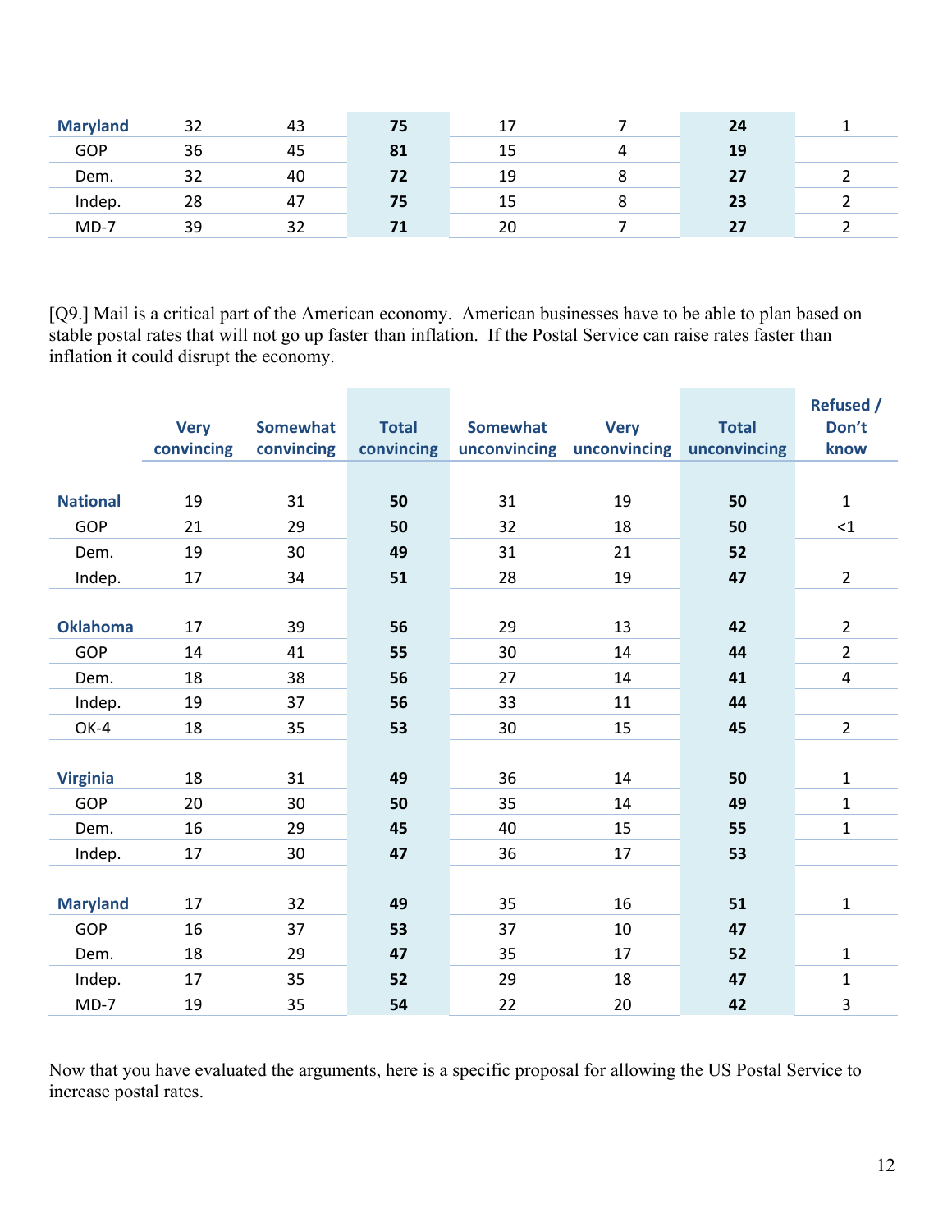| | Very convincing | Somewhat convincing | Total convincing | Somewhat unconvincing | Very unconvincing | Total unconvincing | Refused / Don't know |
|---|---|---|---|---|---|---|---|
| **Maryland** | 32 | 43 | **75** | 17 | 7 | **24** | 1 |
| GOP | 36 | 45 | **81** | 15 | 4 | **19** | |
| Dem. | 32 | 40 | **72** | 19 | 8 | **27** | 2 |
| Indep. | 28 | 47 | **75** | 15 | 8 | **23** | 2 |
| MD-7 | 39 | 32 | **71** | 20 | 7 | **27** | 2 |

[Q9.] Mail is a critical part of the American economy. American businesses have to be able to plan based on stable postal rates that will not go up faster than inflation. If the Postal Service can raise rates faster than inflation it could disrupt the economy.

| | Very convincing | Somewhat convincing | Total convincing | Somewhat unconvincing | Very unconvincing | Total unconvincing | Refused / Don't know |
|---|---|---|---|---|---|---|---|
| **National** | 19 | 31 | **50** | 31 | 19 | **50** | 1 |
| GOP | 21 | 29 | **50** | 32 | 18 | **50** | <1 |
| Dem. | 19 | 30 | **49** | 31 | 21 | **52** | |
| Indep. | 17 | 34 | **51** | 28 | 19 | **47** | 2 |
| **Oklahoma** | 17 | 39 | **56** | 29 | 13 | **42** | 2 |
| GOP | 14 | 41 | **55** | 30 | 14 | **44** | 2 |
| Dem. | 18 | 38 | **56** | 27 | 14 | **41** | 4 |
| Indep. | 19 | 37 | **56** | 33 | 11 | **44** | |
| OK-4 | 18 | 35 | **53** | 30 | 15 | **45** | 2 |
| **Virginia** | 18 | 31 | **49** | 36 | 14 | **50** | 1 |
| GOP | 20 | 30 | **50** | 35 | 14 | **49** | 1 |
| Dem. | 16 | 29 | **45** | 40 | 15 | **55** | 1 |
| Indep. | 17 | 30 | **47** | 36 | 17 | **53** | |
| **Maryland** | 17 | 32 | **49** | 35 | 16 | **51** | 1 |
| GOP | 16 | 37 | **53** | 37 | 10 | **47** | |
| Dem. | 18 | 29 | **47** | 35 | 17 | **52** | 1 |
| Indep. | 17 | 35 | **52** | 29 | 18 | **47** | 1 |
| MD-7 | 19 | 35 | **54** | 22 | 20 | **42** | 3 |

Now that you have evaluated the arguments, here is a specific proposal for allowing the US Postal Service to increase postal rates.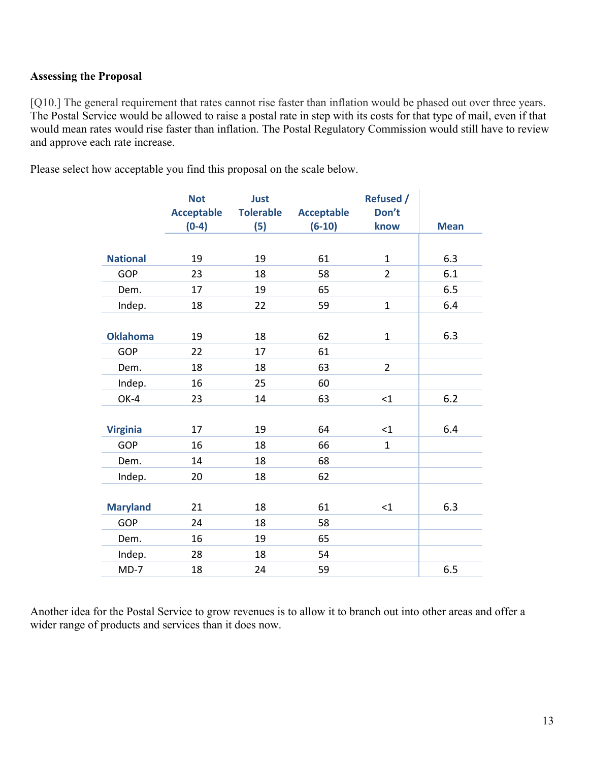**Assessing the Proposal**

[Q10.] The general requirement that rates cannot rise faster than inflation would be phased out over three years. The Postal Service would be allowed to raise a postal rate in step with its costs for that type of mail, even if that would mean rates would rise faster than inflation. The Postal Regulatory Commission would still have to review and approve each rate increase.

Please select how acceptable you find this proposal on the scale below.

| | Not Acceptable (0-4) | Just Tolerable (5) | Acceptable (6-10) | Refused / Don't know | Mean |
|---|---|---|---|---|---|
| **National** | 19 | 19 | 61 | 1 | 6.3 |
| GOP | 23 | 18 | 58 | 2 | 6.1 |
| Dem. | 17 | 19 | 65 | | 6.5 |
| Indep. | 18 | 22 | 59 | 1 | 6.4 |
| **Oklahoma** | 19 | 18 | 62 | 1 | 6.3 |
| GOP | 22 | 17 | 61 | | |
| Dem. | 18 | 18 | 63 | 2 | |
| Indep. | 16 | 25 | 60 | | |
| OK-4 | 23 | 14 | 63 | <1 | 6.2 |
| **Virginia** | 17 | 19 | 64 | <1 | 6.4 |
| GOP | 16 | 18 | 66 | 1 | |
| Dem. | 14 | 18 | 68 | | |
| Indep. | 20 | 18 | 62 | | |
| **Maryland** | 21 | 18 | 61 | <1 | 6.3 |
| GOP | 24 | 18 | 58 | | |
| Dem. | 16 | 19 | 65 | | |
| Indep. | 28 | 18 | 54 | | |
| MD-7 | 18 | 24 | 59 | | 6.5 |

Another idea for the Postal Service to grow revenues is to allow it to branch out into other areas and offer a wider range of products and services than it does now.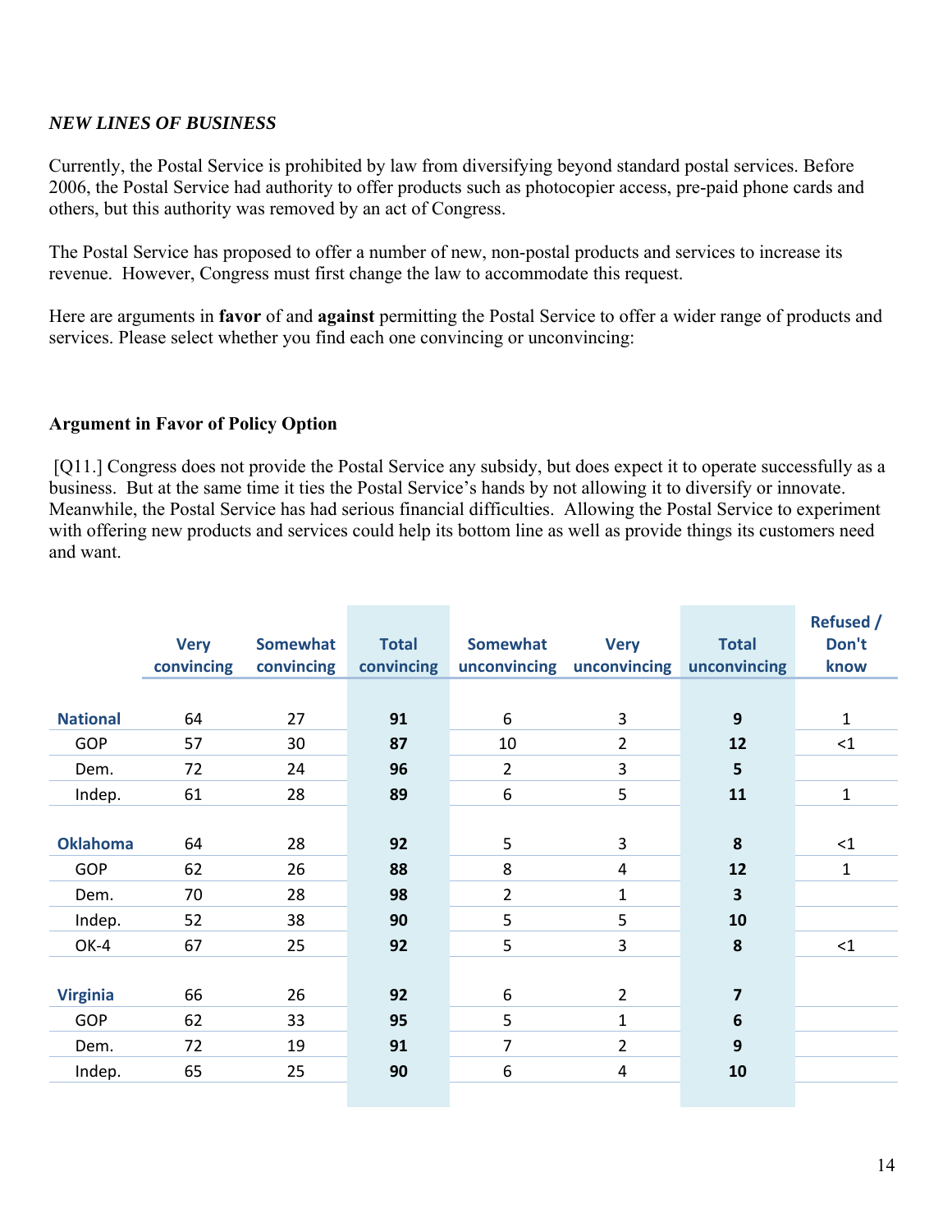***NEW LINES OF BUSINESS***

Currently, the Postal Service is prohibited by law from diversifying beyond standard postal services. Before 2006, the Postal Service had authority to offer products such as photocopier access, pre-paid phone cards and others, but this authority was removed by an act of Congress.

The Postal Service has proposed to offer a number of new, non-postal products and services to increase its revenue. However, Congress must first change the law to accommodate this request.

Here are arguments in **favor** of and **against** permitting the Postal Service to offer a wider range of products and services. Please select whether you find each one convincing or unconvincing:

**Argument in Favor of Policy Option**

[Q11.] Congress does not provide the Postal Service any subsidy, but does expect it to operate successfully as a business. But at the same time it ties the Postal Service's hands by not allowing it to diversify or innovate. Meanwhile, the Postal Service has had serious financial difficulties. Allowing the Postal Service to experiment with offering new products and services could help its bottom line as well as provide things its customers need and want.

| | Very convincing | Somewhat convincing | Total convincing | Somewhat unconvincing | Very unconvincing | Total unconvincing | Refused / Don't know |
|---|---|---|---|---|---|---|---|
| **National** | 64 | 27 | **91** | 6 | 3 | **9** | 1 |
| GOP | 57 | 30 | **87** | 10 | 2 | **12** | <1 |
| Dem. | 72 | 24 | **96** | 2 | 3 | **5** | |
| Indep. | 61 | 28 | **89** | 6 | 5 | **11** | 1 |
| **Oklahoma** | 64 | 28 | **92** | 5 | 3 | **8** | <1 |
| GOP | 62 | 26 | **88** | 8 | 4 | **12** | 1 |
| Dem. | 70 | 28 | **98** | 2 | 1 | **3** | |
| Indep. | 52 | 38 | **90** | 5 | 5 | **10** | |
| OK-4 | 67 | 25 | **92** | 5 | 3 | **8** | <1 |
| **Virginia** | 66 | 26 | **92** | 6 | 2 | **7** | |
| GOP | 62 | 33 | **95** | 5 | 1 | **6** | |
| Dem. | 72 | 19 | **91** | 7 | 2 | **9** | |
| Indep. | 65 | 25 | **90** | 6 | 4 | **10** | |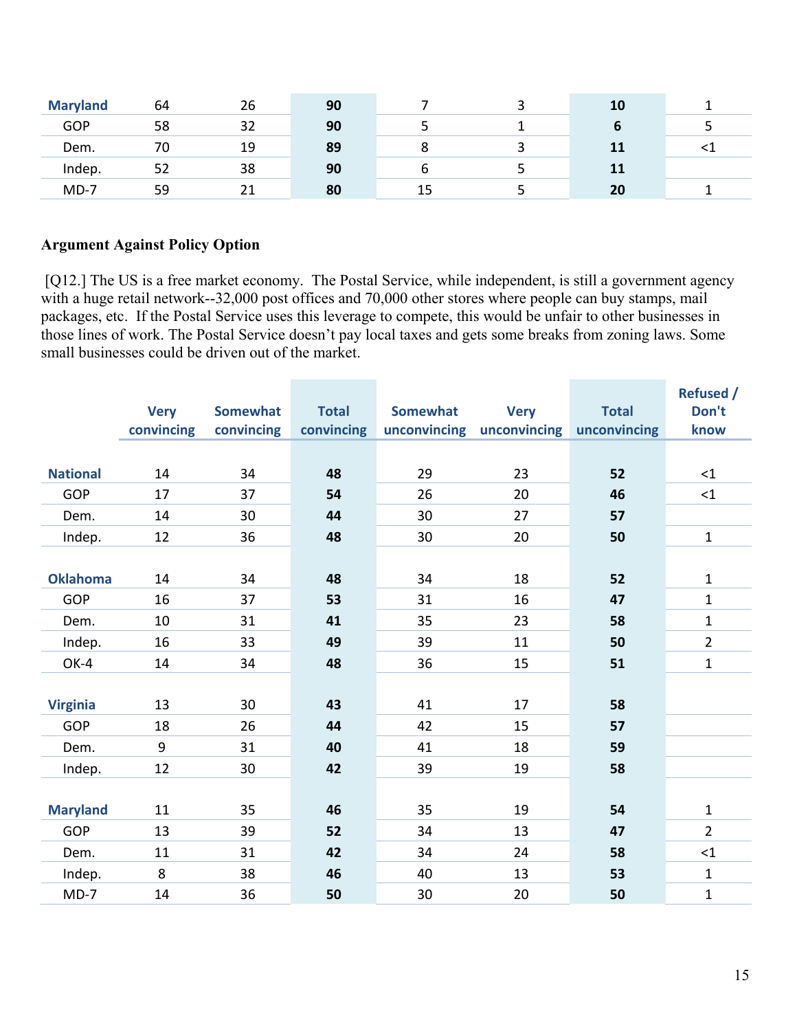| | | | | | | | |
|---|---|---|---|---|---|---|---|
| **Maryland** | 64 | 26 | **90** | 7 | 3 | **10** | 1 |
| GOP | 58 | 32 | **90** | 5 | 1 | **6** | 5 |
| Dem. | 70 | 19 | **89** | 8 | 3 | **11** | <1 |
| Indep. | 52 | 38 | **90** | 6 | 5 | **11** | |
| MD-7 | 59 | 21 | **80** | 15 | 5 | **20** | 1 |

**Argument Against Policy Option**

[Q12.] The US is a free market economy. The Postal Service, while independent, is still a government agency with a huge retail network--32,000 post offices and 70,000 other stores where people can buy stamps, mail packages, etc. If the Postal Service uses this leverage to compete, this would be unfair to other businesses in those lines of work. The Postal Service doesn't pay local taxes and gets some breaks from zoning laws. Some small businesses could be driven out of the market.

| | Very convincing | Somewhat convincing | Total convincing | Somewhat unconvincing | Very unconvincing | Total unconvincing | Refused / Don't know |
|---|---|---|---|---|---|---|---|
| **National** | 14 | 34 | **48** | 29 | 23 | **52** | <1 |
| GOP | 17 | 37 | **54** | 26 | 20 | **46** | <1 |
| Dem. | 14 | 30 | **44** | 30 | 27 | **57** | |
| Indep. | 12 | 36 | **48** | 30 | 20 | **50** | 1 |
| **Oklahoma** | 14 | 34 | **48** | 34 | 18 | **52** | 1 |
| GOP | 16 | 37 | **53** | 31 | 16 | **47** | 1 |
| Dem. | 10 | 31 | **41** | 35 | 23 | **58** | 1 |
| Indep. | 16 | 33 | **49** | 39 | 11 | **50** | 2 |
| OK-4 | 14 | 34 | **48** | 36 | 15 | **51** | 1 |
| **Virginia** | 13 | 30 | **43** | 41 | 17 | **58** | |
| GOP | 18 | 26 | **44** | 42 | 15 | **57** | |
| Dem. | 9 | 31 | **40** | 41 | 18 | **59** | |
| Indep. | 12 | 30 | **42** | 39 | 19 | **58** | |
| **Maryland** | 11 | 35 | **46** | 35 | 19 | **54** | 1 |
| GOP | 13 | 39 | **52** | 34 | 13 | **47** | 2 |
| Dem. | 11 | 31 | **42** | 34 | 24 | **58** | <1 |
| Indep. | 8 | 38 | **46** | 40 | 13 | **53** | 1 |
| MD-7 | 14 | 36 | **50** | 30 | 20 | **50** | 1 |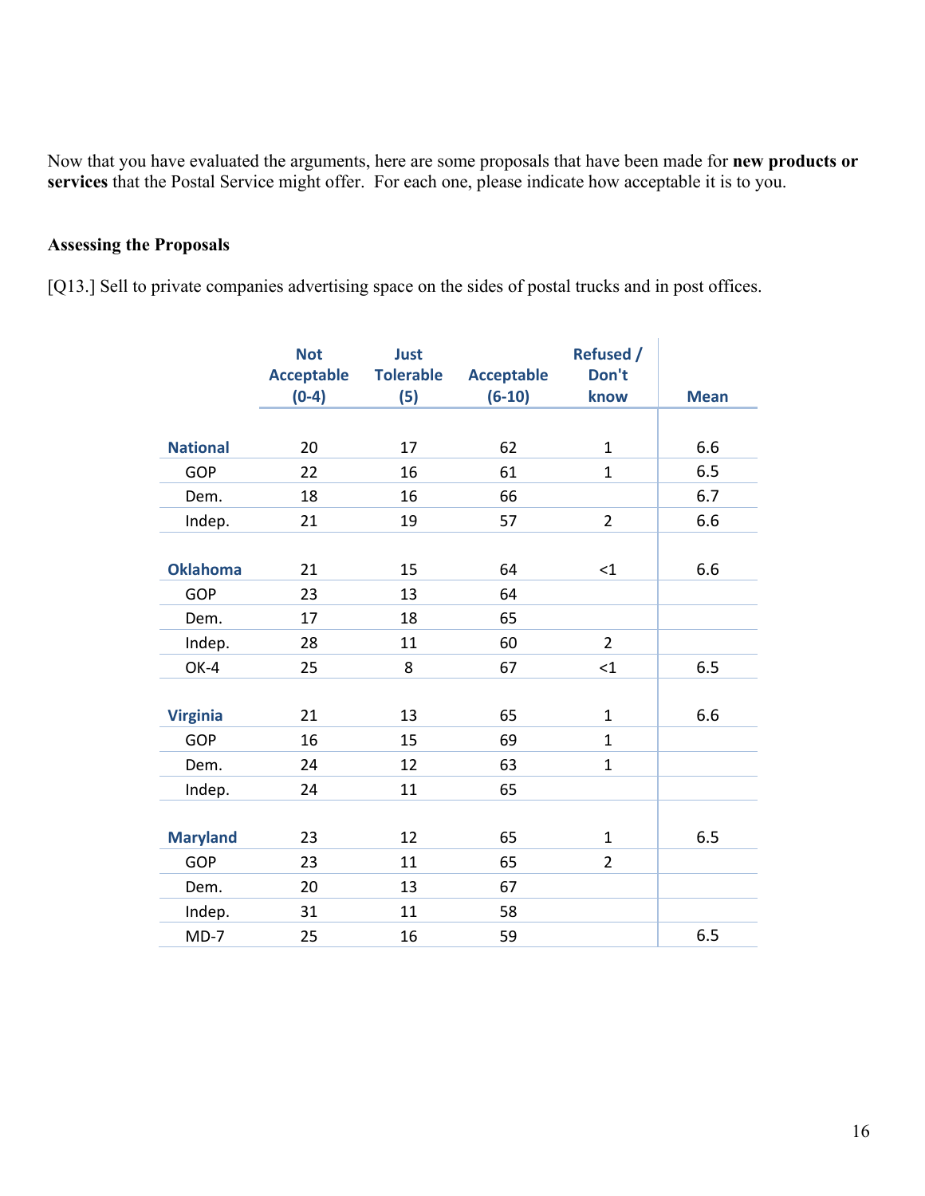Now that you have evaluated the arguments, here are some proposals that have been made for **new products or services** that the Postal Service might offer. For each one, please indicate how acceptable it is to you.

**Assessing the Proposals**

[Q13.] Sell to private companies advertising space on the sides of postal trucks and in post offices.

| | Not Acceptable (0-4) | Just Tolerable (5) | Acceptable (6-10) | Refused / Don't know | Mean |
|---|---|---|---|---|---|
| **National** | 20 | 17 | 62 | 1 | 6.6 |
| GOP | 22 | 16 | 61 | 1 | 6.5 |
| Dem. | 18 | 16 | 66 | | 6.7 |
| Indep. | 21 | 19 | 57 | 2 | 6.6 |
| **Oklahoma** | 21 | 15 | 64 | <1 | 6.6 |
| GOP | 23 | 13 | 64 | | |
| Dem. | 17 | 18 | 65 | | |
| Indep. | 28 | 11 | 60 | 2 | |
| OK-4 | 25 | 8 | 67 | <1 | 6.5 |
| **Virginia** | 21 | 13 | 65 | 1 | 6.6 |
| GOP | 16 | 15 | 69 | 1 | |
| Dem. | 24 | 12 | 63 | 1 | |
| Indep. | 24 | 11 | 65 | | |
| **Maryland** | 23 | 12 | 65 | 1 | 6.5 |
| GOP | 23 | 11 | 65 | 2 | |
| Dem. | 20 | 13 | 67 | | |
| Indep. | 31 | 11 | 58 | | |
| MD-7 | 25 | 16 | 59 | | 6.5 |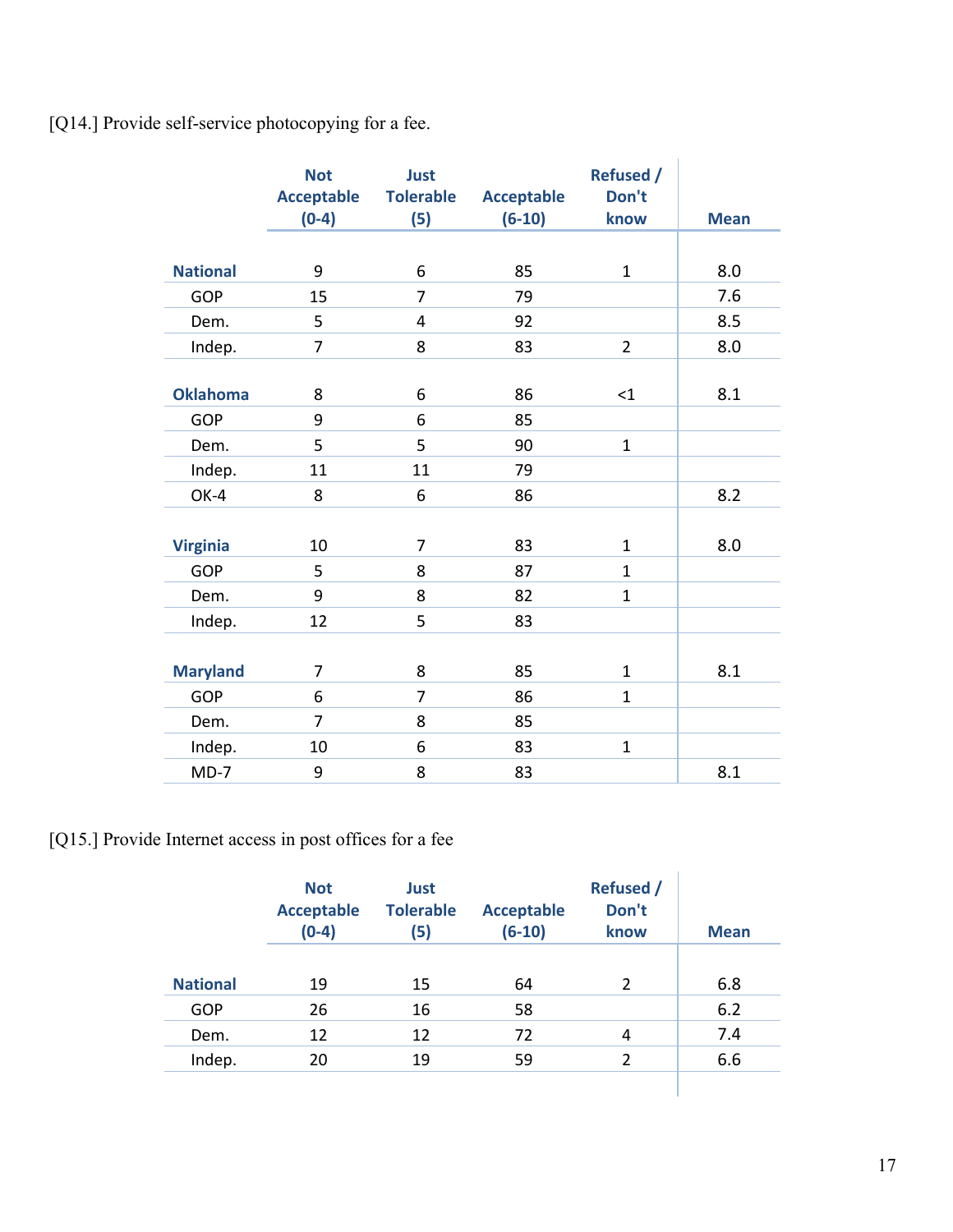[Q14.] Provide self-service photocopying for a fee.

| | Not Acceptable (0-4) | Just Tolerable (5) | Acceptable (6-10) | Refused / Don't know | Mean |
|---|---|---|---|---|---|
| **National** | 9 | 6 | 85 | 1 | 8.0 |
| GOP | 15 | 7 | 79 | | 7.6 |
| Dem. | 5 | 4 | 92 | | 8.5 |
| Indep. | 7 | 8 | 83 | 2 | 8.0 |
| **Oklahoma** | 8 | 6 | 86 | <1 | 8.1 |
| GOP | 9 | 6 | 85 | | |
| Dem. | 5 | 5 | 90 | 1 | |
| Indep. | 11 | 11 | 79 | | |
| OK-4 | 8 | 6 | 86 | | 8.2 |
| **Virginia** | 10 | 7 | 83 | 1 | 8.0 |
| GOP | 5 | 8 | 87 | 1 | |
| Dem. | 9 | 8 | 82 | 1 | |
| Indep. | 12 | 5 | 83 | | |
| **Maryland** | 7 | 8 | 85 | 1 | 8.1 |
| GOP | 6 | 7 | 86 | 1 | |
| Dem. | 7 | 8 | 85 | | |
| Indep. | 10 | 6 | 83 | 1 | |
| MD-7 | 9 | 8 | 83 | | 8.1 |

[Q15.] Provide Internet access in post offices for a fee

| | Not Acceptable (0-4) | Just Tolerable (5) | Acceptable (6-10) | Refused / Don't know | Mean |
|---|---|---|---|---|---|
| **National** | 19 | 15 | 64 | 2 | 6.8 |
| GOP | 26 | 16 | 58 | | 6.2 |
| Dem. | 12 | 12 | 72 | 4 | 7.4 |
| Indep. | 20 | 19 | 59 | 2 | 6.6 |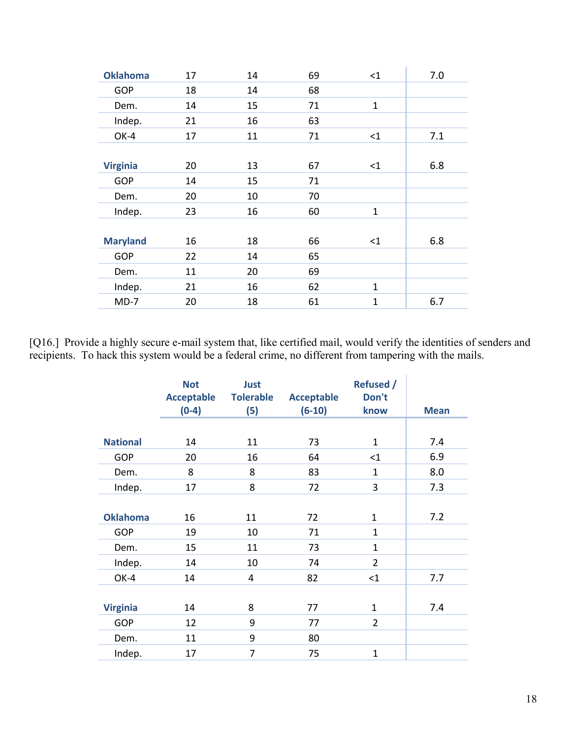| | Not Acceptable (0-4) | Just Tolerable (5) | Acceptable (6-10) | Refused / Don't know | Mean |
|---|---|---|---|---|---|
| **Oklahoma** | 17 | 14 | 69 | <1 | 7.0 |
| GOP | 18 | 14 | 68 | | |
| Dem. | 14 | 15 | 71 | 1 | |
| Indep. | 21 | 16 | 63 | | |
| OK-4 | 17 | 11 | 71 | <1 | 7.1 |
| **Virginia** | 20 | 13 | 67 | <1 | 6.8 |
| GOP | 14 | 15 | 71 | | |
| Dem. | 20 | 10 | 70 | | |
| Indep. | 23 | 16 | 60 | 1 | |
| **Maryland** | 16 | 18 | 66 | <1 | 6.8 |
| GOP | 22 | 14 | 65 | | |
| Dem. | 11 | 20 | 69 | | |
| Indep. | 21 | 16 | 62 | 1 | |
| MD-7 | 20 | 18 | 61 | 1 | 6.7 |

[Q16.] Provide a highly secure e-mail system that, like certified mail, would verify the identities of senders and recipients. To hack this system would be a federal crime, no different from tampering with the mails.

| | Not Acceptable (0-4) | Just Tolerable (5) | Acceptable (6-10) | Refused / Don't know | Mean |
|---|---|---|---|---|---|
| **National** | 14 | 11 | 73 | 1 | 7.4 |
| GOP | 20 | 16 | 64 | <1 | 6.9 |
| Dem. | 8 | 8 | 83 | 1 | 8.0 |
| Indep. | 17 | 8 | 72 | 3 | 7.3 |
| **Oklahoma** | 16 | 11 | 72 | 1 | 7.2 |
| GOP | 19 | 10 | 71 | 1 | |
| Dem. | 15 | 11 | 73 | 1 | |
| Indep. | 14 | 10 | 74 | 2 | |
| OK-4 | 14 | 4 | 82 | <1 | 7.7 |
| **Virginia** | 14 | 8 | 77 | 1 | 7.4 |
| GOP | 12 | 9 | 77 | 2 | |
| Dem. | 11 | 9 | 80 | | |
| Indep. | 17 | 7 | 75 | 1 | |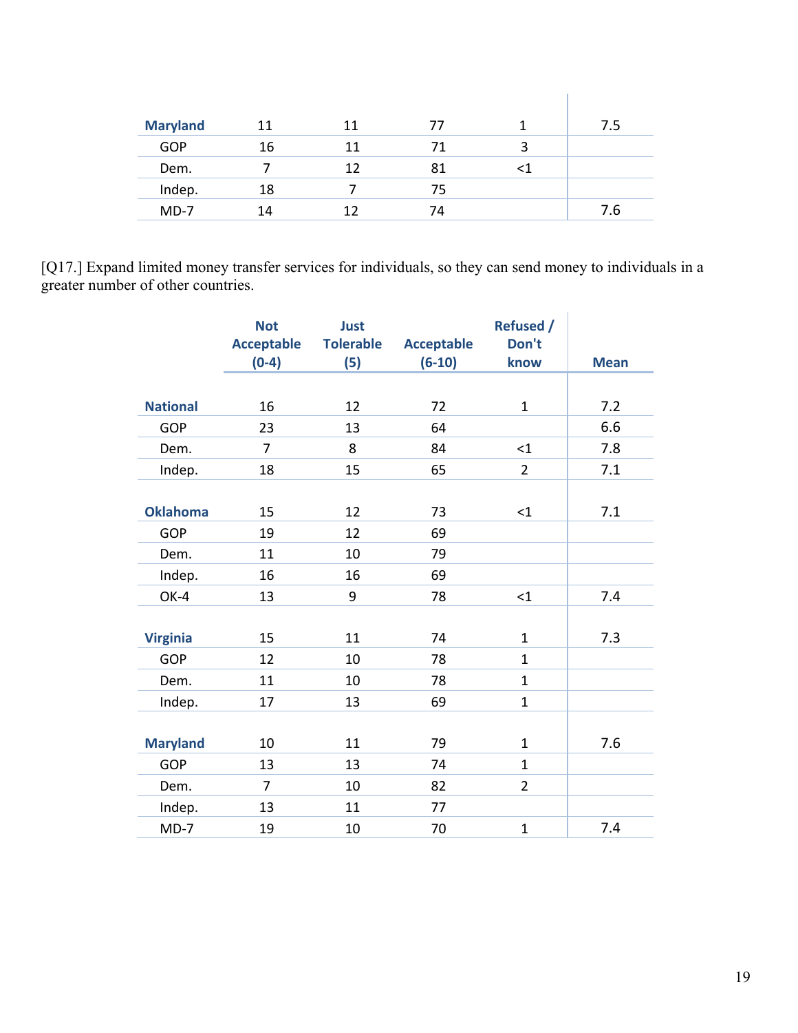| | | | | | |
|---|---|---|---|---|---|
| **Maryland** | 11 | 11 | 77 | 1 | 7.5 |
| GOP | 16 | 11 | 71 | 3 | |
| Dem. | 7 | 12 | 81 | <1 | |
| Indep. | 18 | 7 | 75 | | |
| MD-7 | 14 | 12 | 74 | | 7.6 |

[Q17.] Expand limited money transfer services for individuals, so they can send money to individuals in a greater number of other countries.

| | Not Acceptable (0-4) | Just Tolerable (5) | Acceptable (6-10) | Refused / Don't know | Mean |
|---|---|---|---|---|---|
| **National** | 16 | 12 | 72 | 1 | 7.2 |
| GOP | 23 | 13 | 64 | | 6.6 |
| Dem. | 7 | 8 | 84 | <1 | 7.8 |
| Indep. | 18 | 15 | 65 | 2 | 7.1 |
| **Oklahoma** | 15 | 12 | 73 | <1 | 7.1 |
| GOP | 19 | 12 | 69 | | |
| Dem. | 11 | 10 | 79 | | |
| Indep. | 16 | 16 | 69 | | |
| OK-4 | 13 | 9 | 78 | <1 | 7.4 |
| **Virginia** | 15 | 11 | 74 | 1 | 7.3 |
| GOP | 12 | 10 | 78 | 1 | |
| Dem. | 11 | 10 | 78 | 1 | |
| Indep. | 17 | 13 | 69 | 1 | |
| **Maryland** | 10 | 11 | 79 | 1 | 7.6 |
| GOP | 13 | 13 | 74 | 1 | |
| Dem. | 7 | 10 | 82 | 2 | |
| Indep. | 13 | 11 | 77 | | |
| MD-7 | 19 | 10 | 70 | 1 | 7.4 |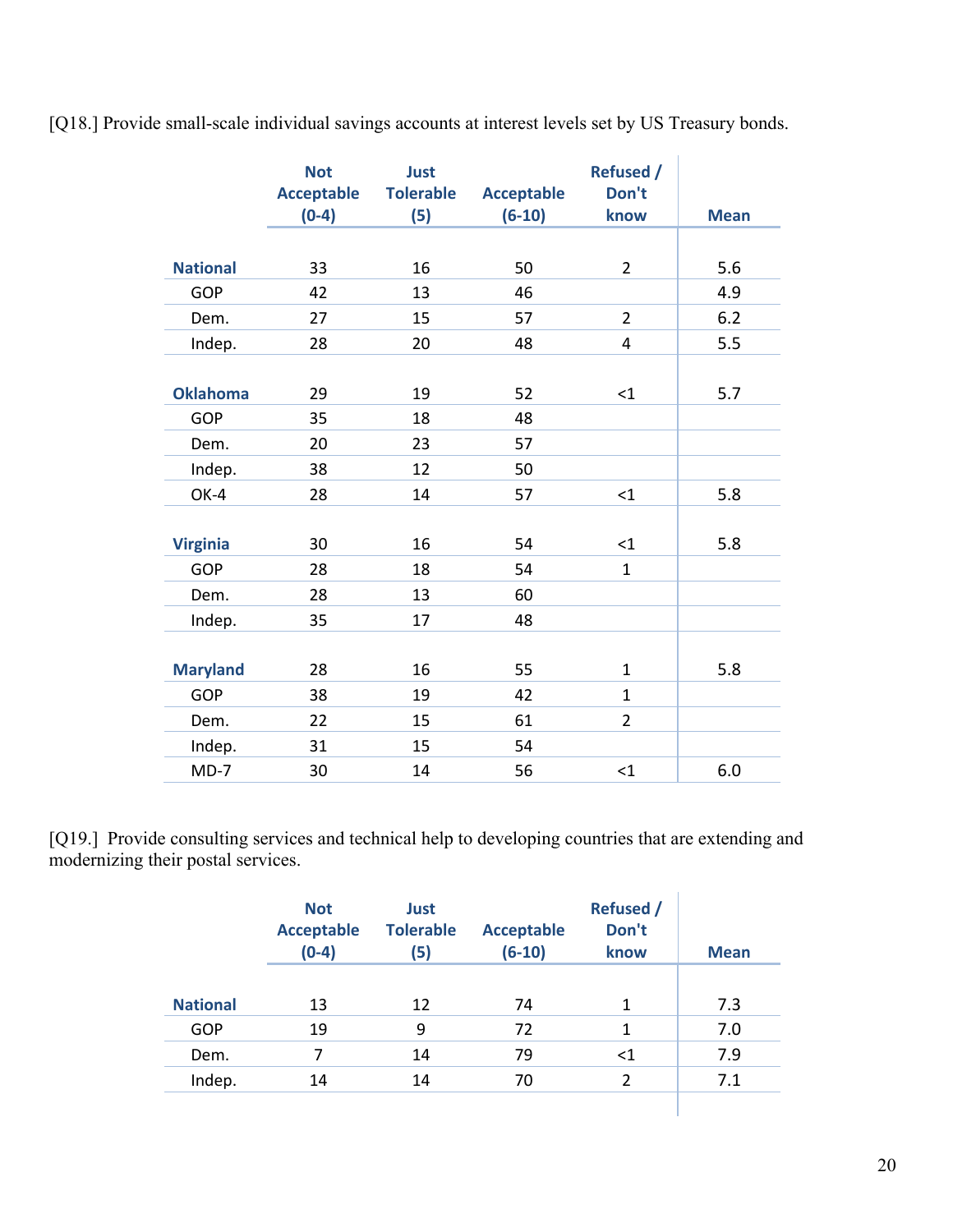[Q18.] Provide small-scale individual savings accounts at interest levels set by US Treasury bonds.

| | Not Acceptable (0-4) | Just Tolerable (5) | Acceptable (6-10) | Refused / Don't know | Mean |
|---|---|---|---|---|---|
| **National** | 33 | 16 | 50 | 2 | 5.6 |
| GOP | 42 | 13 | 46 | | 4.9 |
| Dem. | 27 | 15 | 57 | 2 | 6.2 |
| Indep. | 28 | 20 | 48 | 4 | 5.5 |
| **Oklahoma** | 29 | 19 | 52 | <1 | 5.7 |
| GOP | 35 | 18 | 48 | | |
| Dem. | 20 | 23 | 57 | | |
| Indep. | 38 | 12 | 50 | | |
| OK-4 | 28 | 14 | 57 | <1 | 5.8 |
| **Virginia** | 30 | 16 | 54 | <1 | 5.8 |
| GOP | 28 | 18 | 54 | 1 | |
| Dem. | 28 | 13 | 60 | | |
| Indep. | 35 | 17 | 48 | | |
| **Maryland** | 28 | 16 | 55 | 1 | 5.8 |
| GOP | 38 | 19 | 42 | 1 | |
| Dem. | 22 | 15 | 61 | 2 | |
| Indep. | 31 | 15 | 54 | | |
| MD-7 | 30 | 14 | 56 | <1 | 6.0 |

[Q19.] Provide consulting services and technical help to developing countries that are extending and modernizing their postal services.

| | Not Acceptable (0-4) | Just Tolerable (5) | Acceptable (6-10) | Refused / Don't know | Mean |
|---|---|---|---|---|---|
| **National** | 13 | 12 | 74 | 1 | 7.3 |
| GOP | 19 | 9 | 72 | 1 | 7.0 |
| Dem. | 7 | 14 | 79 | <1 | 7.9 |
| Indep. | 14 | 14 | 70 | 2 | 7.1 |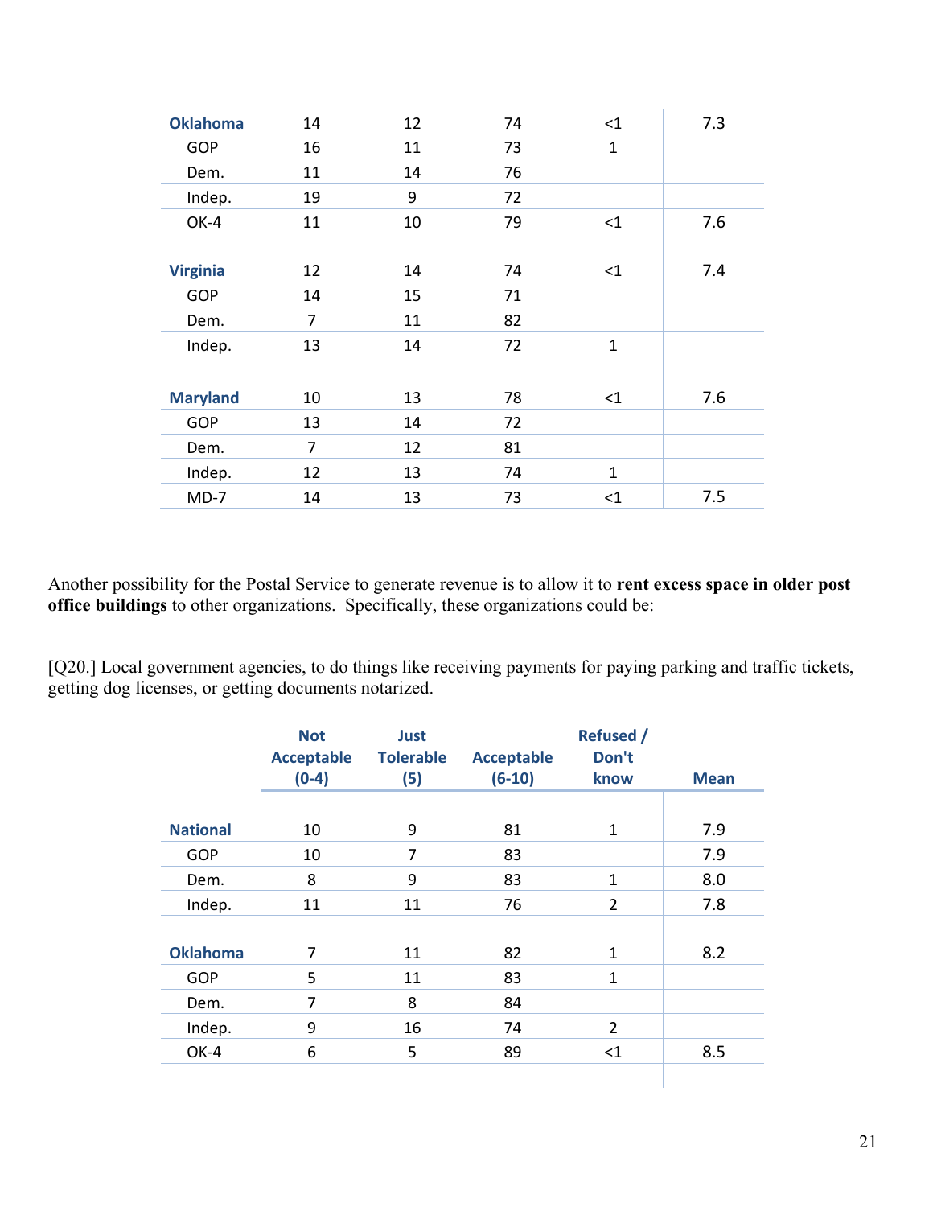| | | | | | |
|---|---|---|---|---|---|
| **Oklahoma** | 14 | 12 | 74 | <1 | 7.3 |
| GOP | 16 | 11 | 73 | 1 | |
| Dem. | 11 | 14 | 76 | | |
| Indep. | 19 | 9 | 72 | | |
| OK-4 | 11 | 10 | 79 | <1 | 7.6 |
| | | | | | |
| **Virginia** | 12 | 14 | 74 | <1 | 7.4 |
| GOP | 14 | 15 | 71 | | |
| Dem. | 7 | 11 | 82 | | |
| Indep. | 13 | 14 | 72 | 1 | |
| | | | | | |
| **Maryland** | 10 | 13 | 78 | <1 | 7.6 |
| GOP | 13 | 14 | 72 | | |
| Dem. | 7 | 12 | 81 | | |
| Indep. | 12 | 13 | 74 | 1 | |
| MD-7 | 14 | 13 | 73 | <1 | 7.5 |

Another possibility for the Postal Service to generate revenue is to allow it to **rent excess space in older post office buildings** to other organizations. Specifically, these organizations could be:

[Q20.] Local government agencies, to do things like receiving payments for paying parking and traffic tickets, getting dog licenses, or getting documents notarized.

| | Not Acceptable (0-4) | Just Tolerable (5) | Acceptable (6-10) | Refused / Don't know | Mean |
|---|---|---|---|---|---|
| **National** | 10 | 9 | 81 | 1 | 7.9 |
| GOP | 10 | 7 | 83 | | 7.9 |
| Dem. | 8 | 9 | 83 | 1 | 8.0 |
| Indep. | 11 | 11 | 76 | 2 | 7.8 |
| | | | | | |
| **Oklahoma** | 7 | 11 | 82 | 1 | 8.2 |
| GOP | 5 | 11 | 83 | 1 | |
| Dem. | 7 | 8 | 84 | | |
| Indep. | 9 | 16 | 74 | 2 | |
| OK-4 | 6 | 5 | 89 | <1 | 8.5 |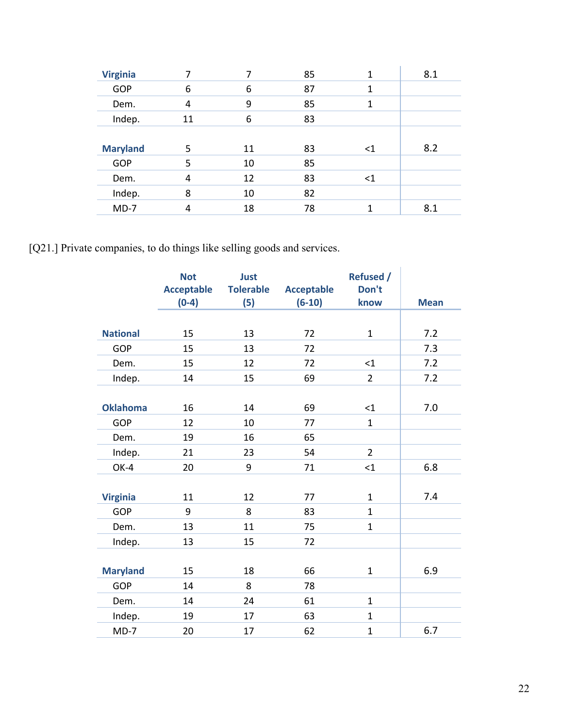| | Not Acceptable (0-4) | Just Tolerable (5) | Acceptable (6-10) | Refused / Don't know | Mean |
|---|---|---|---|---|---|
| **Virginia** | 7 | 7 | 85 | 1 | 8.1 |
| GOP | 6 | 6 | 87 | 1 | |
| Dem. | 4 | 9 | 85 | 1 | |
| Indep. | 11 | 6 | 83 | | |
| | | | | | |
| **Maryland** | 5 | 11 | 83 | <1 | 8.2 |
| GOP | 5 | 10 | 85 | | |
| Dem. | 4 | 12 | 83 | <1 | |
| Indep. | 8 | 10 | 82 | | |
| MD-7 | 4 | 18 | 78 | 1 | 8.1 |

[Q21.] Private companies, to do things like selling goods and services.

| | Not Acceptable (0-4) | Just Tolerable (5) | Acceptable (6-10) | Refused / Don't know | Mean |
|---|---|---|---|---|---|
| **National** | 15 | 13 | 72 | 1 | 7.2 |
| GOP | 15 | 13 | 72 | | 7.3 |
| Dem. | 15 | 12 | 72 | <1 | 7.2 |
| Indep. | 14 | 15 | 69 | 2 | 7.2 |
| | | | | | |
| **Oklahoma** | 16 | 14 | 69 | <1 | 7.0 |
| GOP | 12 | 10 | 77 | 1 | |
| Dem. | 19 | 16 | 65 | | |
| Indep. | 21 | 23 | 54 | 2 | |
| OK-4 | 20 | 9 | 71 | <1 | 6.8 |
| | | | | | |
| **Virginia** | 11 | 12 | 77 | 1 | 7.4 |
| GOP | 9 | 8 | 83 | 1 | |
| Dem. | 13 | 11 | 75 | 1 | |
| Indep. | 13 | 15 | 72 | | |
| | | | | | |
| **Maryland** | 15 | 18 | 66 | 1 | 6.9 |
| GOP | 14 | 8 | 78 | | |
| Dem. | 14 | 24 | 61 | 1 | |
| Indep. | 19 | 17 | 63 | 1 | |
| MD-7 | 20 | 17 | 62 | 1 | 6.7 |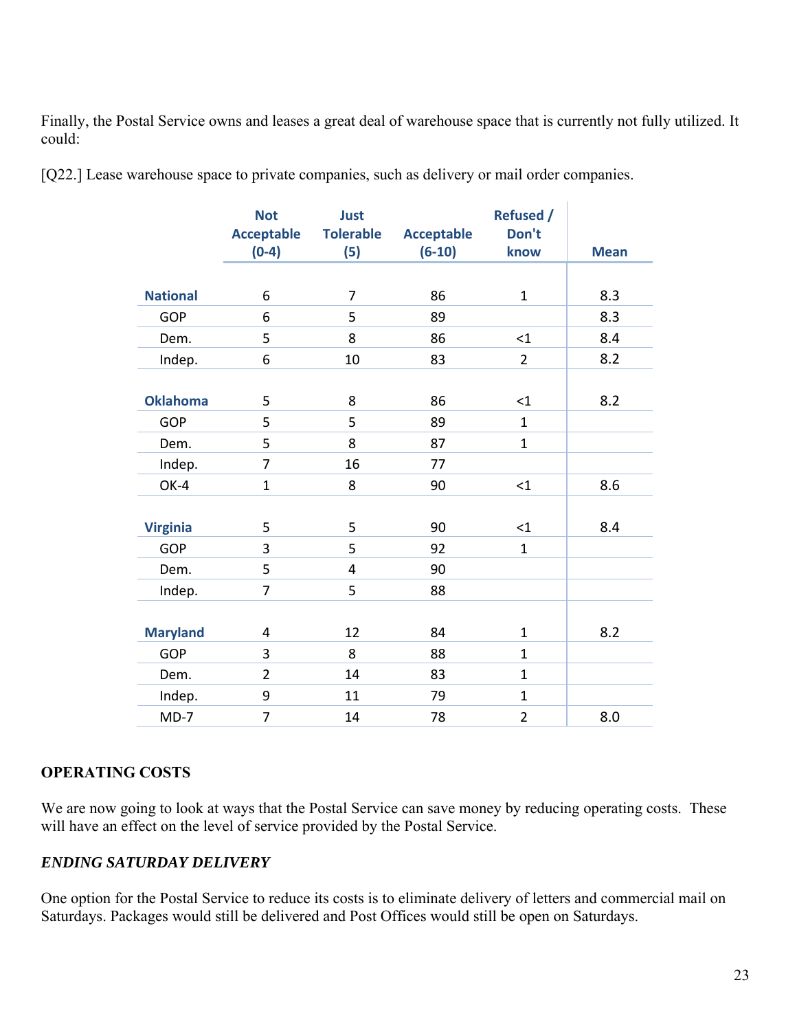Finally, the Postal Service owns and leases a great deal of warehouse space that is currently not fully utilized. It could:

[Q22.] Lease warehouse space to private companies, such as delivery or mail order companies.

| | Not Acceptable (0-4) | Just Tolerable (5) | Acceptable (6-10) | Refused / Don't know | Mean |
|---|---|---|---|---|---|
| **National** | 6 | 7 | 86 | 1 | 8.3 |
| GOP | 6 | 5 | 89 | | 8.3 |
| Dem. | 5 | 8 | 86 | <1 | 8.4 |
| Indep. | 6 | 10 | 83 | 2 | 8.2 |
| **Oklahoma** | 5 | 8 | 86 | <1 | 8.2 |
| GOP | 5 | 5 | 89 | 1 | |
| Dem. | 5 | 8 | 87 | 1 | |
| Indep. | 7 | 16 | 77 | | |
| OK-4 | 1 | 8 | 90 | <1 | 8.6 |
| **Virginia** | 5 | 5 | 90 | <1 | 8.4 |
| GOP | 3 | 5 | 92 | 1 | |
| Dem. | 5 | 4 | 90 | | |
| Indep. | 7 | 5 | 88 | | |
| **Maryland** | 4 | 12 | 84 | 1 | 8.2 |
| GOP | 3 | 8 | 88 | 1 | |
| Dem. | 2 | 14 | 83 | 1 | |
| Indep. | 9 | 11 | 79 | 1 | |
| MD-7 | 7 | 14 | 78 | 2 | 8.0 |

## OPERATING COSTS

We are now going to look at ways that the Postal Service can save money by reducing operating costs. These will have an effect on the level of service provided by the Postal Service.

### *ENDING SATURDAY DELIVERY*

One option for the Postal Service to reduce its costs is to eliminate delivery of letters and commercial mail on Saturdays. Packages would still be delivered and Post Offices would still be open on Saturdays.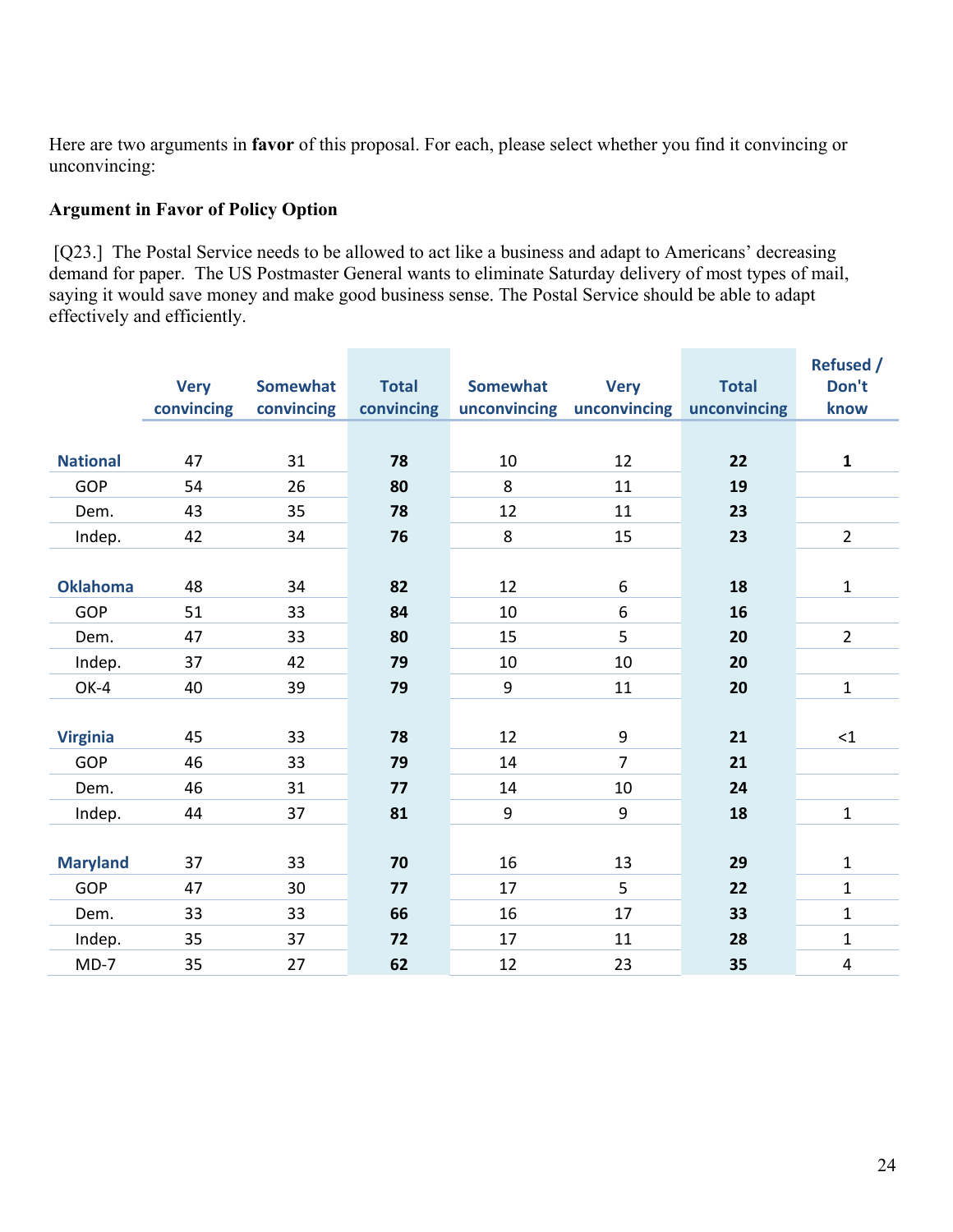Here are two arguments in **favor** of this proposal. For each, please select whether you find it convincing or unconvincing:

**Argument in Favor of Policy Option**

[Q23.] The Postal Service needs to be allowed to act like a business and adapt to Americans' decreasing demand for paper. The US Postmaster General wants to eliminate Saturday delivery of most types of mail, saying it would save money and make good business sense. The Postal Service should be able to adapt effectively and efficiently.

| | Very convincing | Somewhat convincing | Total convincing | Somewhat unconvincing | Very unconvincing | Total unconvincing | Refused / Don't know |
|---|---|---|---|---|---|---|---|
| **National** | 47 | 31 | **78** | 10 | 12 | **22** | **1** |
| GOP | 54 | 26 | **80** | 8 | 11 | **19** | |
| Dem. | 43 | 35 | **78** | 12 | 11 | **23** | |
| Indep. | 42 | 34 | **76** | 8 | 15 | **23** | 2 |
| **Oklahoma** | 48 | 34 | **82** | 12 | 6 | **18** | 1 |
| GOP | 51 | 33 | **84** | 10 | 6 | **16** | |
| Dem. | 47 | 33 | **80** | 15 | 5 | **20** | 2 |
| Indep. | 37 | 42 | **79** | 10 | 10 | **20** | |
| OK-4 | 40 | 39 | **79** | 9 | 11 | **20** | 1 |
| **Virginia** | 45 | 33 | **78** | 12 | 9 | **21** | <1 |
| GOP | 46 | 33 | **79** | 14 | 7 | **21** | |
| Dem. | 46 | 31 | **77** | 14 | 10 | **24** | |
| Indep. | 44 | 37 | **81** | 9 | 9 | **18** | 1 |
| **Maryland** | 37 | 33 | **70** | 16 | 13 | **29** | 1 |
| GOP | 47 | 30 | **77** | 17 | 5 | **22** | 1 |
| Dem. | 33 | 33 | **66** | 16 | 17 | **33** | 1 |
| Indep. | 35 | 37 | **72** | 17 | 11 | **28** | 1 |
| MD-7 | 35 | 27 | **62** | 12 | 23 | **35** | 4 |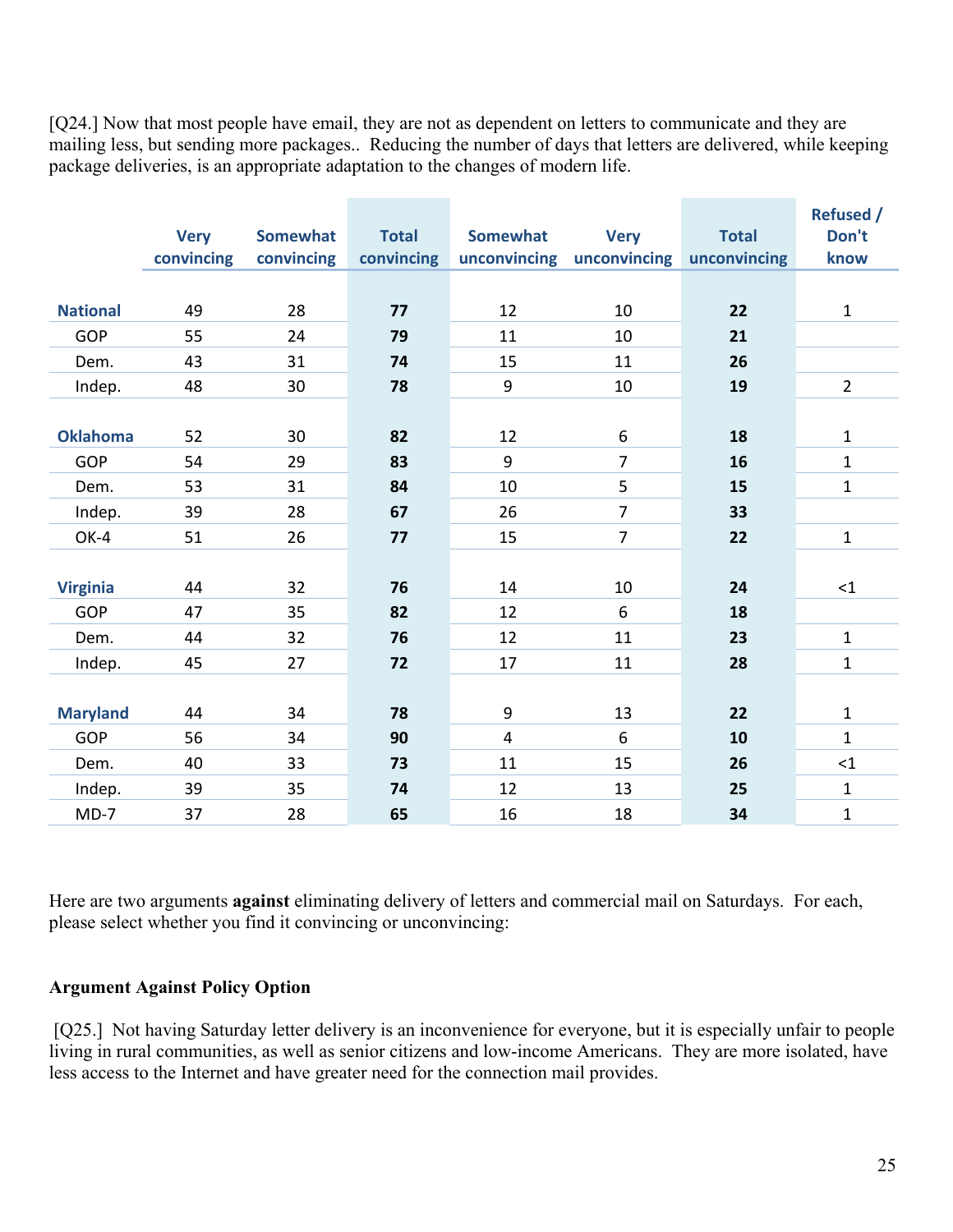[Q24.] Now that most people have email, they are not as dependent on letters to communicate and they are mailing less, but sending more packages.. Reducing the number of days that letters are delivered, while keeping package deliveries, is an appropriate adaptation to the changes of modern life.

| | Very convincing | Somewhat convincing | Total convincing | Somewhat unconvincing | Very unconvincing | Total unconvincing | Refused / Don't know |
|---|---|---|---|---|---|---|---|
| **National** | 49 | 28 | **77** | 12 | 10 | **22** | 1 |
| GOP | 55 | 24 | **79** | 11 | 10 | **21** | |
| Dem. | 43 | 31 | **74** | 15 | 11 | **26** | |
| Indep. | 48 | 30 | **78** | 9 | 10 | **19** | 2 |
| **Oklahoma** | 52 | 30 | **82** | 12 | 6 | **18** | 1 |
| GOP | 54 | 29 | **83** | 9 | 7 | **16** | 1 |
| Dem. | 53 | 31 | **84** | 10 | 5 | **15** | 1 |
| Indep. | 39 | 28 | **67** | 26 | 7 | **33** | |
| OK-4 | 51 | 26 | **77** | 15 | 7 | **22** | 1 |
| **Virginia** | 44 | 32 | **76** | 14 | 10 | **24** | <1 |
| GOP | 47 | 35 | **82** | 12 | 6 | **18** | |
| Dem. | 44 | 32 | **76** | 12 | 11 | **23** | 1 |
| Indep. | 45 | 27 | **72** | 17 | 11 | **28** | 1 |
| **Maryland** | 44 | 34 | **78** | 9 | 13 | **22** | 1 |
| GOP | 56 | 34 | **90** | 4 | 6 | **10** | 1 |
| Dem. | 40 | 33 | **73** | 11 | 15 | **26** | <1 |
| Indep. | 39 | 35 | **74** | 12 | 13 | **25** | 1 |
| MD-7 | 37 | 28 | **65** | 16 | 18 | **34** | 1 |

Here are two arguments **against** eliminating delivery of letters and commercial mail on Saturdays. For each, please select whether you find it convincing or unconvincing:

**Argument Against Policy Option**

[Q25.] Not having Saturday letter delivery is an inconvenience for everyone, but it is especially unfair to people living in rural communities, as well as senior citizens and low-income Americans. They are more isolated, have less access to the Internet and have greater need for the connection mail provides.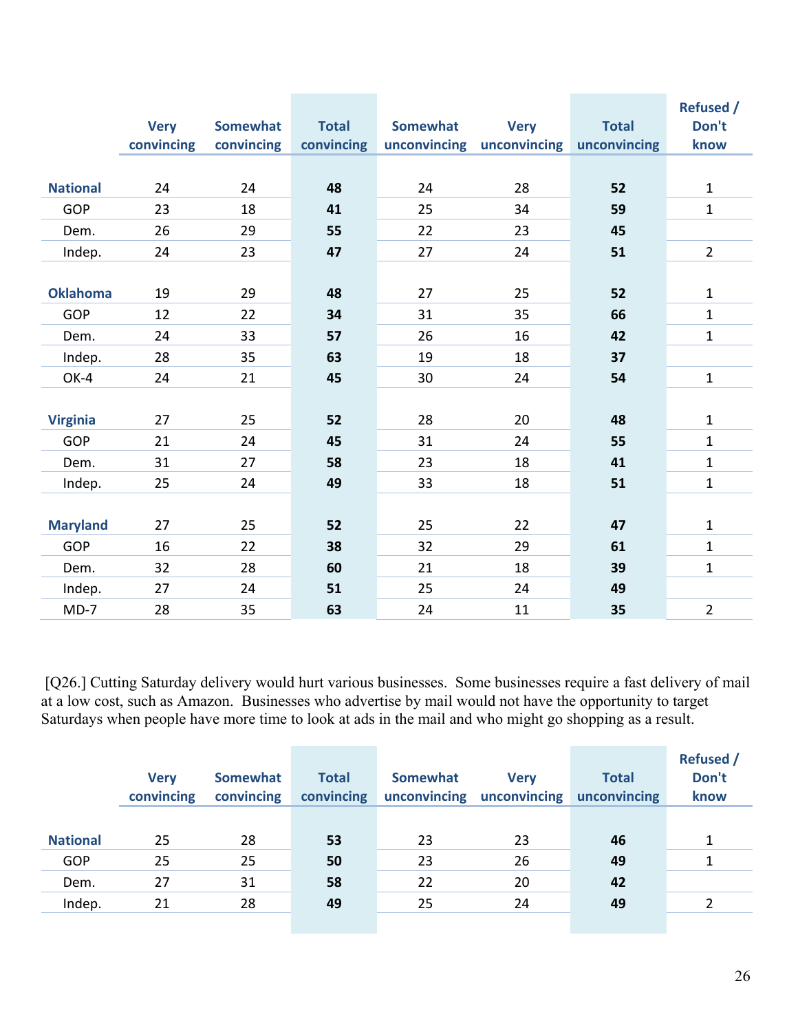| | Very convincing | Somewhat convincing | Total convincing | Somewhat unconvincing | Very unconvincing | Total unconvincing | Refused / Don't know |
|---|---|---|---|---|---|---|---|
| **National** | 24 | 24 | **48** | 24 | 28 | **52** | 1 |
| GOP | 23 | 18 | **41** | 25 | 34 | **59** | 1 |
| Dem. | 26 | 29 | **55** | 22 | 23 | **45** | |
| Indep. | 24 | 23 | **47** | 27 | 24 | **51** | 2 |
| **Oklahoma** | 19 | 29 | **48** | 27 | 25 | **52** | 1 |
| GOP | 12 | 22 | **34** | 31 | 35 | **66** | 1 |
| Dem. | 24 | 33 | **57** | 26 | 16 | **42** | 1 |
| Indep. | 28 | 35 | **63** | 19 | 18 | **37** | |
| OK-4 | 24 | 21 | **45** | 30 | 24 | **54** | 1 |
| **Virginia** | 27 | 25 | **52** | 28 | 20 | **48** | 1 |
| GOP | 21 | 24 | **45** | 31 | 24 | **55** | 1 |
| Dem. | 31 | 27 | **58** | 23 | 18 | **41** | 1 |
| Indep. | 25 | 24 | **49** | 33 | 18 | **51** | 1 |
| **Maryland** | 27 | 25 | **52** | 25 | 22 | **47** | 1 |
| GOP | 16 | 22 | **38** | 32 | 29 | **61** | 1 |
| Dem. | 32 | 28 | **60** | 21 | 18 | **39** | 1 |
| Indep. | 27 | 24 | **51** | 25 | 24 | **49** | |
| MD-7 | 28 | 35 | **63** | 24 | 11 | **35** | 2 |

[Q26.] Cutting Saturday delivery would hurt various businesses. Some businesses require a fast delivery of mail at a low cost, such as Amazon. Businesses who advertise by mail would not have the opportunity to target Saturdays when people have more time to look at ads in the mail and who might go shopping as a result.

| | Very convincing | Somewhat convincing | Total convincing | Somewhat unconvincing | Very unconvincing | Total unconvincing | Refused / Don't know |
|---|---|---|---|---|---|---|---|
| **National** | 25 | 28 | **53** | 23 | 23 | **46** | 1 |
| GOP | 25 | 25 | **50** | 23 | 26 | **49** | 1 |
| Dem. | 27 | 31 | **58** | 22 | 20 | **42** | |
| Indep. | 21 | 28 | **49** | 25 | 24 | **49** | 2 |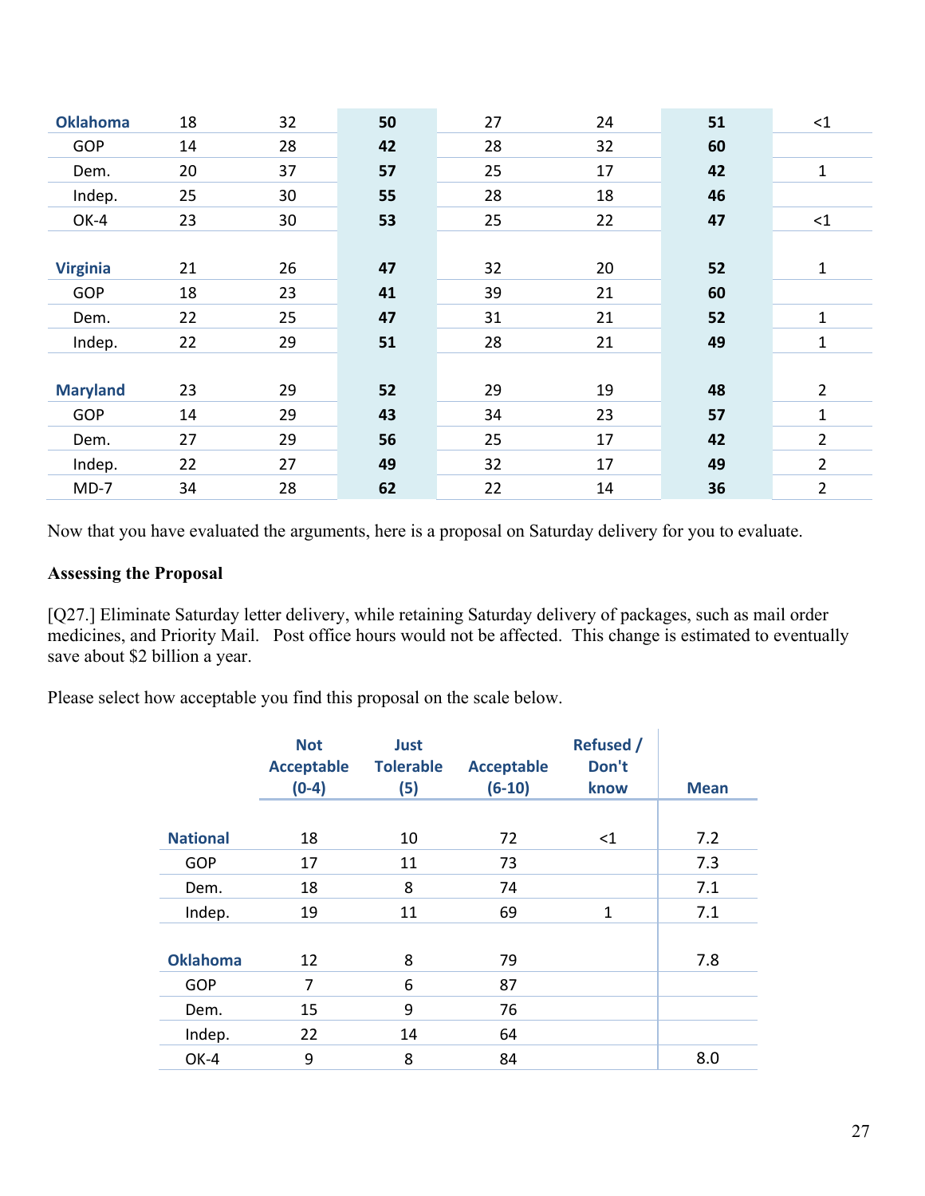| | | | | | | | |
|---|---|---|---|---|---|---|---|
| **Oklahoma** | 18 | 32 | **50** | 27 | 24 | **51** | <1 |
| GOP | 14 | 28 | **42** | 28 | 32 | **60** | |
| Dem. | 20 | 37 | **57** | 25 | 17 | **42** | 1 |
| Indep. | 25 | 30 | **55** | 28 | 18 | **46** | |
| OK-4 | 23 | 30 | **53** | 25 | 22 | **47** | <1 |
| | | | | | | | |
| **Virginia** | 21 | 26 | **47** | 32 | 20 | **52** | 1 |
| GOP | 18 | 23 | **41** | 39 | 21 | **60** | |
| Dem. | 22 | 25 | **47** | 31 | 21 | **52** | 1 |
| Indep. | 22 | 29 | **51** | 28 | 21 | **49** | 1 |
| | | | | | | | |
| **Maryland** | 23 | 29 | **52** | 29 | 19 | **48** | 2 |
| GOP | 14 | 29 | **43** | 34 | 23 | **57** | 1 |
| Dem. | 27 | 29 | **56** | 25 | 17 | **42** | 2 |
| Indep. | 22 | 27 | **49** | 32 | 17 | **49** | 2 |
| MD-7 | 34 | 28 | **62** | 22 | 14 | **36** | 2 |

Now that you have evaluated the arguments, here is a proposal on Saturday delivery for you to evaluate.

**Assessing the Proposal**

[Q27.] Eliminate Saturday letter delivery, while retaining Saturday delivery of packages, such as mail order medicines, and Priority Mail. Post office hours would not be affected. This change is estimated to eventually save about $2 billion a year.

Please select how acceptable you find this proposal on the scale below.

| | Not Acceptable (0-4) | Just Tolerable (5) | Acceptable (6-10) | Refused / Don't know | Mean |
|---|---|---|---|---|---|
| **National** | 18 | 10 | 72 | <1 | 7.2 |
| GOP | 17 | 11 | 73 | | 7.3 |
| Dem. | 18 | 8 | 74 | | 7.1 |
| Indep. | 19 | 11 | 69 | 1 | 7.1 |
| | | | | | |
| **Oklahoma** | 12 | 8 | 79 | | 7.8 |
| GOP | 7 | 6 | 87 | | |
| Dem. | 15 | 9 | 76 | | |
| Indep. | 22 | 14 | 64 | | |
| OK-4 | 9 | 8 | 84 | | 8.0 |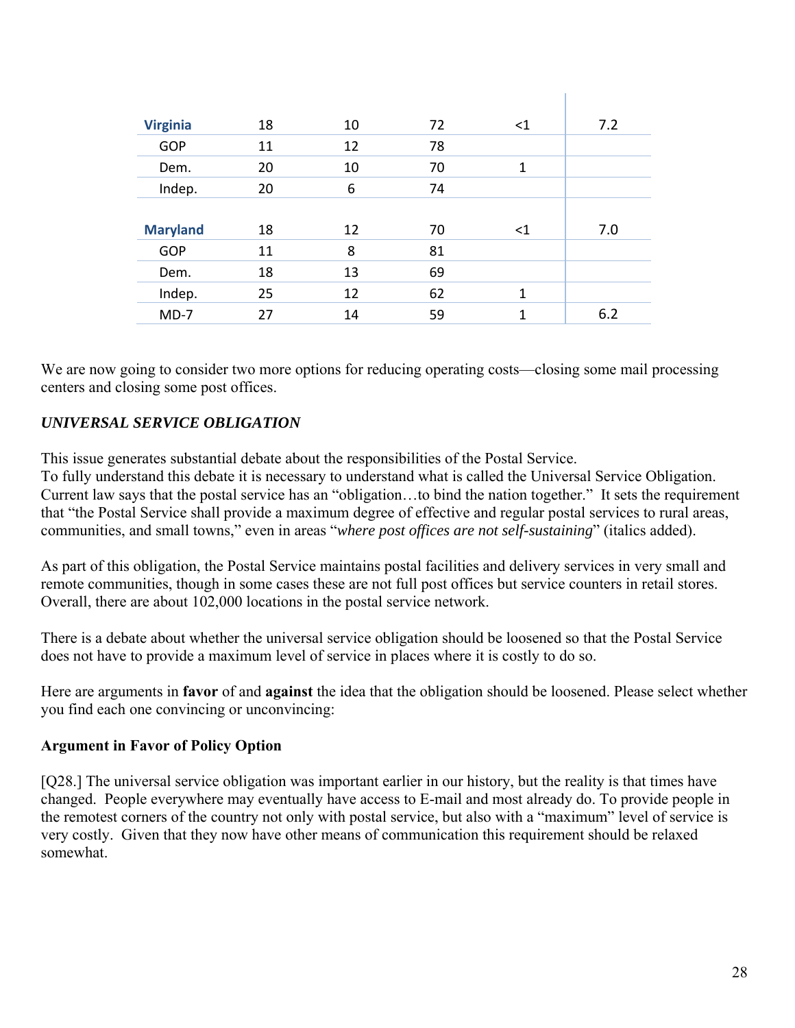| | | | | | |
|---|---|---|---|---|---|
| **Virginia** | 18 | 10 | 72 | <1 | 7.2 |
| GOP | 11 | 12 | 78 | | |
| Dem. | 20 | 10 | 70 | 1 | |
| Indep. | 20 | 6 | 74 | | |
| | | | | | |
| **Maryland** | 18 | 12 | 70 | <1 | 7.0 |
| GOP | 11 | 8 | 81 | | |
| Dem. | 18 | 13 | 69 | | |
| Indep. | 25 | 12 | 62 | 1 | |
| MD-7 | 27 | 14 | 59 | 1 | 6.2 |

We are now going to consider two more options for reducing operating costs—closing some mail processing centers and closing some post offices.

***UNIVERSAL SERVICE OBLIGATION***

This issue generates substantial debate about the responsibilities of the Postal Service.
To fully understand this debate it is necessary to understand what is called the Universal Service Obligation. Current law says that the postal service has an "obligation…to bind the nation together." It sets the requirement that "the Postal Service shall provide a maximum degree of effective and regular postal services to rural areas, communities, and small towns," even in areas "*where post offices are not self-sustaining*" (italics added).

As part of this obligation, the Postal Service maintains postal facilities and delivery services in very small and remote communities, though in some cases these are not full post offices but service counters in retail stores. Overall, there are about 102,000 locations in the postal service network.

There is a debate about whether the universal service obligation should be loosened so that the Postal Service does not have to provide a maximum level of service in places where it is costly to do so.

Here are arguments in **favor** of and **against** the idea that the obligation should be loosened. Please select whether you find each one convincing or unconvincing:

**Argument in Favor of Policy Option**

[Q28.] The universal service obligation was important earlier in our history, but the reality is that times have changed. People everywhere may eventually have access to E-mail and most already do. To provide people in the remotest corners of the country not only with postal service, but also with a "maximum" level of service is very costly. Given that they now have other means of communication this requirement should be relaxed somewhat.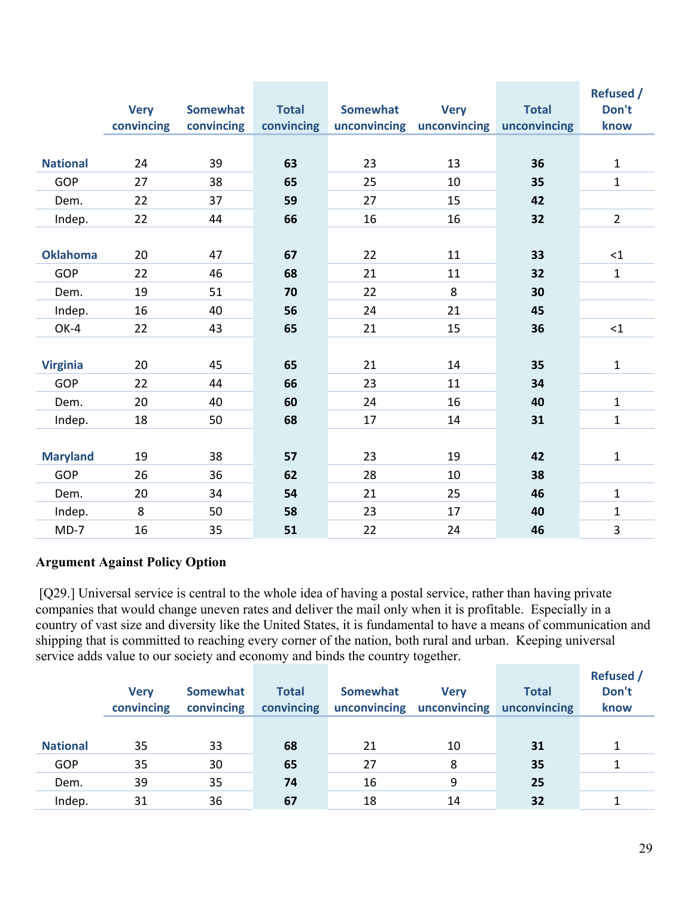| | Very convincing | Somewhat convincing | Total convincing | Somewhat unconvincing | Very unconvincing | Total unconvincing | Refused / Don't know |
|---|---|---|---|---|---|---|---|
| **National** | 24 | 39 | **63** | 23 | 13 | **36** | 1 |
| GOP | 27 | 38 | **65** | 25 | 10 | **35** | 1 |
| Dem. | 22 | 37 | **59** | 27 | 15 | **42** | |
| Indep. | 22 | 44 | **66** | 16 | 16 | **32** | 2 |
| **Oklahoma** | 20 | 47 | **67** | 22 | 11 | **33** | <1 |
| GOP | 22 | 46 | **68** | 21 | 11 | **32** | 1 |
| Dem. | 19 | 51 | **70** | 22 | 8 | **30** | |
| Indep. | 16 | 40 | **56** | 24 | 21 | **45** | |
| OK-4 | 22 | 43 | **65** | 21 | 15 | **36** | <1 |
| **Virginia** | 20 | 45 | **65** | 21 | 14 | **35** | 1 |
| GOP | 22 | 44 | **66** | 23 | 11 | **34** | |
| Dem. | 20 | 40 | **60** | 24 | 16 | **40** | 1 |
| Indep. | 18 | 50 | **68** | 17 | 14 | **31** | 1 |
| **Maryland** | 19 | 38 | **57** | 23 | 19 | **42** | 1 |
| GOP | 26 | 36 | **62** | 28 | 10 | **38** | |
| Dem. | 20 | 34 | **54** | 21 | 25 | **46** | 1 |
| Indep. | 8 | 50 | **58** | 23 | 17 | **40** | 1 |
| MD-7 | 16 | 35 | **51** | 22 | 24 | **46** | 3 |

**Argument Against Policy Option**

[Q29.] Universal service is central to the whole idea of having a postal service, rather than having private companies that would change uneven rates and deliver the mail only when it is profitable. Especially in a country of vast size and diversity like the United States, it is fundamental to have a means of communication and shipping that is committed to reaching every corner of the nation, both rural and urban. Keeping universal service adds value to our society and economy and binds the country together.

| | Very convincing | Somewhat convincing | Total convincing | Somewhat unconvincing | Very unconvincing | Total unconvincing | Refused / Don't know |
|---|---|---|---|---|---|---|---|
| **National** | 35 | 33 | **68** | 21 | 10 | **31** | 1 |
| GOP | 35 | 30 | **65** | 27 | 8 | **35** | 1 |
| Dem. | 39 | 35 | **74** | 16 | 9 | **25** | |
| Indep. | 31 | 36 | **67** | 18 | 14 | **32** | 1 |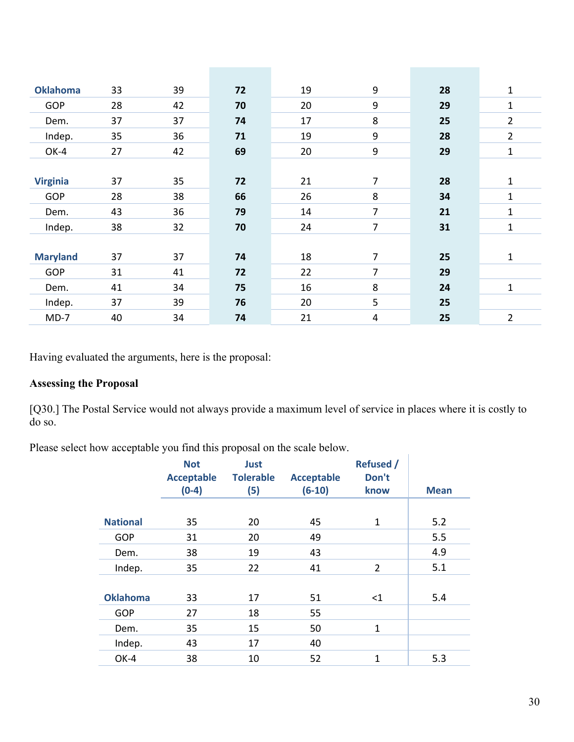| | | | | | | | |
|---|---|---|---|---|---|---|---|
| **Oklahoma** | 33 | 39 | **72** | 19 | 9 | **28** | 1 |
| GOP | 28 | 42 | **70** | 20 | 9 | **29** | 1 |
| Dem. | 37 | 37 | **74** | 17 | 8 | **25** | 2 |
| Indep. | 35 | 36 | **71** | 19 | 9 | **28** | 2 |
| OK-4 | 27 | 42 | **69** | 20 | 9 | **29** | 1 |
| | | | | | | | |
| **Virginia** | 37 | 35 | **72** | 21 | 7 | **28** | 1 |
| GOP | 28 | 38 | **66** | 26 | 8 | **34** | 1 |
| Dem. | 43 | 36 | **79** | 14 | 7 | **21** | 1 |
| Indep. | 38 | 32 | **70** | 24 | 7 | **31** | 1 |
| | | | | | | | |
| **Maryland** | 37 | 37 | **74** | 18 | 7 | **25** | 1 |
| GOP | 31 | 41 | **72** | 22 | 7 | **29** | |
| Dem. | 41 | 34 | **75** | 16 | 8 | **24** | 1 |
| Indep. | 37 | 39 | **76** | 20 | 5 | **25** | |
| MD-7 | 40 | 34 | **74** | 21 | 4 | **25** | 2 |

Having evaluated the arguments, here is the proposal:

**Assessing the Proposal**

[Q30.] The Postal Service would not always provide a maximum level of service in places where it is costly to do so.

Please select how acceptable you find this proposal on the scale below.

| | Not Acceptable (0-4) | Just Tolerable (5) | Acceptable (6-10) | Refused / Don't know | Mean |
|---|---|---|---|---|---|
| **National** | 35 | 20 | 45 | 1 | 5.2 |
| GOP | 31 | 20 | 49 | | 5.5 |
| Dem. | 38 | 19 | 43 | | 4.9 |
| Indep. | 35 | 22 | 41 | 2 | 5.1 |
| | | | | | |
| **Oklahoma** | 33 | 17 | 51 | <1 | 5.4 |
| GOP | 27 | 18 | 55 | | |
| Dem. | 35 | 15 | 50 | 1 | |
| Indep. | 43 | 17 | 40 | | |
| OK-4 | 38 | 10 | 52 | 1 | 5.3 |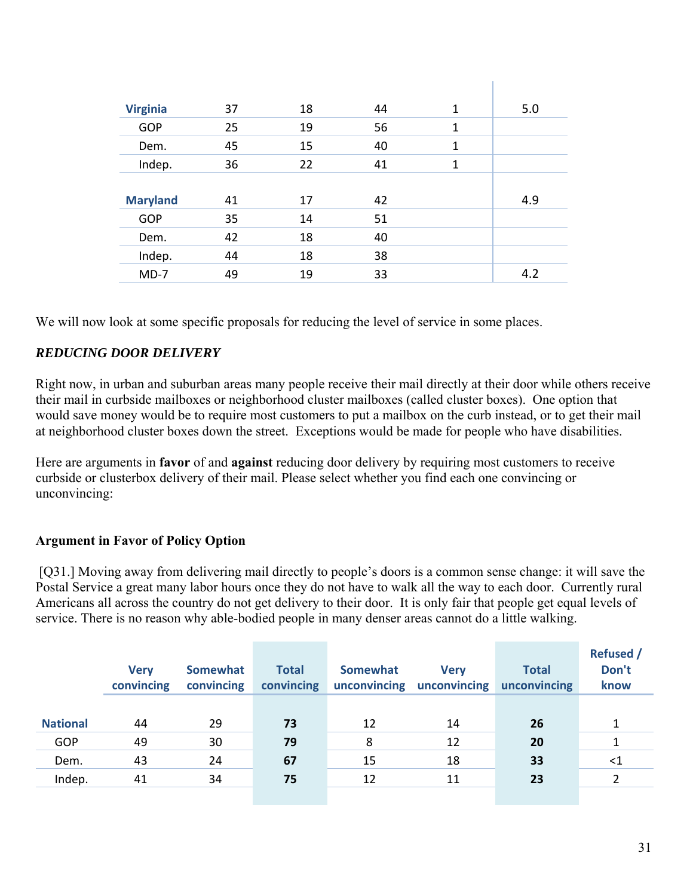| | | | | | |
|---|---|---|---|---|---|
| **Virginia** | 37 | 18 | 44 | 1 | 5.0 |
| GOP | 25 | 19 | 56 | 1 | |
| Dem. | 45 | 15 | 40 | 1 | |
| Indep. | 36 | 22 | 41 | 1 | |
| | | | | | |
| **Maryland** | 41 | 17 | 42 | | 4.9 |
| GOP | 35 | 14 | 51 | | |
| Dem. | 42 | 18 | 40 | | |
| Indep. | 44 | 18 | 38 | | |
| MD-7 | 49 | 19 | 33 | | 4.2 |

We will now look at some specific proposals for reducing the level of service in some places.

***REDUCING DOOR DELIVERY***

Right now, in urban and suburban areas many people receive their mail directly at their door while others receive their mail in curbside mailboxes or neighborhood cluster mailboxes (called cluster boxes). One option that would save money would be to require most customers to put a mailbox on the curb instead, or to get their mail at neighborhood cluster boxes down the street. Exceptions would be made for people who have disabilities.

Here are arguments in **favor** of and **against** reducing door delivery by requiring most customers to receive curbside or clusterbox delivery of their mail. Please select whether you find each one convincing or unconvincing:

**Argument in Favor of Policy Option**

[Q31.] Moving away from delivering mail directly to people's doors is a common sense change: it will save the Postal Service a great many labor hours once they do not have to walk all the way to each door. Currently rural Americans all across the country do not get delivery to their door. It is only fair that people get equal levels of service. There is no reason why able-bodied people in many denser areas cannot do a little walking.

| | Very convincing | Somewhat convincing | Total convincing | Somewhat unconvincing | Very unconvincing | Total unconvincing | Refused / Don't know |
|---|---|---|---|---|---|---|---|
| **National** | 44 | 29 | **73** | 12 | 14 | **26** | 1 |
| GOP | 49 | 30 | **79** | 8 | 12 | **20** | 1 |
| Dem. | 43 | 24 | **67** | 15 | 18 | **33** | <1 |
| Indep. | 41 | 34 | **75** | 12 | 11 | **23** | 2 |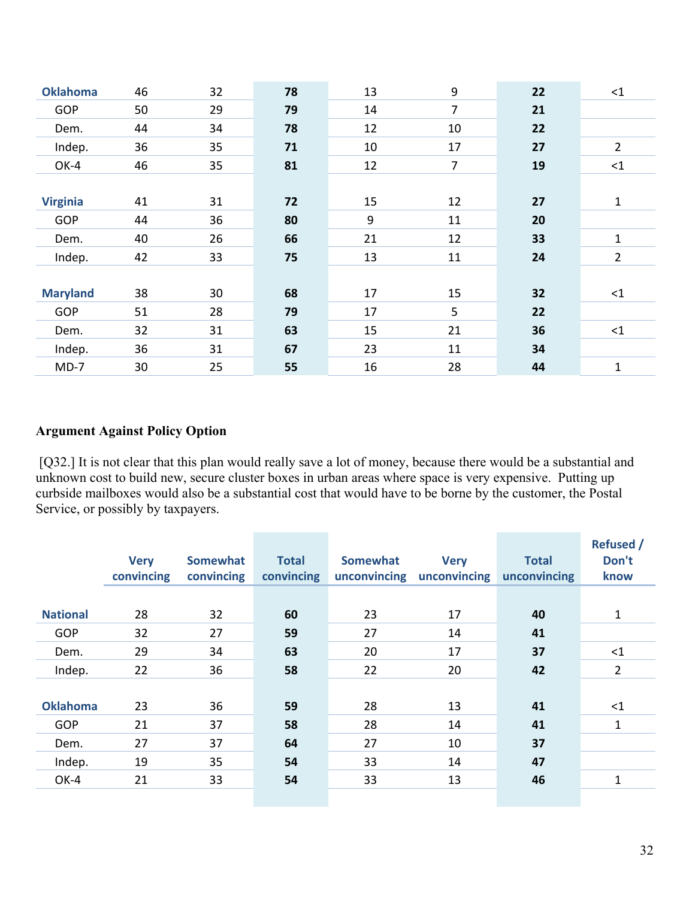| | Very convincing | Somewhat convincing | Total convincing | Somewhat unconvincing | Very unconvincing | Total unconvincing | Refused / Don't know |
|---|---|---|---|---|---|---|---|
| **Oklahoma** | 46 | 32 | **78** | 13 | 9 | **22** | <1 |
| GOP | 50 | 29 | **79** | 14 | 7 | **21** | |
| Dem. | 44 | 34 | **78** | 12 | 10 | **22** | |
| Indep. | 36 | 35 | **71** | 10 | 17 | **27** | 2 |
| OK-4 | 46 | 35 | **81** | 12 | 7 | **19** | <1 |
| **Virginia** | 41 | 31 | **72** | 15 | 12 | **27** | 1 |
| GOP | 44 | 36 | **80** | 9 | 11 | **20** | |
| Dem. | 40 | 26 | **66** | 21 | 12 | **33** | 1 |
| Indep. | 42 | 33 | **75** | 13 | 11 | **24** | 2 |
| **Maryland** | 38 | 30 | **68** | 17 | 15 | **32** | <1 |
| GOP | 51 | 28 | **79** | 17 | 5 | **22** | |
| Dem. | 32 | 31 | **63** | 15 | 21 | **36** | <1 |
| Indep. | 36 | 31 | **67** | 23 | 11 | **34** | |
| MD-7 | 30 | 25 | **55** | 16 | 28 | **44** | 1 |

**Argument Against Policy Option**

[Q32.] It is not clear that this plan would really save a lot of money, because there would be a substantial and unknown cost to build new, secure cluster boxes in urban areas where space is very expensive. Putting up curbside mailboxes would also be a substantial cost that would have to be borne by the customer, the Postal Service, or possibly by taxpayers.

| | Very convincing | Somewhat convincing | Total convincing | Somewhat unconvincing | Very unconvincing | Total unconvincing | Refused / Don't know |
|---|---|---|---|---|---|---|---|
| **National** | 28 | 32 | **60** | 23 | 17 | **40** | 1 |
| GOP | 32 | 27 | **59** | 27 | 14 | **41** | |
| Dem. | 29 | 34 | **63** | 20 | 17 | **37** | <1 |
| Indep. | 22 | 36 | **58** | 22 | 20 | **42** | 2 |
| **Oklahoma** | 23 | 36 | **59** | 28 | 13 | **41** | <1 |
| GOP | 21 | 37 | **58** | 28 | 14 | **41** | 1 |
| Dem. | 27 | 37 | **64** | 27 | 10 | **37** | |
| Indep. | 19 | 35 | **54** | 33 | 14 | **47** | |
| OK-4 | 21 | 33 | **54** | 33 | 13 | **46** | 1 |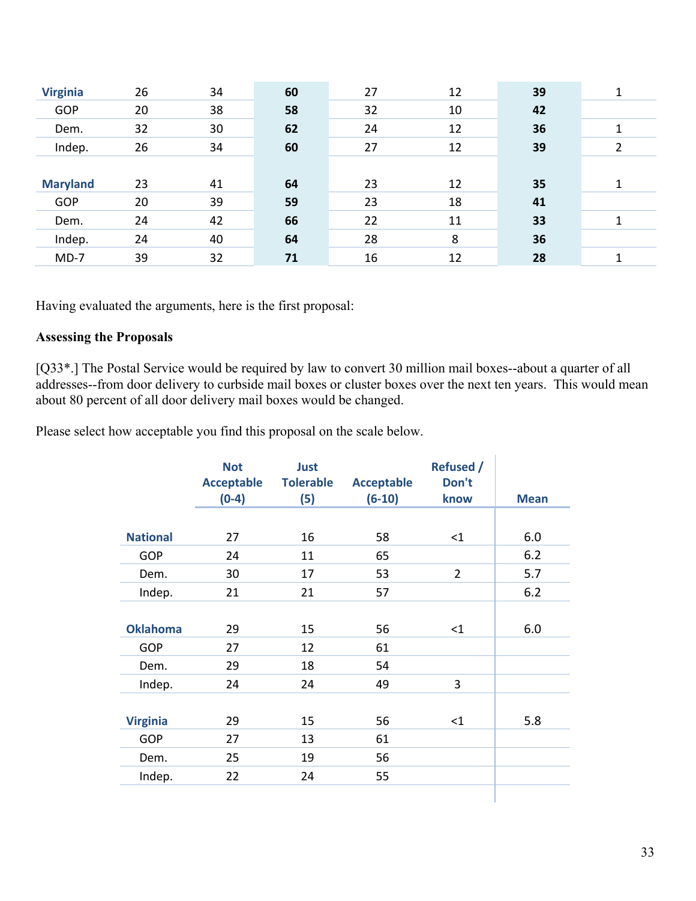| | | | | | | | |
|---|---|---|---|---|---|---|---|
| **Virginia** | 26 | 34 | **60** | 27 | 12 | **39** | 1 |
| GOP | 20 | 38 | **58** | 32 | 10 | **42** | |
| Dem. | 32 | 30 | **62** | 24 | 12 | **36** | 1 |
| Indep. | 26 | 34 | **60** | 27 | 12 | **39** | 2 |
| | | | | | | | |
| **Maryland** | 23 | 41 | **64** | 23 | 12 | **35** | 1 |
| GOP | 20 | 39 | **59** | 23 | 18 | **41** | |
| Dem. | 24 | 42 | **66** | 22 | 11 | **33** | 1 |
| Indep. | 24 | 40 | **64** | 28 | 8 | **36** | |
| MD-7 | 39 | 32 | **71** | 16 | 12 | **28** | 1 |

Having evaluated the arguments, here is the first proposal:

**Assessing the Proposals**

[Q33*.] The Postal Service would be required by law to convert 30 million mail boxes--about a quarter of all addresses--from door delivery to curbside mail boxes or cluster boxes over the next ten years. This would mean about 80 percent of all door delivery mail boxes would be changed.

Please select how acceptable you find this proposal on the scale below.

| | Not Acceptable (0-4) | Just Tolerable (5) | Acceptable (6-10) | Refused / Don't know | Mean |
|---|---|---|---|---|---|
| **National** | 27 | 16 | 58 | <1 | 6.0 |
| GOP | 24 | 11 | 65 | | 6.2 |
| Dem. | 30 | 17 | 53 | 2 | 5.7 |
| Indep. | 21 | 21 | 57 | | 6.2 |
| | | | | | |
| **Oklahoma** | 29 | 15 | 56 | <1 | 6.0 |
| GOP | 27 | 12 | 61 | | |
| Dem. | 29 | 18 | 54 | | |
| Indep. | 24 | 24 | 49 | 3 | |
| | | | | | |
| **Virginia** | 29 | 15 | 56 | <1 | 5.8 |
| GOP | 27 | 13 | 61 | | |
| Dem. | 25 | 19 | 56 | | |
| Indep. | 22 | 24 | 55 | | |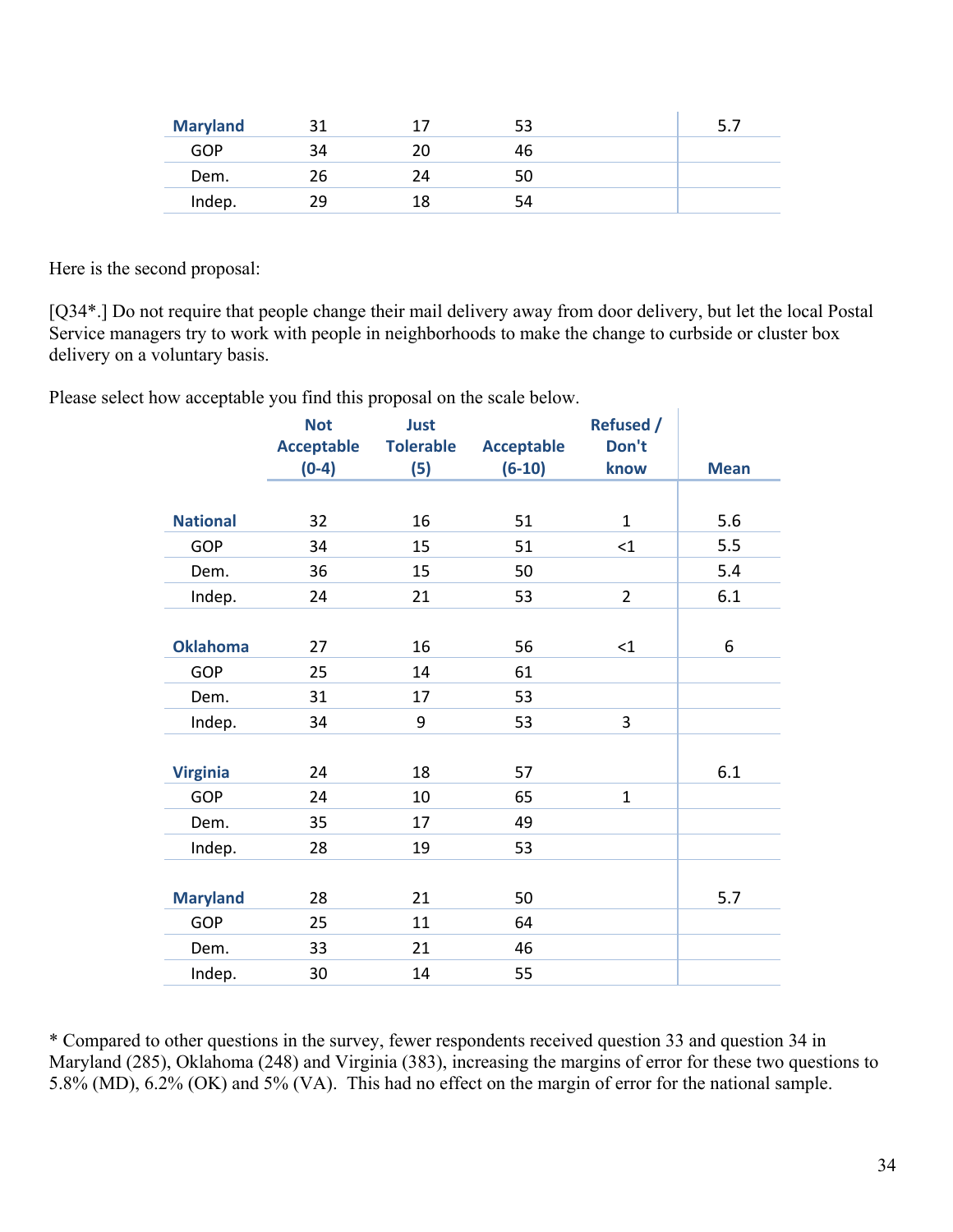| | | | | | |
|---|---|---|---|---|---|
| **Maryland** | 31 | 17 | 53 | | 5.7 |
| GOP | 34 | 20 | 46 | | |
| Dem. | 26 | 24 | 50 | | |
| Indep. | 29 | 18 | 54 | | |

Here is the second proposal:

[Q34*.] Do not require that people change their mail delivery away from door delivery, but let the local Postal Service managers try to work with people in neighborhoods to make the change to curbside or cluster box delivery on a voluntary basis.

Please select how acceptable you find this proposal on the scale below.

| | Not Acceptable (0-4) | Just Tolerable (5) | Acceptable (6-10) | Refused / Don't know | Mean |
|---|---|---|---|---|---|
| **National** | 32 | 16 | 51 | 1 | 5.6 |
| GOP | 34 | 15 | 51 | <1 | 5.5 |
| Dem. | 36 | 15 | 50 | | 5.4 |
| Indep. | 24 | 21 | 53 | 2 | 6.1 |
| **Oklahoma** | 27 | 16 | 56 | <1 | 6 |
| GOP | 25 | 14 | 61 | | |
| Dem. | 31 | 17 | 53 | | |
| Indep. | 34 | 9 | 53 | 3 | |
| **Virginia** | 24 | 18 | 57 | | 6.1 |
| GOP | 24 | 10 | 65 | 1 | |
| Dem. | 35 | 17 | 49 | | |
| Indep. | 28 | 19 | 53 | | |
| **Maryland** | 28 | 21 | 50 | | 5.7 |
| GOP | 25 | 11 | 64 | | |
| Dem. | 33 | 21 | 46 | | |
| Indep. | 30 | 14 | 55 | | |

* Compared to other questions in the survey, fewer respondents received question 33 and question 34 in Maryland (285), Oklahoma (248) and Virginia (383), increasing the margins of error for these two questions to 5.8% (MD), 6.2% (OK) and 5% (VA). This had no effect on the margin of error for the national sample.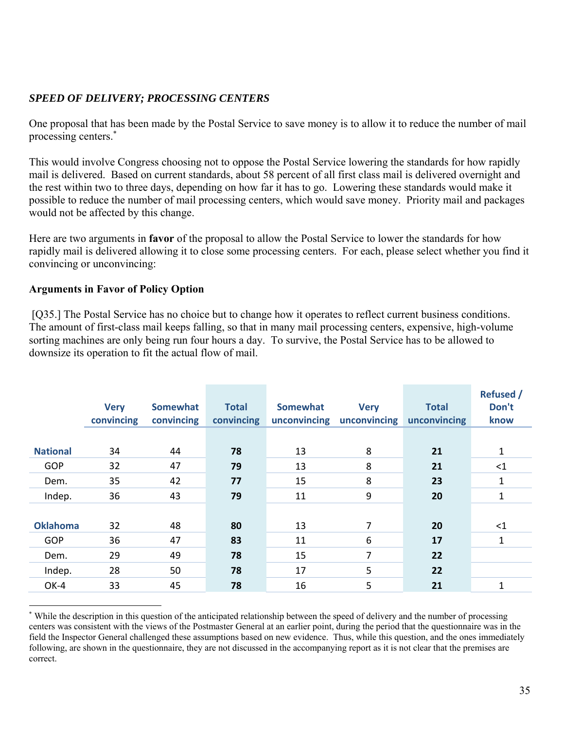*SPEED OF DELIVERY; PROCESSING CENTERS*

One proposal that has been made by the Postal Service to save money is to allow it to reduce the number of mail processing centers.*

This would involve Congress choosing not to oppose the Postal Service lowering the standards for how rapidly mail is delivered. Based on current standards, about 58 percent of all first class mail is delivered overnight and the rest within two to three days, depending on how far it has to go. Lowering these standards would make it possible to reduce the number of mail processing centers, which would save money. Priority mail and packages would not be affected by this change.

Here are two arguments in **favor** of the proposal to allow the Postal Service to lower the standards for how rapidly mail is delivered allowing it to close some processing centers. For each, please select whether you find it convincing or unconvincing:

**Arguments in Favor of Policy Option**

[Q35.] The Postal Service has no choice but to change how it operates to reflect current business conditions. The amount of first-class mail keeps falling, so that in many mail processing centers, expensive, high-volume sorting machines are only being run four hours a day. To survive, the Postal Service has to be allowed to downsize its operation to fit the actual flow of mail.

| | Very convincing | Somewhat convincing | Total convincing | Somewhat unconvincing | Very unconvincing | Total unconvincing | Refused / Don't know |
|---|---|---|---|---|---|---|---|
| **National** | 34 | 44 | **78** | 13 | 8 | **21** | 1 |
| GOP | 32 | 47 | **79** | 13 | 8 | **21** | <1 |
| Dem. | 35 | 42 | **77** | 15 | 8 | **23** | 1 |
| Indep. | 36 | 43 | **79** | 11 | 9 | **20** | 1 |
| **Oklahoma** | 32 | 48 | **80** | 13 | 7 | **20** | <1 |
| GOP | 36 | 47 | **83** | 11 | 6 | **17** | 1 |
| Dem. | 29 | 49 | **78** | 15 | 7 | **22** | |
| Indep. | 28 | 50 | **78** | 17 | 5 | **22** | |
| OK-4 | 33 | 45 | **78** | 16 | 5 | **21** | 1 |

* While the description in this question of the anticipated relationship between the speed of delivery and the number of processing centers was consistent with the views of the Postmaster General at an earlier point, during the period that the questionnaire was in the field the Inspector General challenged these assumptions based on new evidence. Thus, while this question, and the ones immediately following, are shown in the questionnaire, they are not discussed in the accompanying report as it is not clear that the premises are correct.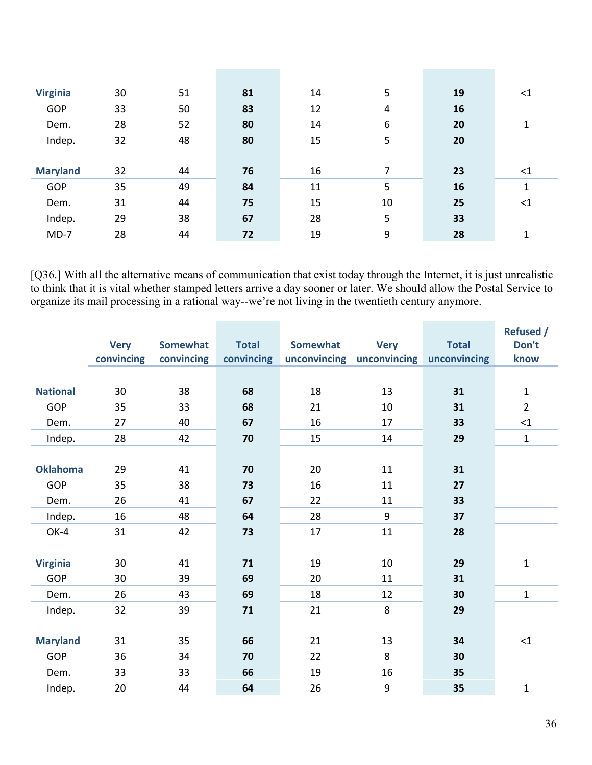| | | | | | | | |
|---|---|---|---|---|---|---|---|
| **Virginia** | 30 | 51 | **81** | 14 | 5 | **19** | <1 |
| GOP | 33 | 50 | **83** | 12 | 4 | **16** | |
| Dem. | 28 | 52 | **80** | 14 | 6 | **20** | 1 |
| Indep. | 32 | 48 | **80** | 15 | 5 | **20** | |
| | | | | | | | |
| **Maryland** | 32 | 44 | **76** | 16 | 7 | **23** | <1 |
| GOP | 35 | 49 | **84** | 11 | 5 | **16** | 1 |
| Dem. | 31 | 44 | **75** | 15 | 10 | **25** | <1 |
| Indep. | 29 | 38 | **67** | 28 | 5 | **33** | |
| MD-7 | 28 | 44 | **72** | 19 | 9 | **28** | 1 |

[Q36.] With all the alternative means of communication that exist today through the Internet, it is just unrealistic to think that it is vital whether stamped letters arrive a day sooner or later. We should allow the Postal Service to organize its mail processing in a rational way--we're not living in the twentieth century anymore.

| | Very convincing | Somewhat convincing | Total convincing | Somewhat unconvincing | Very unconvincing | Total unconvincing | Refused / Don't know |
|---|---|---|---|---|---|---|---|
| **National** | 30 | 38 | **68** | 18 | 13 | **31** | 1 |
| GOP | 35 | 33 | **68** | 21 | 10 | **31** | 2 |
| Dem. | 27 | 40 | **67** | 16 | 17 | **33** | <1 |
| Indep. | 28 | 42 | **70** | 15 | 14 | **29** | 1 |
| | | | | | | | |
| **Oklahoma** | 29 | 41 | **70** | 20 | 11 | **31** | |
| GOP | 35 | 38 | **73** | 16 | 11 | **27** | |
| Dem. | 26 | 41 | **67** | 22 | 11 | **33** | |
| Indep. | 16 | 48 | **64** | 28 | 9 | **37** | |
| OK-4 | 31 | 42 | **73** | 17 | 11 | **28** | |
| | | | | | | | |
| **Virginia** | 30 | 41 | **71** | 19 | 10 | **29** | 1 |
| GOP | 30 | 39 | **69** | 20 | 11 | **31** | |
| Dem. | 26 | 43 | **69** | 18 | 12 | **30** | 1 |
| Indep. | 32 | 39 | **71** | 21 | 8 | **29** | |
| | | | | | | | |
| **Maryland** | 31 | 35 | **66** | 21 | 13 | **34** | <1 |
| GOP | 36 | 34 | **70** | 22 | 8 | **30** | |
| Dem. | 33 | 33 | **66** | 19 | 16 | **35** | |
| Indep. | 20 | 44 | **64** | 26 | 9 | **35** | 1 |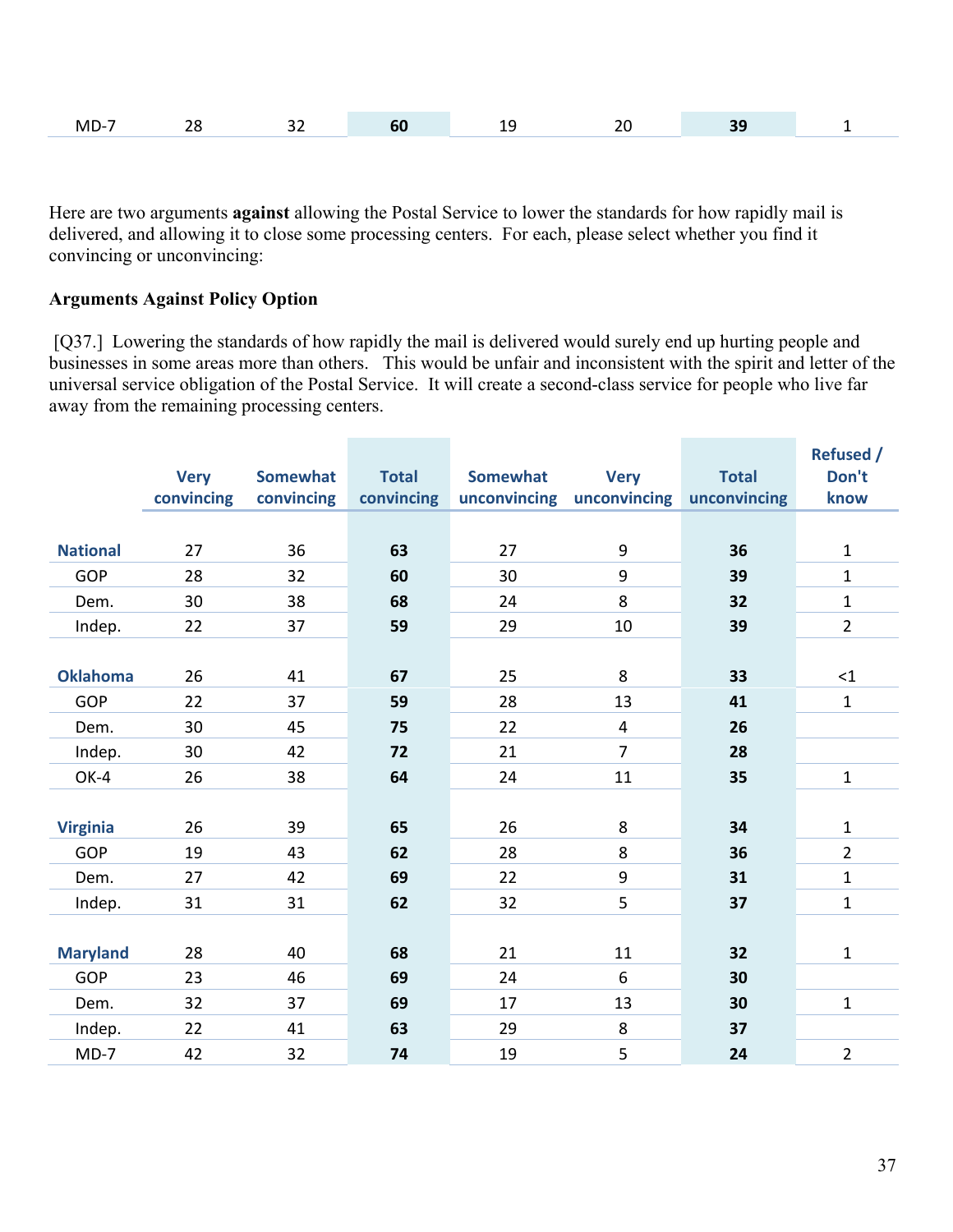| MD-7 | 28 | 32 | **60** | 19 | 20 | **39** | 1 |
|---|---|---|---|---|---|---|---|

Here are two arguments **against** allowing the Postal Service to lower the standards for how rapidly mail is delivered, and allowing it to close some processing centers. For each, please select whether you find it convincing or unconvincing:

**Arguments Against Policy Option**

[Q37.] Lowering the standards of how rapidly the mail is delivered would surely end up hurting people and businesses in some areas more than others. This would be unfair and inconsistent with the spirit and letter of the universal service obligation of the Postal Service. It will create a second-class service for people who live far away from the remaining processing centers.

| | Very convincing | Somewhat convincing | Total convincing | Somewhat unconvincing | Very unconvincing | Total unconvincing | Refused / Don't know |
|---|---|---|---|---|---|---|---|
| **National** | 27 | 36 | **63** | 27 | 9 | **36** | 1 |
| GOP | 28 | 32 | **60** | 30 | 9 | **39** | 1 |
| Dem. | 30 | 38 | **68** | 24 | 8 | **32** | 1 |
| Indep. | 22 | 37 | **59** | 29 | 10 | **39** | 2 |
| **Oklahoma** | 26 | 41 | **67** | 25 | 8 | **33** | <1 |
| GOP | 22 | 37 | **59** | 28 | 13 | **41** | 1 |
| Dem. | 30 | 45 | **75** | 22 | 4 | **26** | |
| Indep. | 30 | 42 | **72** | 21 | 7 | **28** | |
| OK-4 | 26 | 38 | **64** | 24 | 11 | **35** | 1 |
| **Virginia** | 26 | 39 | **65** | 26 | 8 | **34** | 1 |
| GOP | 19 | 43 | **62** | 28 | 8 | **36** | 2 |
| Dem. | 27 | 42 | **69** | 22 | 9 | **31** | 1 |
| Indep. | 31 | 31 | **62** | 32 | 5 | **37** | 1 |
| **Maryland** | 28 | 40 | **68** | 21 | 11 | **32** | 1 |
| GOP | 23 | 46 | **69** | 24 | 6 | **30** | |
| Dem. | 32 | 37 | **69** | 17 | 13 | **30** | 1 |
| Indep. | 22 | 41 | **63** | 29 | 8 | **37** | |
| MD-7 | 42 | 32 | **74** | 19 | 5 | **24** | 2 |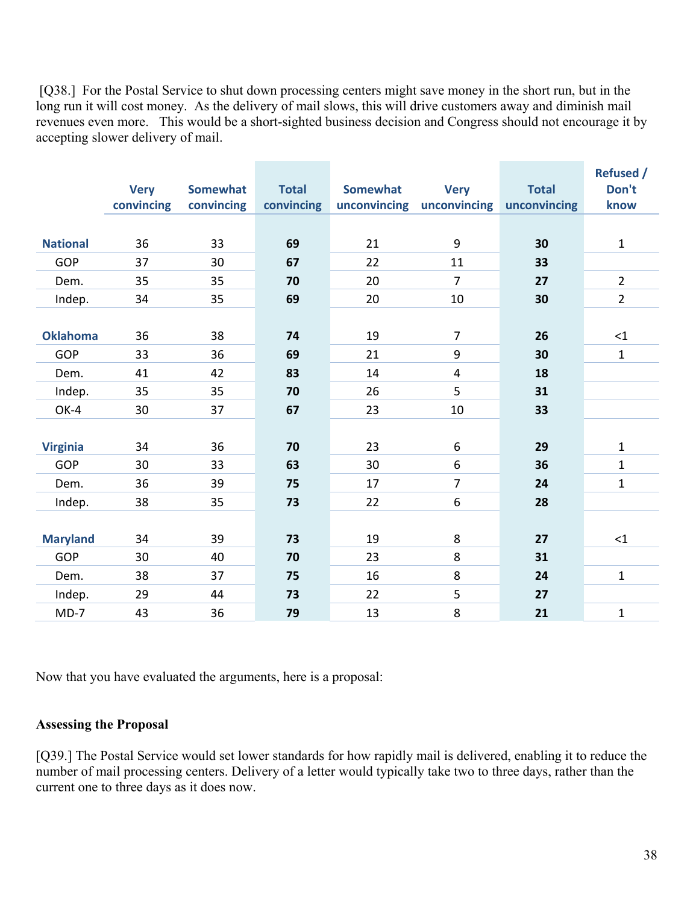[Q38.] For the Postal Service to shut down processing centers might save money in the short run, but in the long run it will cost money. As the delivery of mail slows, this will drive customers away and diminish mail revenues even more. This would be a short-sighted business decision and Congress should not encourage it by accepting slower delivery of mail.

| | Very convincing | Somewhat convincing | Total convincing | Somewhat unconvincing | Very unconvincing | Total unconvincing | Refused / Don't know |
|---|---|---|---|---|---|---|---|
| **National** | 36 | 33 | **69** | 21 | 9 | **30** | 1 |
| GOP | 37 | 30 | **67** | 22 | 11 | **33** | |
| Dem. | 35 | 35 | **70** | 20 | 7 | **27** | 2 |
| Indep. | 34 | 35 | **69** | 20 | 10 | **30** | 2 |
| **Oklahoma** | 36 | 38 | **74** | 19 | 7 | **26** | <1 |
| GOP | 33 | 36 | **69** | 21 | 9 | **30** | 1 |
| Dem. | 41 | 42 | **83** | 14 | 4 | **18** | |
| Indep. | 35 | 35 | **70** | 26 | 5 | **31** | |
| OK-4 | 30 | 37 | **67** | 23 | 10 | **33** | |
| **Virginia** | 34 | 36 | **70** | 23 | 6 | **29** | 1 |
| GOP | 30 | 33 | **63** | 30 | 6 | **36** | 1 |
| Dem. | 36 | 39 | **75** | 17 | 7 | **24** | 1 |
| Indep. | 38 | 35 | **73** | 22 | 6 | **28** | |
| **Maryland** | 34 | 39 | **73** | 19 | 8 | **27** | <1 |
| GOP | 30 | 40 | **70** | 23 | 8 | **31** | |
| Dem. | 38 | 37 | **75** | 16 | 8 | **24** | 1 |
| Indep. | 29 | 44 | **73** | 22 | 5 | **27** | |
| MD-7 | 43 | 36 | **79** | 13 | 8 | **21** | 1 |

Now that you have evaluated the arguments, here is a proposal:

**Assessing the Proposal**

[Q39.] The Postal Service would set lower standards for how rapidly mail is delivered, enabling it to reduce the number of mail processing centers. Delivery of a letter would typically take two to three days, rather than the current one to three days as it does now.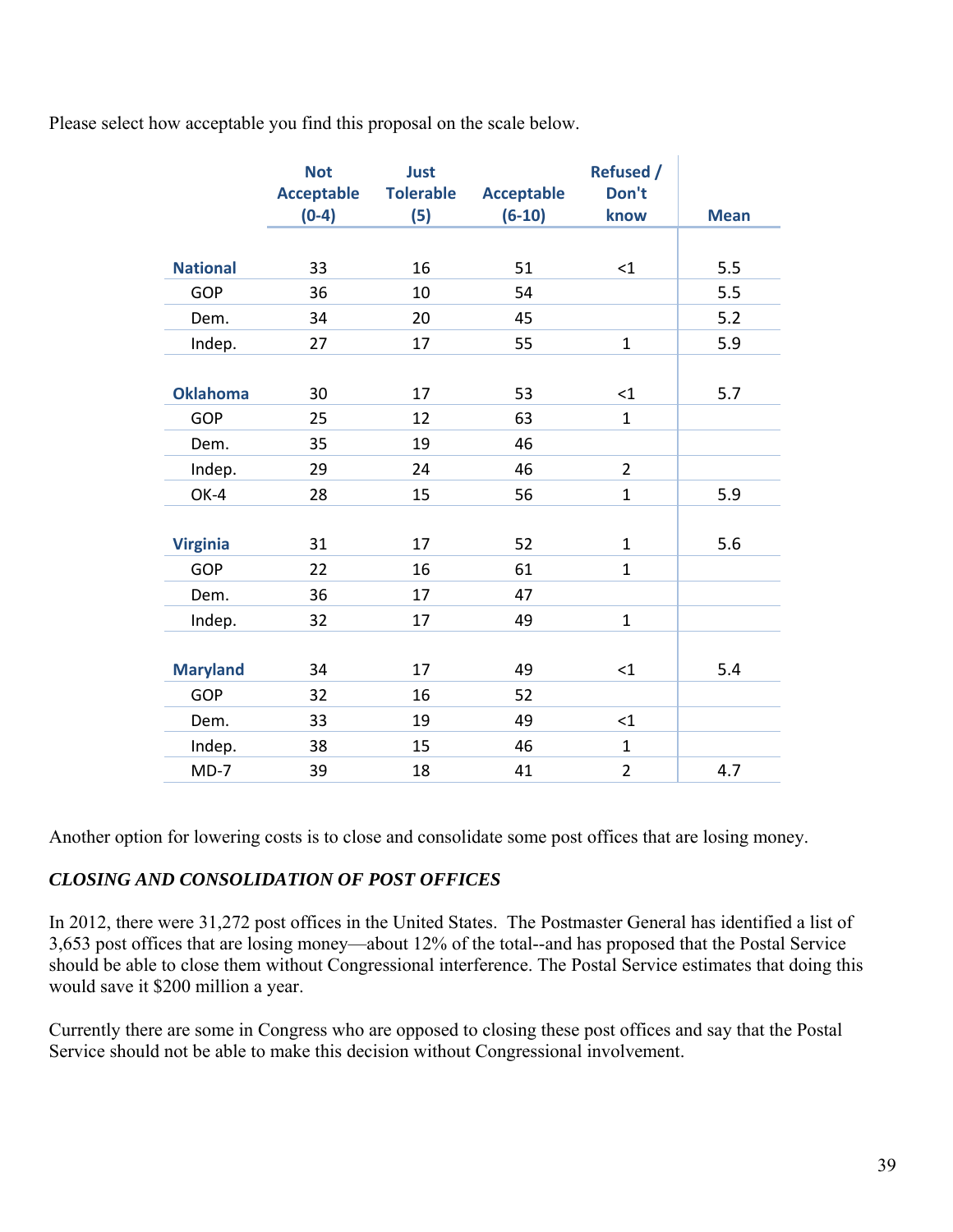Please select how acceptable you find this proposal on the scale below.

| | Not Acceptable (0-4) | Just Tolerable (5) | Acceptable (6-10) | Refused / Don't know | Mean |
|---|---|---|---|---|---|
| **National** | 33 | 16 | 51 | <1 | 5.5 |
| GOP | 36 | 10 | 54 | | 5.5 |
| Dem. | 34 | 20 | 45 | | 5.2 |
| Indep. | 27 | 17 | 55 | 1 | 5.9 |
| **Oklahoma** | 30 | 17 | 53 | <1 | 5.7 |
| GOP | 25 | 12 | 63 | 1 | |
| Dem. | 35 | 19 | 46 | | |
| Indep. | 29 | 24 | 46 | 2 | |
| OK-4 | 28 | 15 | 56 | 1 | 5.9 |
| **Virginia** | 31 | 17 | 52 | 1 | 5.6 |
| GOP | 22 | 16 | 61 | 1 | |
| Dem. | 36 | 17 | 47 | | |
| Indep. | 32 | 17 | 49 | 1 | |
| **Maryland** | 34 | 17 | 49 | <1 | 5.4 |
| GOP | 32 | 16 | 52 | | |
| Dem. | 33 | 19 | 49 | <1 | |
| Indep. | 38 | 15 | 46 | 1 | |
| MD-7 | 39 | 18 | 41 | 2 | 4.7 |

Another option for lowering costs is to close and consolidate some post offices that are losing money.

***CLOSING AND CONSOLIDATION OF POST OFFICES***

In 2012, there were 31,272 post offices in the United States. The Postmaster General has identified a list of 3,653 post offices that are losing money—about 12% of the total--and has proposed that the Postal Service should be able to close them without Congressional interference. The Postal Service estimates that doing this would save it $200 million a year.

Currently there are some in Congress who are opposed to closing these post offices and say that the Postal Service should not be able to make this decision without Congressional involvement.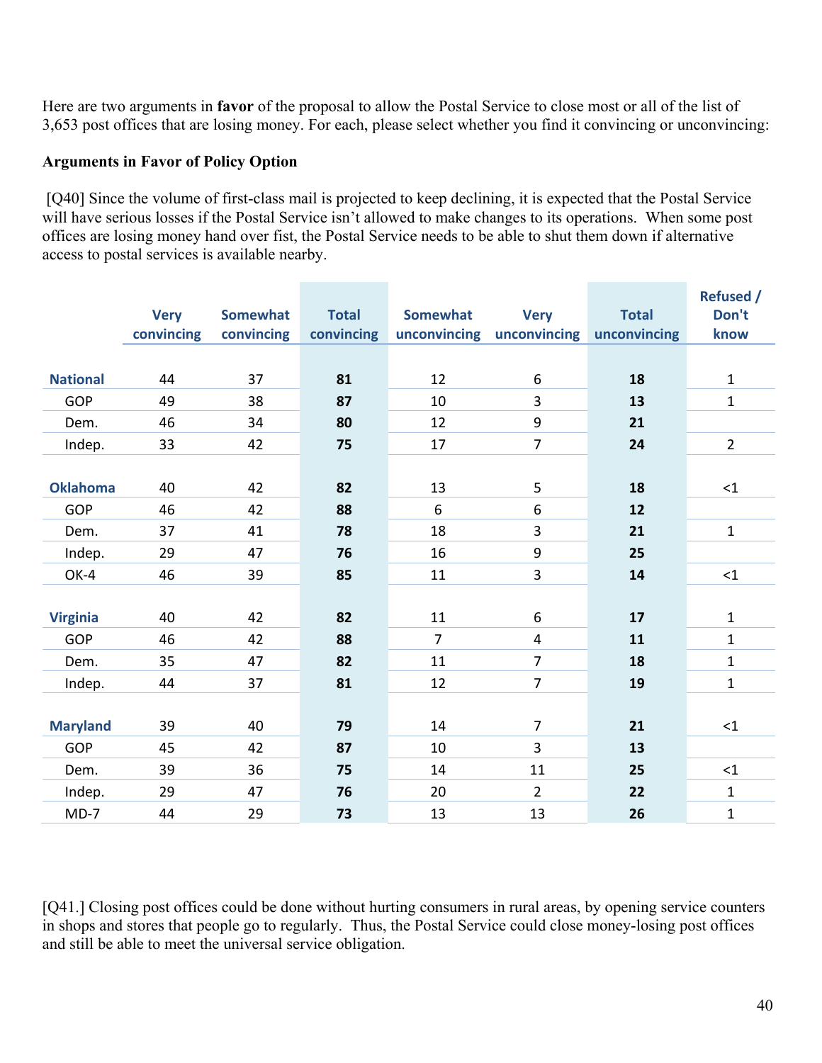Here are two arguments in **favor** of the proposal to allow the Postal Service to close most or all of the list of 3,653 post offices that are losing money. For each, please select whether you find it convincing or unconvincing:

**Arguments in Favor of Policy Option**

[Q40] Since the volume of first-class mail is projected to keep declining, it is expected that the Postal Service will have serious losses if the Postal Service isn't allowed to make changes to its operations. When some post offices are losing money hand over fist, the Postal Service needs to be able to shut them down if alternative access to postal services is available nearby.

| | Very convincing | Somewhat convincing | Total convincing | Somewhat unconvincing | Very unconvincing | Total unconvincing | Refused / Don't know |
|---|---|---|---|---|---|---|---|
| **National** | 44 | 37 | **81** | 12 | 6 | **18** | 1 |
| GOP | 49 | 38 | **87** | 10 | 3 | **13** | 1 |
| Dem. | 46 | 34 | **80** | 12 | 9 | **21** | |
| Indep. | 33 | 42 | **75** | 17 | 7 | **24** | 2 |
| **Oklahoma** | 40 | 42 | **82** | 13 | 5 | **18** | <1 |
| GOP | 46 | 42 | **88** | 6 | 6 | **12** | |
| Dem. | 37 | 41 | **78** | 18 | 3 | **21** | 1 |
| Indep. | 29 | 47 | **76** | 16 | 9 | **25** | |
| OK-4 | 46 | 39 | **85** | 11 | 3 | **14** | <1 |
| **Virginia** | 40 | 42 | **82** | 11 | 6 | **17** | 1 |
| GOP | 46 | 42 | **88** | 7 | 4 | **11** | 1 |
| Dem. | 35 | 47 | **82** | 11 | 7 | **18** | 1 |
| Indep. | 44 | 37 | **81** | 12 | 7 | **19** | 1 |
| **Maryland** | 39 | 40 | **79** | 14 | 7 | **21** | <1 |
| GOP | 45 | 42 | **87** | 10 | 3 | **13** | |
| Dem. | 39 | 36 | **75** | 14 | 11 | **25** | <1 |
| Indep. | 29 | 47 | **76** | 20 | 2 | **22** | 1 |
| MD-7 | 44 | 29 | **73** | 13 | 13 | **26** | 1 |

[Q41.] Closing post offices could be done without hurting consumers in rural areas, by opening service counters in shops and stores that people go to regularly. Thus, the Postal Service could close money-losing post offices and still be able to meet the universal service obligation.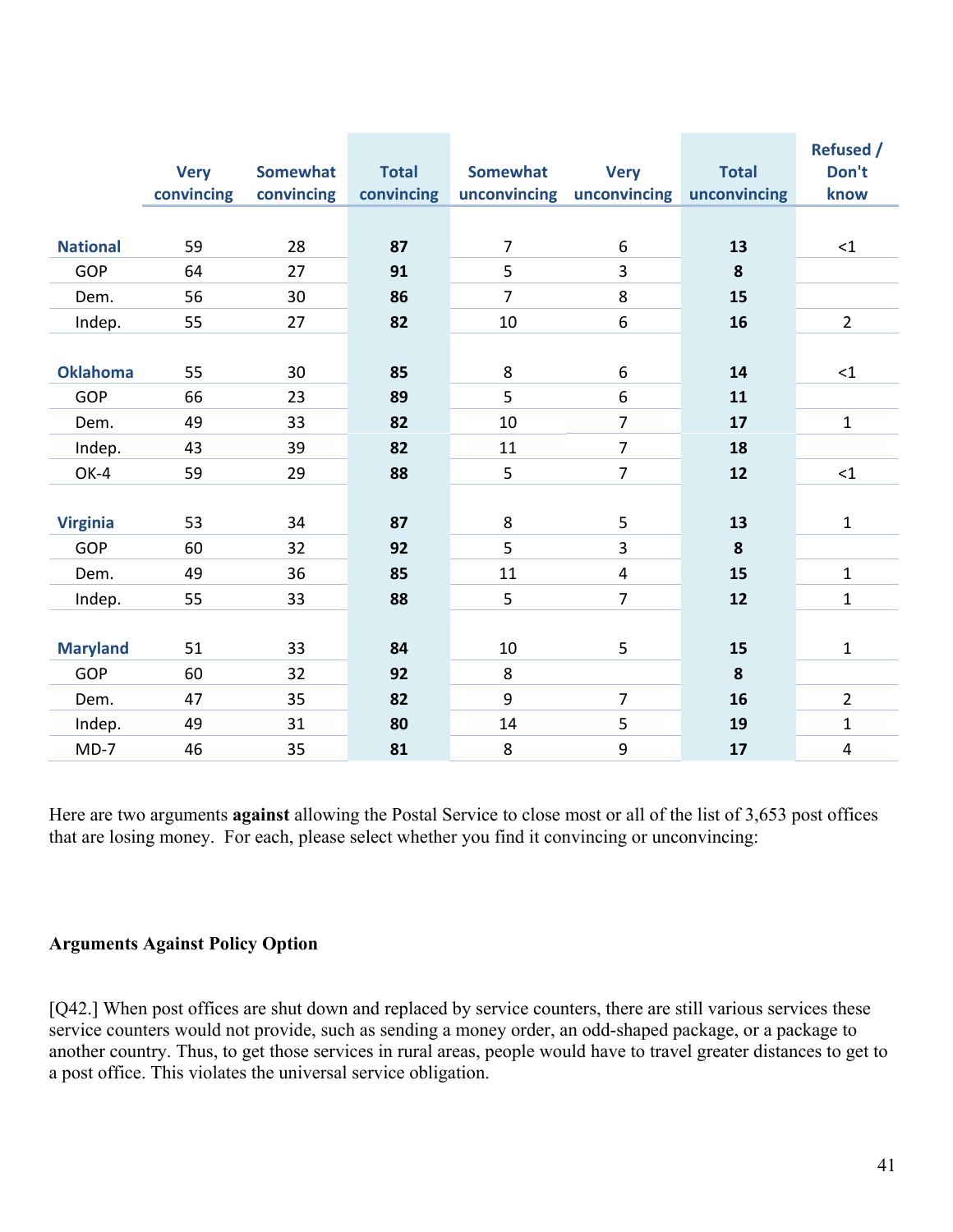| | Very convincing | Somewhat convincing | Total convincing | Somewhat unconvincing | Very unconvincing | Total unconvincing | Refused / Don't know |
|---|---|---|---|---|---|---|---|
| **National** | 59 | 28 | **87** | 7 | 6 | **13** | <1 |
| GOP | 64 | 27 | **91** | 5 | 3 | **8** | |
| Dem. | 56 | 30 | **86** | 7 | 8 | **15** | |
| Indep. | 55 | 27 | **82** | 10 | 6 | **16** | 2 |
| **Oklahoma** | 55 | 30 | **85** | 8 | 6 | **14** | <1 |
| GOP | 66 | 23 | **89** | 5 | 6 | **11** | |
| Dem. | 49 | 33 | **82** | 10 | 7 | **17** | 1 |
| Indep. | 43 | 39 | **82** | 11 | 7 | **18** | |
| OK-4 | 59 | 29 | **88** | 5 | 7 | **12** | <1 |
| **Virginia** | 53 | 34 | **87** | 8 | 5 | **13** | 1 |
| GOP | 60 | 32 | **92** | 5 | 3 | **8** | |
| Dem. | 49 | 36 | **85** | 11 | 4 | **15** | 1 |
| Indep. | 55 | 33 | **88** | 5 | 7 | **12** | 1 |
| **Maryland** | 51 | 33 | **84** | 10 | 5 | **15** | 1 |
| GOP | 60 | 32 | **92** | 8 | | **8** | |
| Dem. | 47 | 35 | **82** | 9 | 7 | **16** | 2 |
| Indep. | 49 | 31 | **80** | 14 | 5 | **19** | 1 |
| MD-7 | 46 | 35 | **81** | 8 | 9 | **17** | 4 |

Here are two arguments **against** allowing the Postal Service to close most or all of the list of 3,653 post offices that are losing money. For each, please select whether you find it convincing or unconvincing:

**Arguments Against Policy Option**

[Q42.] When post offices are shut down and replaced by service counters, there are still various services these service counters would not provide, such as sending a money order, an odd-shaped package, or a package to another country. Thus, to get those services in rural areas, people would have to travel greater distances to get to a post office. This violates the universal service obligation.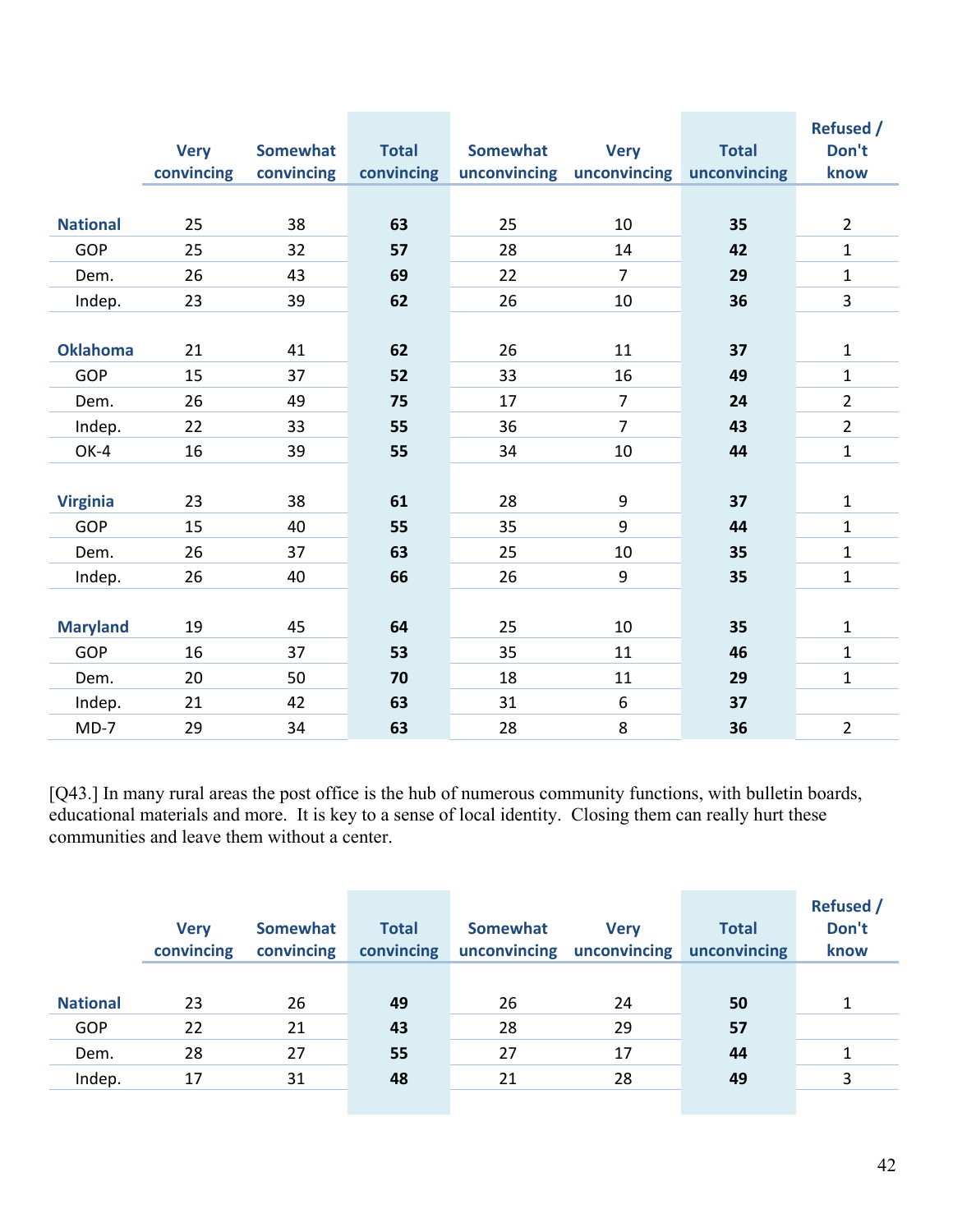| | Very convincing | Somewhat convincing | Total convincing | Somewhat unconvincing | Very unconvincing | Total unconvincing | Refused / Don't know |
|---|---|---|---|---|---|---|---|
| **National** | 25 | 38 | **63** | 25 | 10 | **35** | 2 |
| GOP | 25 | 32 | **57** | 28 | 14 | **42** | 1 |
| Dem. | 26 | 43 | **69** | 22 | 7 | **29** | 1 |
| Indep. | 23 | 39 | **62** | 26 | 10 | **36** | 3 |
| **Oklahoma** | 21 | 41 | **62** | 26 | 11 | **37** | 1 |
| GOP | 15 | 37 | **52** | 33 | 16 | **49** | 1 |
| Dem. | 26 | 49 | **75** | 17 | 7 | **24** | 2 |
| Indep. | 22 | 33 | **55** | 36 | 7 | **43** | 2 |
| OK-4 | 16 | 39 | **55** | 34 | 10 | **44** | 1 |
| **Virginia** | 23 | 38 | **61** | 28 | 9 | **37** | 1 |
| GOP | 15 | 40 | **55** | 35 | 9 | **44** | 1 |
| Dem. | 26 | 37 | **63** | 25 | 10 | **35** | 1 |
| Indep. | 26 | 40 | **66** | 26 | 9 | **35** | 1 |
| **Maryland** | 19 | 45 | **64** | 25 | 10 | **35** | 1 |
| GOP | 16 | 37 | **53** | 35 | 11 | **46** | 1 |
| Dem. | 20 | 50 | **70** | 18 | 11 | **29** | 1 |
| Indep. | 21 | 42 | **63** | 31 | 6 | **37** | |
| MD-7 | 29 | 34 | **63** | 28 | 8 | **36** | 2 |

[Q43.] In many rural areas the post office is the hub of numerous community functions, with bulletin boards, educational materials and more. It is key to a sense of local identity. Closing them can really hurt these communities and leave them without a center.

| | Very convincing | Somewhat convincing | Total convincing | Somewhat unconvincing | Very unconvincing | Total unconvincing | Refused / Don't know |
|---|---|---|---|---|---|---|---|
| **National** | 23 | 26 | **49** | 26 | 24 | **50** | 1 |
| GOP | 22 | 21 | **43** | 28 | 29 | **57** | |
| Dem. | 28 | 27 | **55** | 27 | 17 | **44** | 1 |
| Indep. | 17 | 31 | **48** | 21 | 28 | **49** | 3 |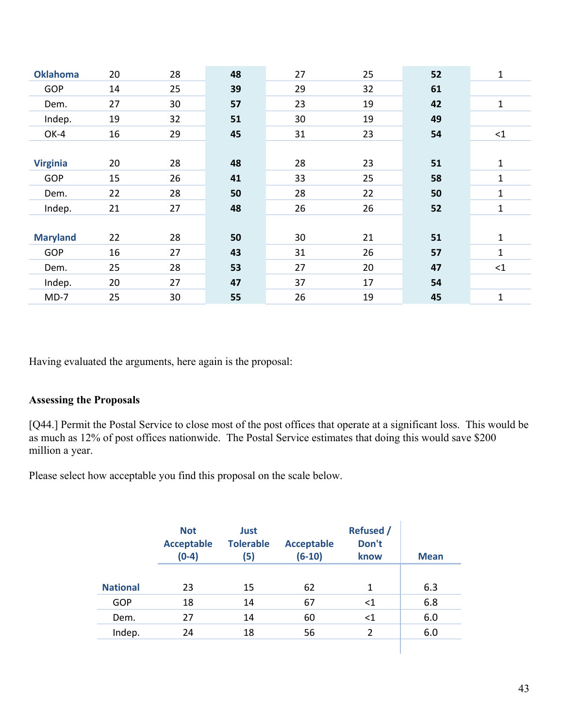| | | | | | | | |
|---|---|---|---|---|---|---|---|
| **Oklahoma** | 20 | 28 | **48** | 27 | 25 | **52** | 1 |
| GOP | 14 | 25 | **39** | 29 | 32 | **61** | |
| Dem. | 27 | 30 | **57** | 23 | 19 | **42** | 1 |
| Indep. | 19 | 32 | **51** | 30 | 19 | **49** | |
| OK-4 | 16 | 29 | **45** | 31 | 23 | **54** | <1 |
| | | | | | | | |
| **Virginia** | 20 | 28 | **48** | 28 | 23 | **51** | 1 |
| GOP | 15 | 26 | **41** | 33 | 25 | **58** | 1 |
| Dem. | 22 | 28 | **50** | 28 | 22 | **50** | 1 |
| Indep. | 21 | 27 | **48** | 26 | 26 | **52** | 1 |
| | | | | | | | |
| **Maryland** | 22 | 28 | **50** | 30 | 21 | **51** | 1 |
| GOP | 16 | 27 | **43** | 31 | 26 | **57** | 1 |
| Dem. | 25 | 28 | **53** | 27 | 20 | **47** | <1 |
| Indep. | 20 | 27 | **47** | 37 | 17 | **54** | |
| MD-7 | 25 | 30 | **55** | 26 | 19 | **45** | 1 |

Having evaluated the arguments, here again is the proposal:

**Assessing the Proposals**

[Q44.] Permit the Postal Service to close most of the post offices that operate at a significant loss. This would be as much as 12% of post offices nationwide. The Postal Service estimates that doing this would save $200 million a year.

Please select how acceptable you find this proposal on the scale below.

| | Not Acceptable (0-4) | Just Tolerable (5) | Acceptable (6-10) | Refused / Don't know | Mean |
|---|---|---|---|---|---|
| **National** | 23 | 15 | 62 | 1 | 6.3 |
| GOP | 18 | 14 | 67 | <1 | 6.8 |
| Dem. | 27 | 14 | 60 | <1 | 6.0 |
| Indep. | 24 | 18 | 56 | 2 | 6.0 |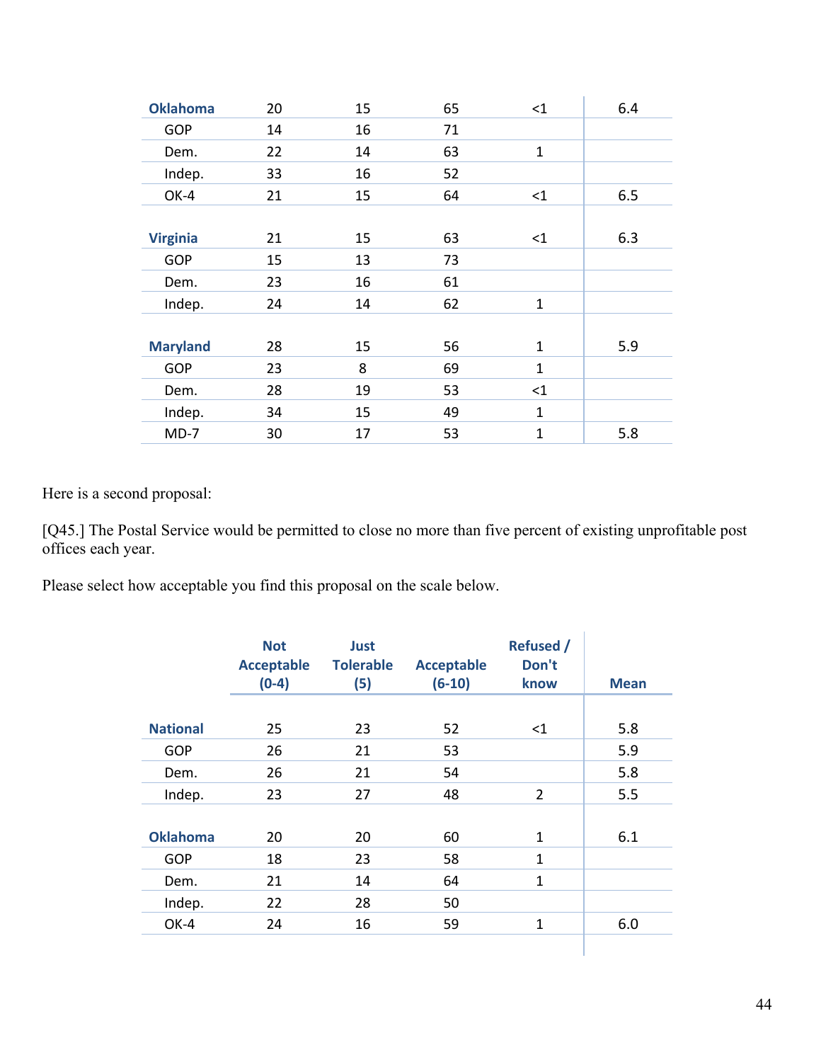| | Not Acceptable (0-4) | Just Tolerable (5) | Acceptable (6-10) | Refused / Don't know | Mean |
|---|---|---|---|---|---|
| **Oklahoma** | 20 | 15 | 65 | <1 | 6.4 |
| GOP | 14 | 16 | 71 | | |
| Dem. | 22 | 14 | 63 | 1 | |
| Indep. | 33 | 16 | 52 | | |
| OK-4 | 21 | 15 | 64 | <1 | 6.5 |
| **Virginia** | 21 | 15 | 63 | <1 | 6.3 |
| GOP | 15 | 13 | 73 | | |
| Dem. | 23 | 16 | 61 | | |
| Indep. | 24 | 14 | 62 | 1 | |
| **Maryland** | 28 | 15 | 56 | 1 | 5.9 |
| GOP | 23 | 8 | 69 | 1 | |
| Dem. | 28 | 19 | 53 | <1 | |
| Indep. | 34 | 15 | 49 | 1 | |
| MD-7 | 30 | 17 | 53 | 1 | 5.8 |

Here is a second proposal:

[Q45.] The Postal Service would be permitted to close no more than five percent of existing unprofitable post offices each year.

Please select how acceptable you find this proposal on the scale below.

| | Not Acceptable (0-4) | Just Tolerable (5) | Acceptable (6-10) | Refused / Don't know | Mean |
|---|---|---|---|---|---|
| **National** | 25 | 23 | 52 | <1 | 5.8 |
| GOP | 26 | 21 | 53 | | 5.9 |
| Dem. | 26 | 21 | 54 | | 5.8 |
| Indep. | 23 | 27 | 48 | 2 | 5.5 |
| **Oklahoma** | 20 | 20 | 60 | 1 | 6.1 |
| GOP | 18 | 23 | 58 | 1 | |
| Dem. | 21 | 14 | 64 | 1 | |
| Indep. | 22 | 28 | 50 | | |
| OK-4 | 24 | 16 | 59 | 1 | 6.0 |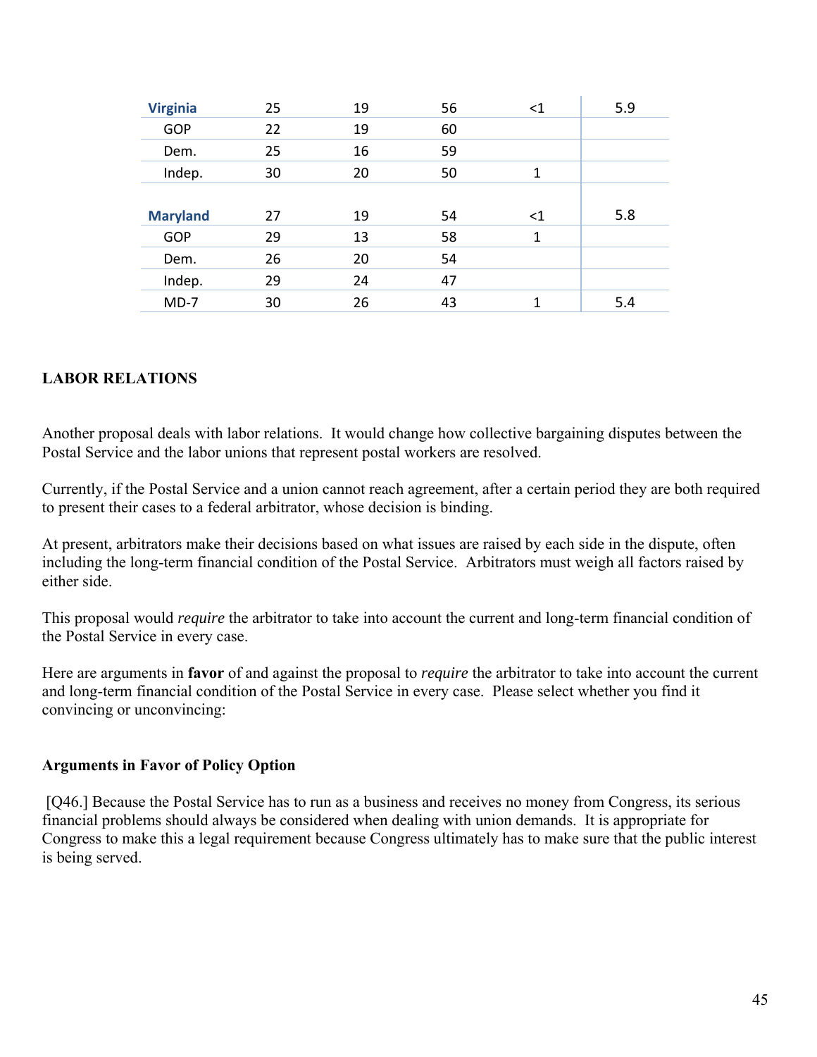| | | | | | |
|---|---|---|---|---|---|
| **Virginia** | 25 | 19 | 56 | <1 | 5.9 |
| GOP | 22 | 19 | 60 | | |
| Dem. | 25 | 16 | 59 | | |
| Indep. | 30 | 20 | 50 | 1 | |
| | | | | | |
| **Maryland** | 27 | 19 | 54 | <1 | 5.8 |
| GOP | 29 | 13 | 58 | 1 | |
| Dem. | 26 | 20 | 54 | | |
| Indep. | 29 | 24 | 47 | | |
| MD-7 | 30 | 26 | 43 | 1 | 5.4 |

**LABOR RELATIONS**

Another proposal deals with labor relations. It would change how collective bargaining disputes between the Postal Service and the labor unions that represent postal workers are resolved.

Currently, if the Postal Service and a union cannot reach agreement, after a certain period they are both required to present their cases to a federal arbitrator, whose decision is binding.

At present, arbitrators make their decisions based on what issues are raised by each side in the dispute, often including the long-term financial condition of the Postal Service. Arbitrators must weigh all factors raised by either side.

This proposal would *require* the arbitrator to take into account the current and long-term financial condition of the Postal Service in every case.

Here are arguments in **favor** of and against the proposal to *require* the arbitrator to take into account the current and long-term financial condition of the Postal Service in every case. Please select whether you find it convincing or unconvincing:

**Arguments in Favor of Policy Option**

[Q46.] Because the Postal Service has to run as a business and receives no money from Congress, its serious financial problems should always be considered when dealing with union demands. It is appropriate for Congress to make this a legal requirement because Congress ultimately has to make sure that the public interest is being served.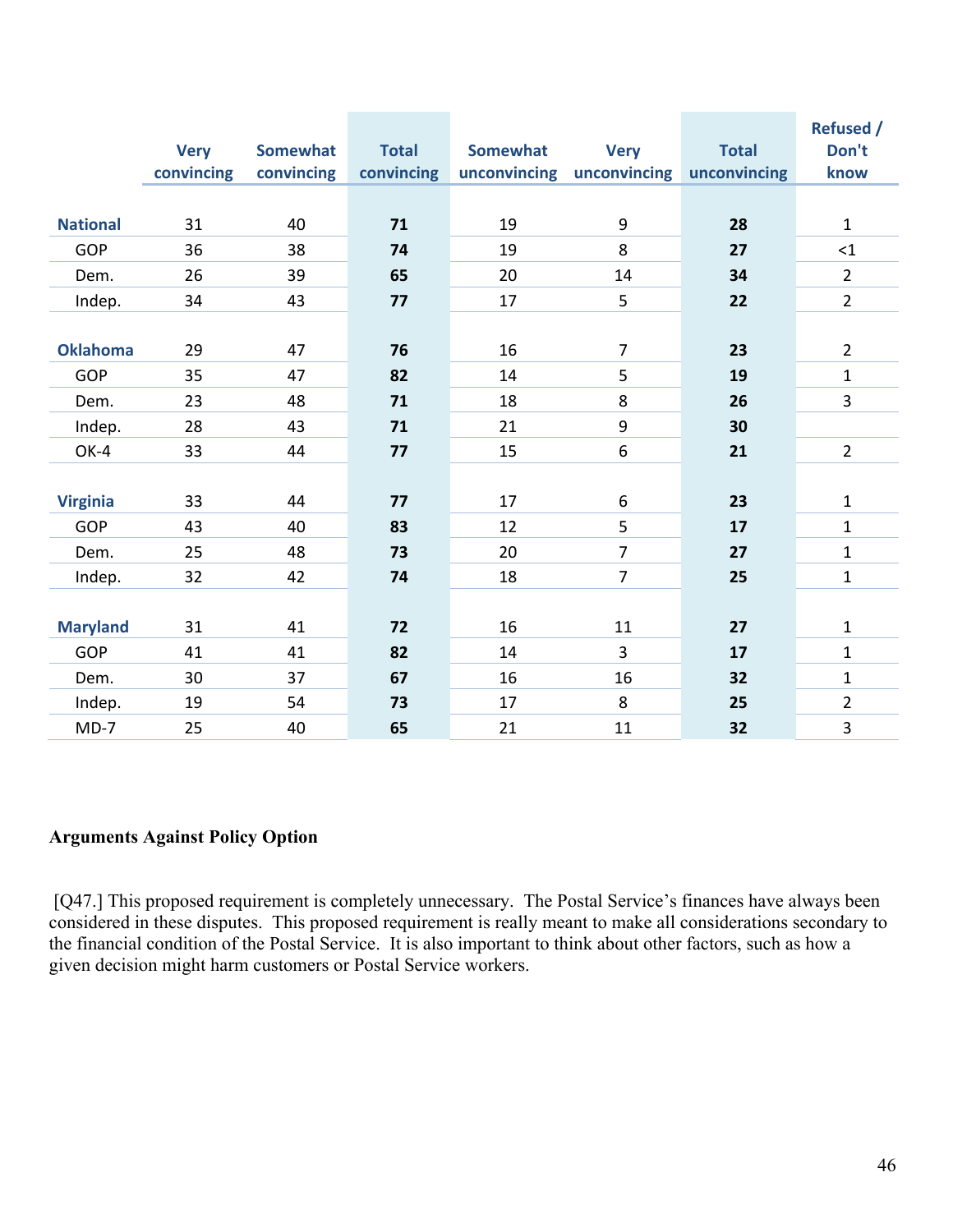| | Very convincing | Somewhat convincing | Total convincing | Somewhat unconvincing | Very unconvincing | Total unconvincing | Refused / Don't know |
|---|---|---|---|---|---|---|---|
| **National** | 31 | 40 | **71** | 19 | 9 | **28** | 1 |
| GOP | 36 | 38 | **74** | 19 | 8 | **27** | <1 |
| Dem. | 26 | 39 | **65** | 20 | 14 | **34** | 2 |
| Indep. | 34 | 43 | **77** | 17 | 5 | **22** | 2 |
| **Oklahoma** | 29 | 47 | **76** | 16 | 7 | **23** | 2 |
| GOP | 35 | 47 | **82** | 14 | 5 | **19** | 1 |
| Dem. | 23 | 48 | **71** | 18 | 8 | **26** | 3 |
| Indep. | 28 | 43 | **71** | 21 | 9 | **30** | |
| OK-4 | 33 | 44 | **77** | 15 | 6 | **21** | 2 |
| **Virginia** | 33 | 44 | **77** | 17 | 6 | **23** | 1 |
| GOP | 43 | 40 | **83** | 12 | 5 | **17** | 1 |
| Dem. | 25 | 48 | **73** | 20 | 7 | **27** | 1 |
| Indep. | 32 | 42 | **74** | 18 | 7 | **25** | 1 |
| **Maryland** | 31 | 41 | **72** | 16 | 11 | **27** | 1 |
| GOP | 41 | 41 | **82** | 14 | 3 | **17** | 1 |
| Dem. | 30 | 37 | **67** | 16 | 16 | **32** | 1 |
| Indep. | 19 | 54 | **73** | 17 | 8 | **25** | 2 |
| MD-7 | 25 | 40 | **65** | 21 | 11 | **32** | 3 |

**Arguments Against Policy Option**

[Q47.] This proposed requirement is completely unnecessary. The Postal Service's finances have always been considered in these disputes. This proposed requirement is really meant to make all considerations secondary to the financial condition of the Postal Service. It is also important to think about other factors, such as how a given decision might harm customers or Postal Service workers.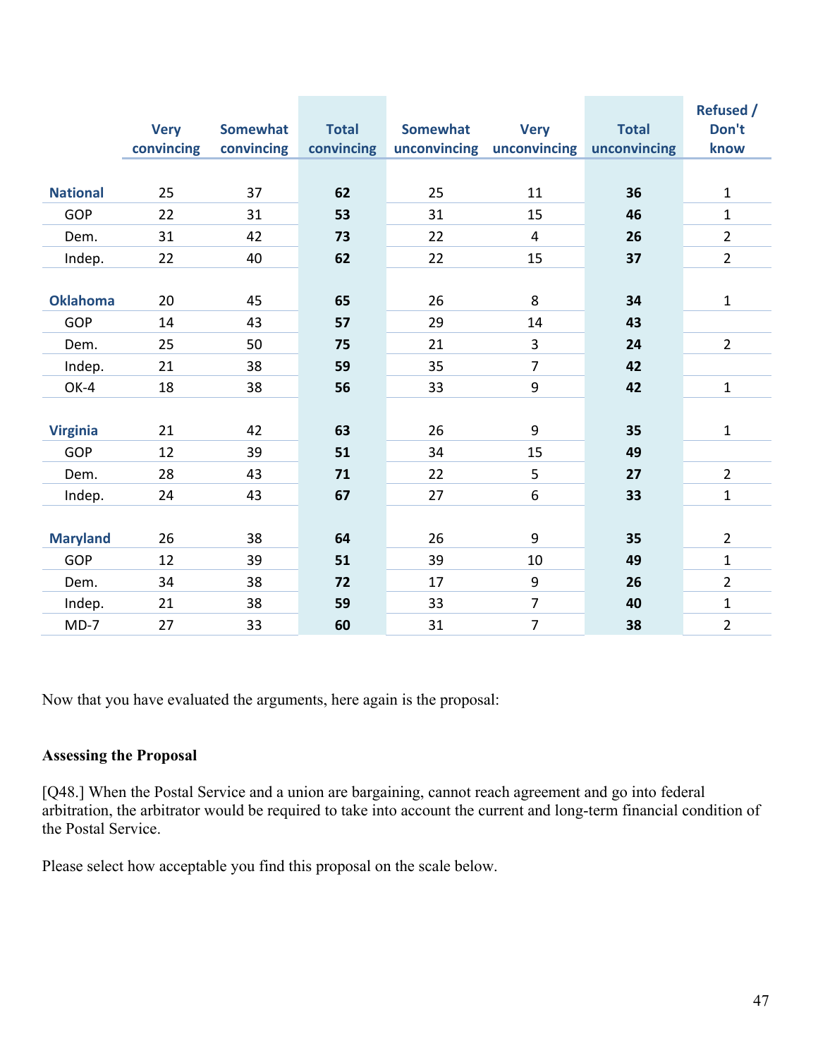| | Very convincing | Somewhat convincing | Total convincing | Somewhat unconvincing | Very unconvincing | Total unconvincing | Refused / Don't know |
|---|---|---|---|---|---|---|---|
| **National** | 25 | 37 | **62** | 25 | 11 | **36** | 1 |
| GOP | 22 | 31 | **53** | 31 | 15 | **46** | 1 |
| Dem. | 31 | 42 | **73** | 22 | 4 | **26** | 2 |
| Indep. | 22 | 40 | **62** | 22 | 15 | **37** | 2 |
| **Oklahoma** | 20 | 45 | **65** | 26 | 8 | **34** | 1 |
| GOP | 14 | 43 | **57** | 29 | 14 | **43** | |
| Dem. | 25 | 50 | **75** | 21 | 3 | **24** | 2 |
| Indep. | 21 | 38 | **59** | 35 | 7 | **42** | |
| OK-4 | 18 | 38 | **56** | 33 | 9 | **42** | 1 |
| **Virginia** | 21 | 42 | **63** | 26 | 9 | **35** | 1 |
| GOP | 12 | 39 | **51** | 34 | 15 | **49** | |
| Dem. | 28 | 43 | **71** | 22 | 5 | **27** | 2 |
| Indep. | 24 | 43 | **67** | 27 | 6 | **33** | 1 |
| **Maryland** | 26 | 38 | **64** | 26 | 9 | **35** | 2 |
| GOP | 12 | 39 | **51** | 39 | 10 | **49** | 1 |
| Dem. | 34 | 38 | **72** | 17 | 9 | **26** | 2 |
| Indep. | 21 | 38 | **59** | 33 | 7 | **40** | 1 |
| MD-7 | 27 | 33 | **60** | 31 | 7 | **38** | 2 |

Now that you have evaluated the arguments, here again is the proposal:

**Assessing the Proposal**

[Q48.] When the Postal Service and a union are bargaining, cannot reach agreement and go into federal arbitration, the arbitrator would be required to take into account the current and long-term financial condition of the Postal Service.

Please select how acceptable you find this proposal on the scale below.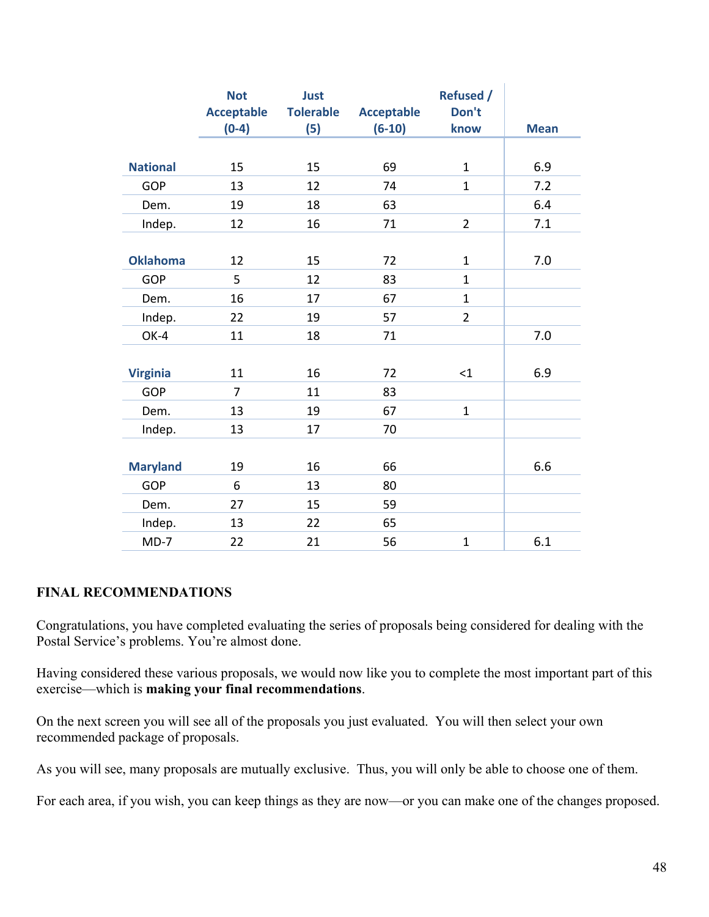| | Not Acceptable (0-4) | Just Tolerable (5) | Acceptable (6-10) | Refused / Don't know | Mean |
|---|---|---|---|---|---|
| **National** | 15 | 15 | 69 | 1 | 6.9 |
| GOP | 13 | 12 | 74 | 1 | 7.2 |
| Dem. | 19 | 18 | 63 | | 6.4 |
| Indep. | 12 | 16 | 71 | 2 | 7.1 |
| **Oklahoma** | 12 | 15 | 72 | 1 | 7.0 |
| GOP | 5 | 12 | 83 | 1 | |
| Dem. | 16 | 17 | 67 | 1 | |
| Indep. | 22 | 19 | 57 | 2 | |
| OK-4 | 11 | 18 | 71 | | 7.0 |
| **Virginia** | 11 | 16 | 72 | <1 | 6.9 |
| GOP | 7 | 11 | 83 | | |
| Dem. | 13 | 19 | 67 | 1 | |
| Indep. | 13 | 17 | 70 | | |
| **Maryland** | 19 | 16 | 66 | | 6.6 |
| GOP | 6 | 13 | 80 | | |
| Dem. | 27 | 15 | 59 | | |
| Indep. | 13 | 22 | 65 | | |
| MD-7 | 22 | 21 | 56 | 1 | 6.1 |

**FINAL RECOMMENDATIONS**

Congratulations, you have completed evaluating the series of proposals being considered for dealing with the Postal Service's problems. You're almost done.

Having considered these various proposals, we would now like you to complete the most important part of this exercise—which is **making your final recommendations**.

On the next screen you will see all of the proposals you just evaluated. You will then select your own recommended package of proposals.

As you will see, many proposals are mutually exclusive. Thus, you will only be able to choose one of them.

For each area, if you wish, you can keep things as they are now—or you can make one of the changes proposed.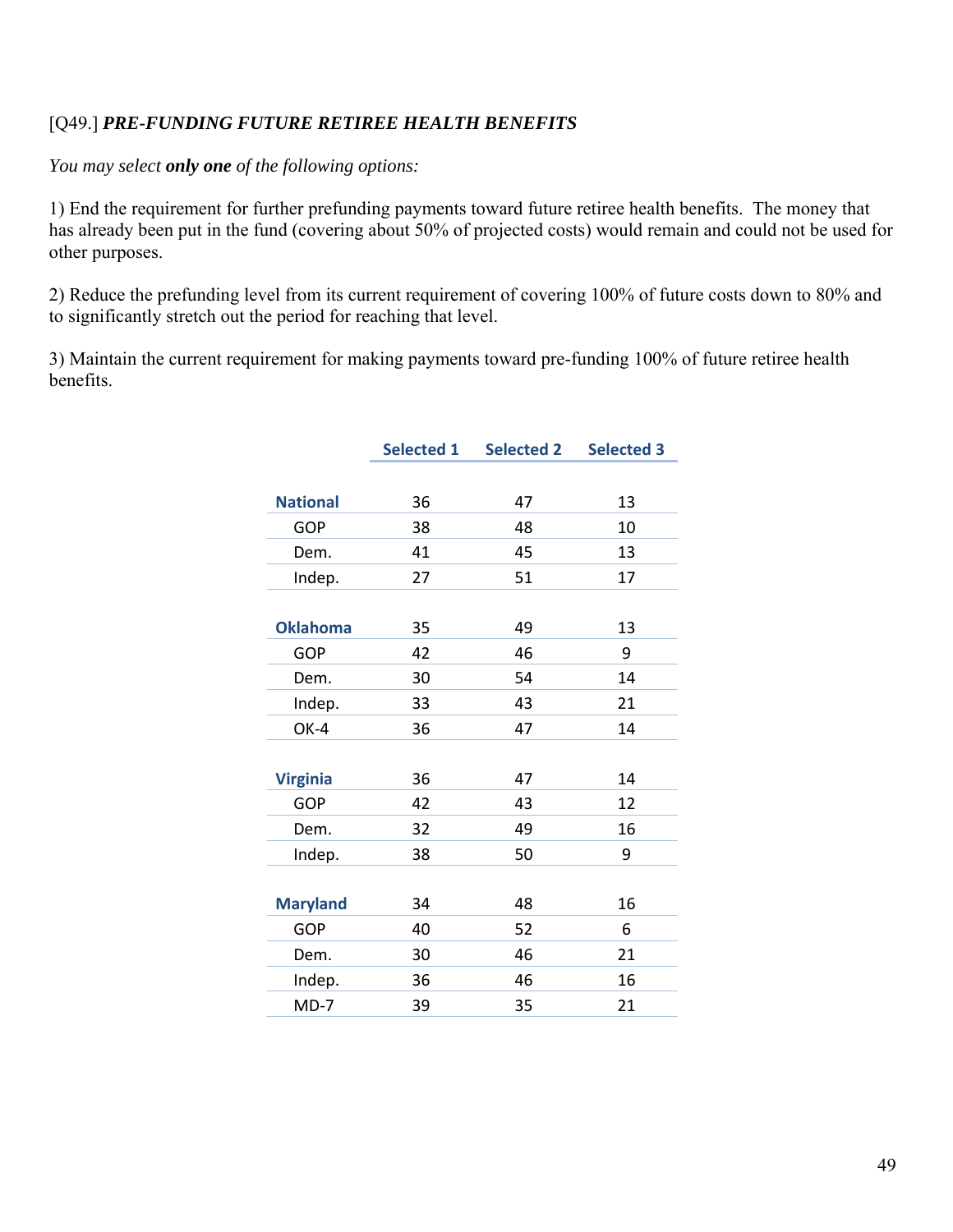[Q49.] ***PRE-FUNDING FUTURE RETIREE HEALTH BENEFITS***

*You may select **only one** of the following options:*

1) End the requirement for further prefunding payments toward future retiree health benefits. The money that has already been put in the fund (covering about 50% of projected costs) would remain and could not be used for other purposes.

2) Reduce the prefunding level from its current requirement of covering 100% of future costs down to 80% and to significantly stretch out the period for reaching that level.

3) Maintain the current requirement for making payments toward pre-funding 100% of future retiree health benefits.

| | Selected 1 | Selected 2 | Selected 3 |
|---|---|---|---|
| **National** | 36 | 47 | 13 |
| GOP | 38 | 48 | 10 |
| Dem. | 41 | 45 | 13 |
| Indep. | 27 | 51 | 17 |
| **Oklahoma** | 35 | 49 | 13 |
| GOP | 42 | 46 | 9 |
| Dem. | 30 | 54 | 14 |
| Indep. | 33 | 43 | 21 |
| OK-4 | 36 | 47 | 14 |
| **Virginia** | 36 | 47 | 14 |
| GOP | 42 | 43 | 12 |
| Dem. | 32 | 49 | 16 |
| Indep. | 38 | 50 | 9 |
| **Maryland** | 34 | 48 | 16 |
| GOP | 40 | 52 | 6 |
| Dem. | 30 | 46 | 21 |
| Indep. | 36 | 46 | 16 |
| MD-7 | 39 | 35 | 21 |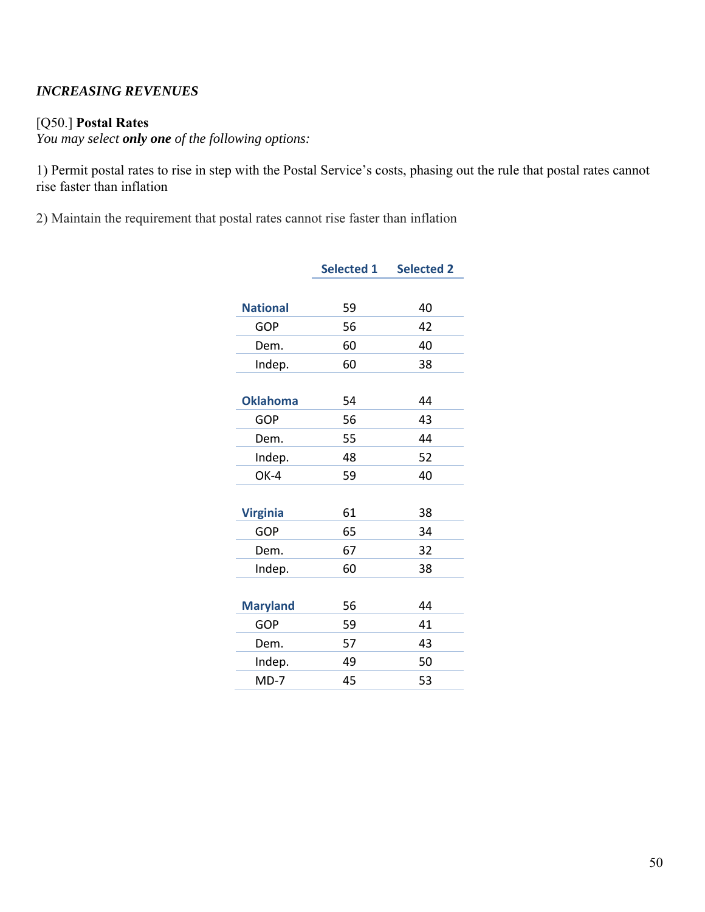***INCREASING REVENUES***

[Q50.] **Postal Rates**

*You may select **only one** of the following options:*

1) Permit postal rates to rise in step with the Postal Service's costs, phasing out the rule that postal rates cannot rise faster than inflation

2) Maintain the requirement that postal rates cannot rise faster than inflation

| | Selected 1 | Selected 2 |
|---|---|---|
| **National** | 59 | 40 |
| GOP | 56 | 42 |
| Dem. | 60 | 40 |
| Indep. | 60 | 38 |
| **Oklahoma** | 54 | 44 |
| GOP | 56 | 43 |
| Dem. | 55 | 44 |
| Indep. | 48 | 52 |
| OK-4 | 59 | 40 |
| **Virginia** | 61 | 38 |
| GOP | 65 | 34 |
| Dem. | 67 | 32 |
| Indep. | 60 | 38 |
| **Maryland** | 56 | 44 |
| GOP | 59 | 41 |
| Dem. | 57 | 43 |
| Indep. | 49 | 50 |
| MD-7 | 45 | 53 |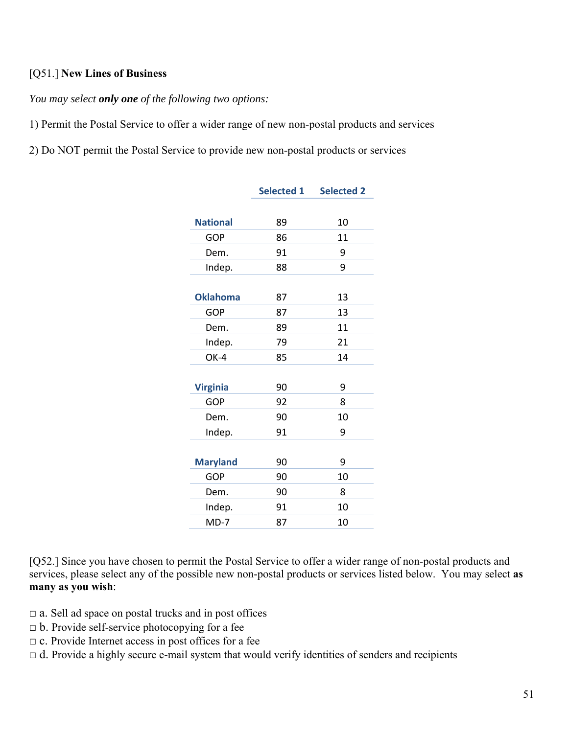[Q51.] **New Lines of Business**

*You may select **only one** of the following two options:*

1) Permit the Postal Service to offer a wider range of new non-postal products and services

2) Do NOT permit the Postal Service to provide new non-postal products or services

| | Selected 1 | Selected 2 |
|---|---|---|
| **National** | 89 | 10 |
| GOP | 86 | 11 |
| Dem. | 91 | 9 |
| Indep. | 88 | 9 |
| **Oklahoma** | 87 | 13 |
| GOP | 87 | 13 |
| Dem. | 89 | 11 |
| Indep. | 79 | 21 |
| OK-4 | 85 | 14 |
| **Virginia** | 90 | 9 |
| GOP | 92 | 8 |
| Dem. | 90 | 10 |
| Indep. | 91 | 9 |
| **Maryland** | 90 | 9 |
| GOP | 90 | 10 |
| Dem. | 90 | 8 |
| Indep. | 91 | 10 |
| MD-7 | 87 | 10 |

[Q52.] Since you have chosen to permit the Postal Service to offer a wider range of non-postal products and services, please select any of the possible new non-postal products or services listed below. You may select **as many as you wish**:

□ a. Sell ad space on postal trucks and in post offices
□ b. Provide self-service photocopying for a fee
□ c. Provide Internet access in post offices for a fee
□ d. Provide a highly secure e-mail system that would verify identities of senders and recipients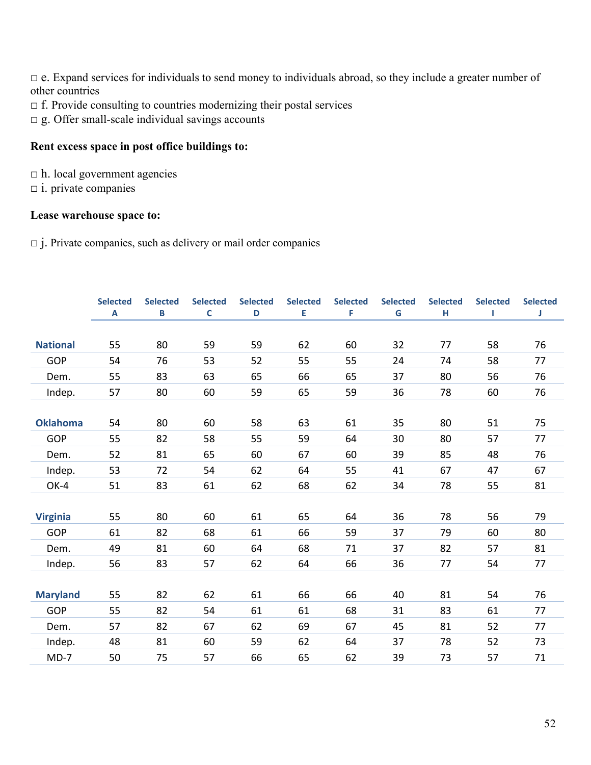□ e. Expand services for individuals to send money to individuals abroad, so they include a greater number of other countries
□ f. Provide consulting to countries modernizing their postal services
□ g. Offer small-scale individual savings accounts

**Rent excess space in post office buildings to:**

□ h. local government agencies
□ i. private companies

**Lease warehouse space to:**

□ j. Private companies, such as delivery or mail order companies

| | Selected A | Selected B | Selected C | Selected D | Selected E | Selected F | Selected G | Selected H | Selected I | Selected J |
|---|---|---|---|---|---|---|---|---|---|---|
| **National** | 55 | 80 | 59 | 59 | 62 | 60 | 32 | 77 | 58 | 76 |
| GOP | 54 | 76 | 53 | 52 | 55 | 55 | 24 | 74 | 58 | 77 |
| Dem. | 55 | 83 | 63 | 65 | 66 | 65 | 37 | 80 | 56 | 76 |
| Indep. | 57 | 80 | 60 | 59 | 65 | 59 | 36 | 78 | 60 | 76 |
| **Oklahoma** | 54 | 80 | 60 | 58 | 63 | 61 | 35 | 80 | 51 | 75 |
| GOP | 55 | 82 | 58 | 55 | 59 | 64 | 30 | 80 | 57 | 77 |
| Dem. | 52 | 81 | 65 | 60 | 67 | 60 | 39 | 85 | 48 | 76 |
| Indep. | 53 | 72 | 54 | 62 | 64 | 55 | 41 | 67 | 47 | 67 |
| OK-4 | 51 | 83 | 61 | 62 | 68 | 62 | 34 | 78 | 55 | 81 |
| **Virginia** | 55 | 80 | 60 | 61 | 65 | 64 | 36 | 78 | 56 | 79 |
| GOP | 61 | 82 | 68 | 61 | 66 | 59 | 37 | 79 | 60 | 80 |
| Dem. | 49 | 81 | 60 | 64 | 68 | 71 | 37 | 82 | 57 | 81 |
| Indep. | 56 | 83 | 57 | 62 | 64 | 66 | 36 | 77 | 54 | 77 |
| **Maryland** | 55 | 82 | 62 | 61 | 66 | 66 | 40 | 81 | 54 | 76 |
| GOP | 55 | 82 | 54 | 61 | 61 | 68 | 31 | 83 | 61 | 77 |
| Dem. | 57 | 82 | 67 | 62 | 69 | 67 | 45 | 81 | 52 | 77 |
| Indep. | 48 | 81 | 60 | 59 | 62 | 64 | 37 | 78 | 52 | 73 |
| MD-7 | 50 | 75 | 57 | 66 | 65 | 62 | 39 | 73 | 57 | 71 |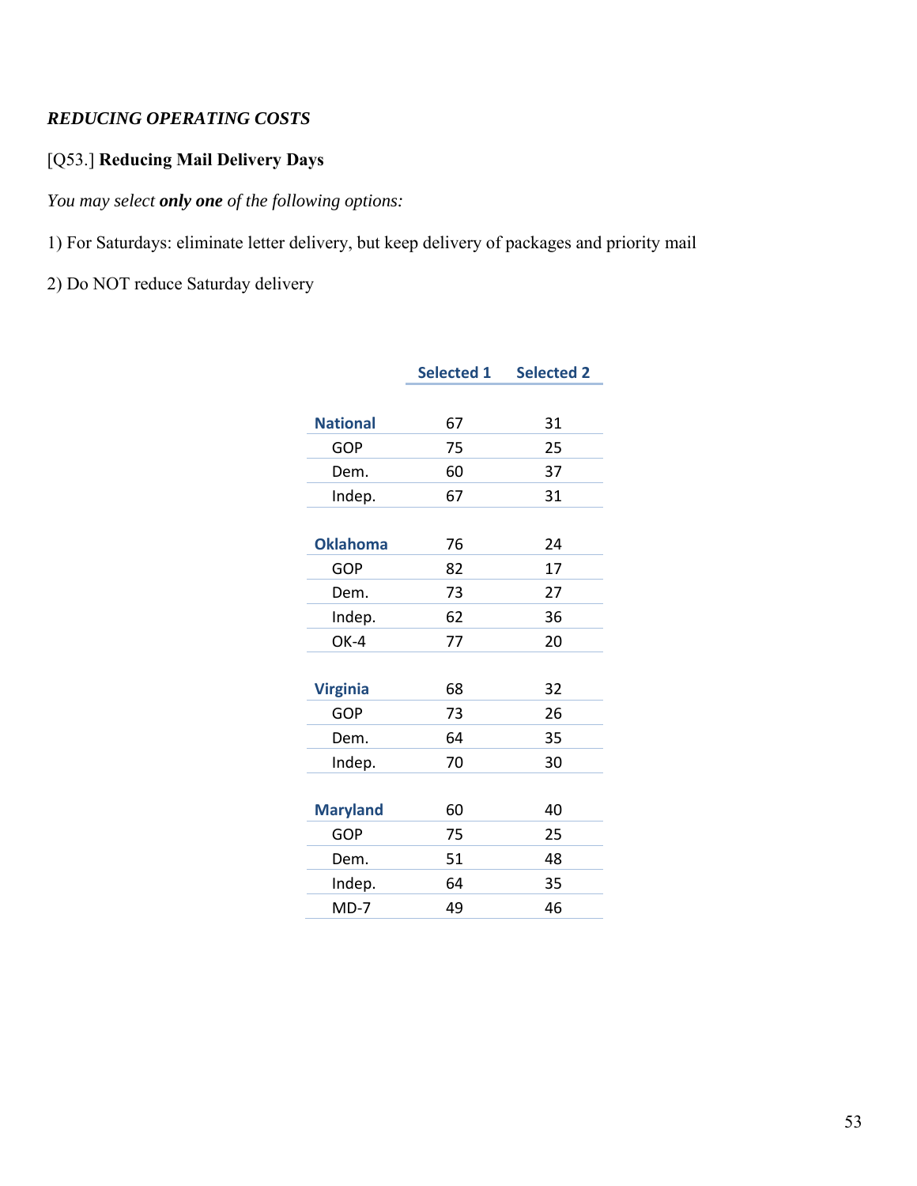***REDUCING OPERATING COSTS***

[Q53.] **Reducing Mail Delivery Days**

*You may select **only one** of the following options:*

1) For Saturdays: eliminate letter delivery, but keep delivery of packages and priority mail

2) Do NOT reduce Saturday delivery

| | Selected 1 | Selected 2 |
|---|---|---|
| **National** | 67 | 31 |
| GOP | 75 | 25 |
| Dem. | 60 | 37 |
| Indep. | 67 | 31 |
| **Oklahoma** | 76 | 24 |
| GOP | 82 | 17 |
| Dem. | 73 | 27 |
| Indep. | 62 | 36 |
| OK-4 | 77 | 20 |
| **Virginia** | 68 | 32 |
| GOP | 73 | 26 |
| Dem. | 64 | 35 |
| Indep. | 70 | 30 |
| **Maryland** | 60 | 40 |
| GOP | 75 | 25 |
| Dem. | 51 | 48 |
| Indep. | 64 | 35 |
| MD-7 | 49 | 46 |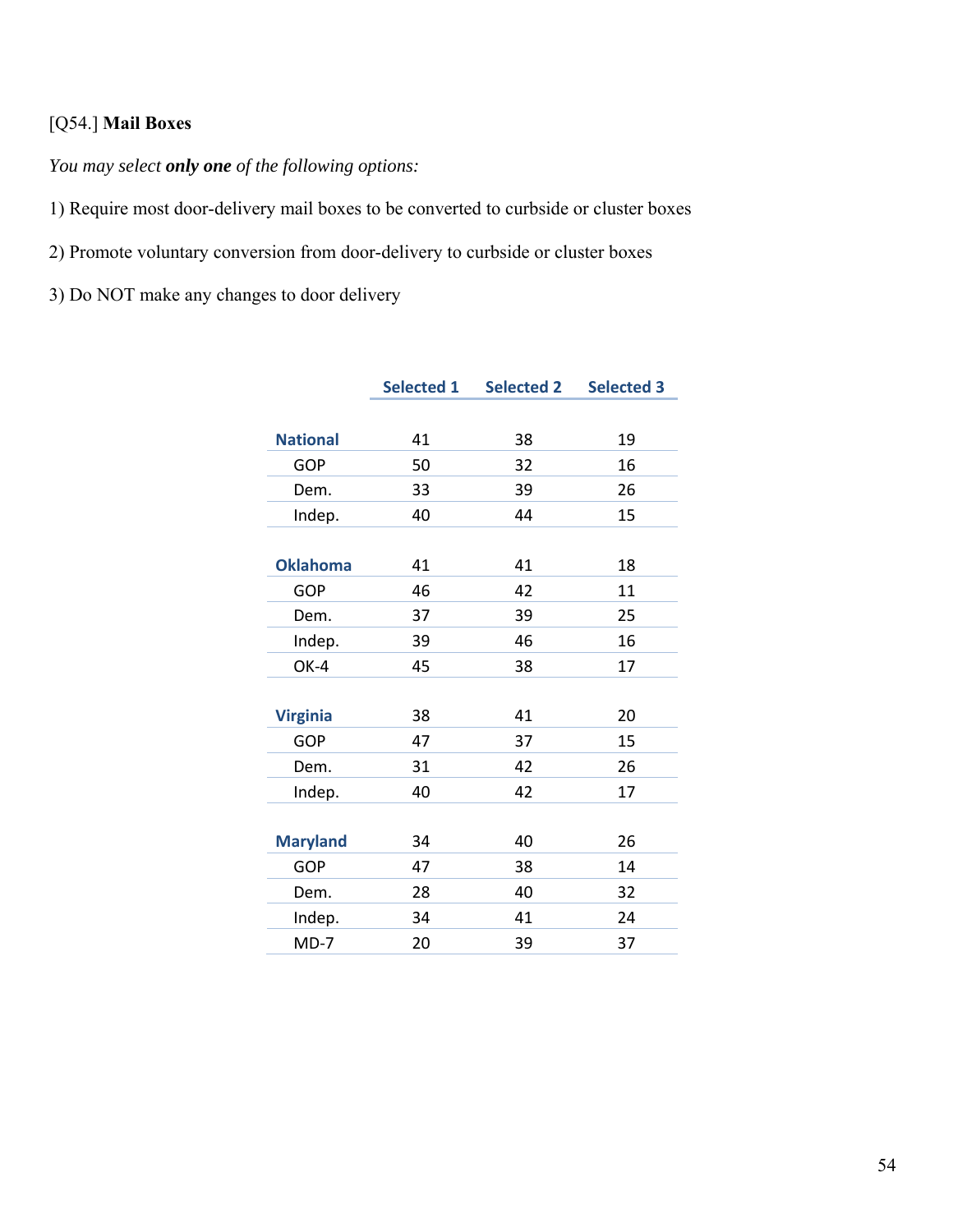[Q54.] **Mail Boxes**

*You may select* ***only one*** *of the following options:*

1) Require most door-delivery mail boxes to be converted to curbside or cluster boxes

2) Promote voluntary conversion from door-delivery to curbside or cluster boxes

3) Do NOT make any changes to door delivery

| | Selected 1 | Selected 2 | Selected 3 |
|---|---|---|---|
| **National** | 41 | 38 | 19 |
| GOP | 50 | 32 | 16 |
| Dem. | 33 | 39 | 26 |
| Indep. | 40 | 44 | 15 |
| **Oklahoma** | 41 | 41 | 18 |
| GOP | 46 | 42 | 11 |
| Dem. | 37 | 39 | 25 |
| Indep. | 39 | 46 | 16 |
| OK-4 | 45 | 38 | 17 |
| **Virginia** | 38 | 41 | 20 |
| GOP | 47 | 37 | 15 |
| Dem. | 31 | 42 | 26 |
| Indep. | 40 | 42 | 17 |
| **Maryland** | 34 | 40 | 26 |
| GOP | 47 | 38 | 14 |
| Dem. | 28 | 40 | 32 |
| Indep. | 34 | 41 | 24 |
| MD-7 | 20 | 39 | 37 |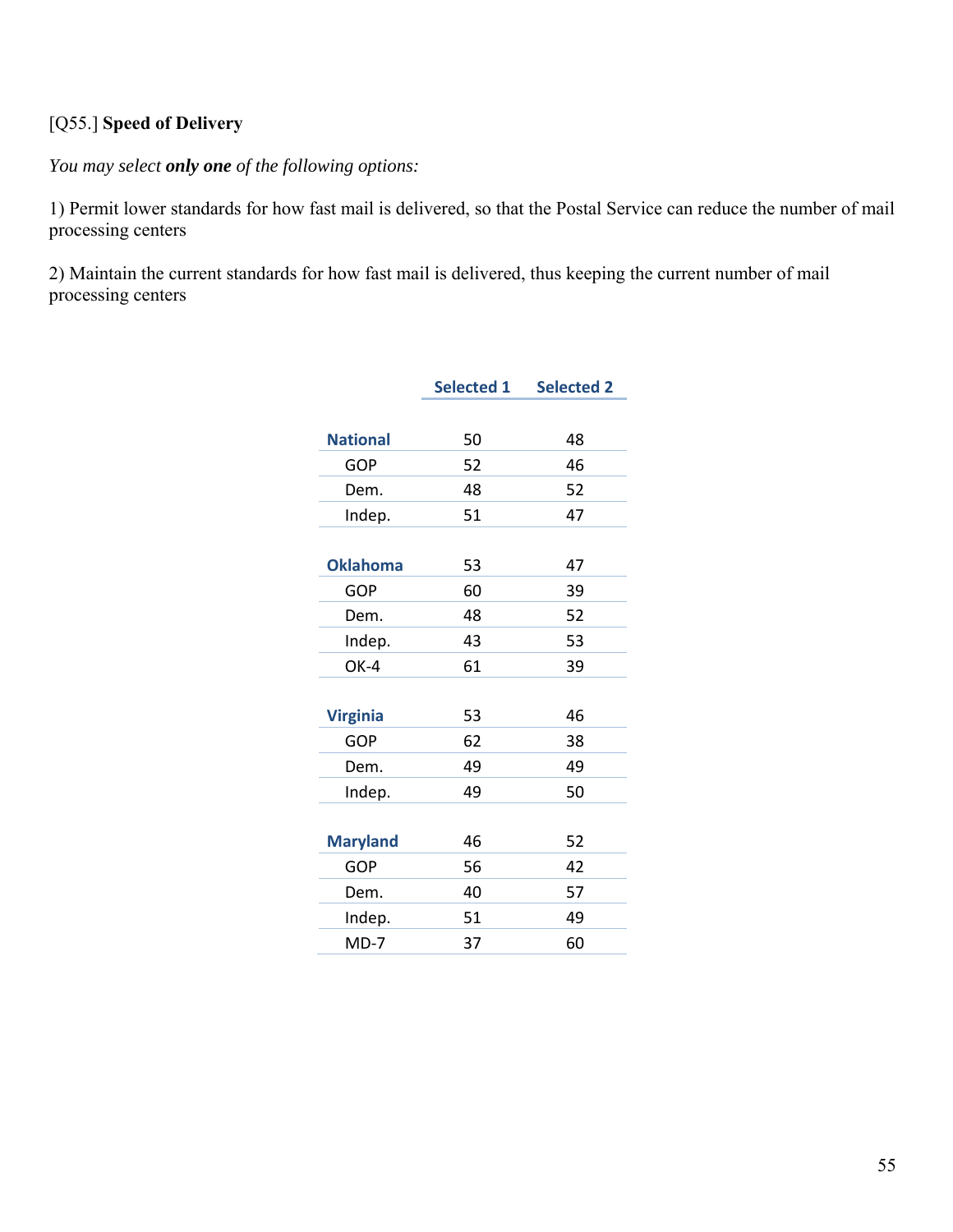[Q55.] **Speed of Delivery**

*You may select **only one** of the following options:*

1) Permit lower standards for how fast mail is delivered, so that the Postal Service can reduce the number of mail processing centers

2) Maintain the current standards for how fast mail is delivered, thus keeping the current number of mail processing centers

| | Selected 1 | Selected 2 |
|---|---|---|
| **National** | 50 | 48 |
| GOP | 52 | 46 |
| Dem. | 48 | 52 |
| Indep. | 51 | 47 |
| **Oklahoma** | 53 | 47 |
| GOP | 60 | 39 |
| Dem. | 48 | 52 |
| Indep. | 43 | 53 |
| OK-4 | 61 | 39 |
| **Virginia** | 53 | 46 |
| GOP | 62 | 38 |
| Dem. | 49 | 49 |
| Indep. | 49 | 50 |
| **Maryland** | 46 | 52 |
| GOP | 56 | 42 |
| Dem. | 40 | 57 |
| Indep. | 51 | 49 |
| MD-7 | 37 | 60 |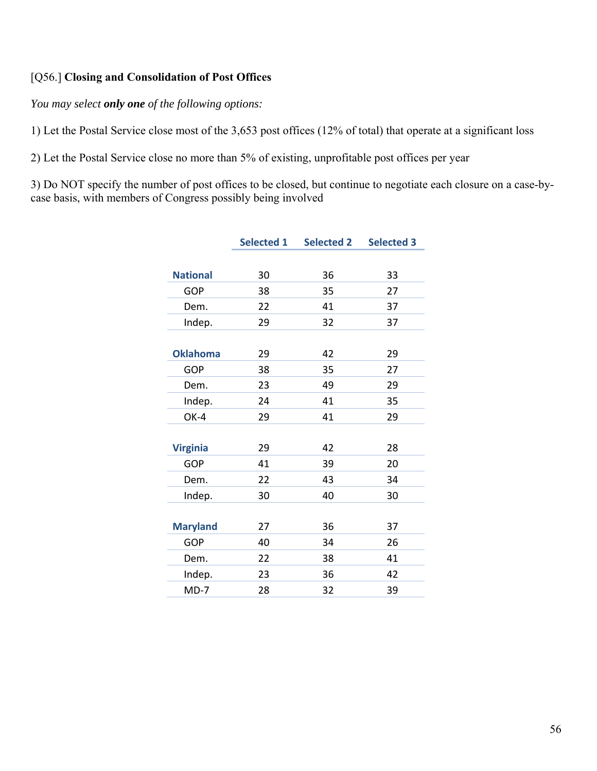[Q56.] **Closing and Consolidation of Post Offices**

*You may select **only one** of the following options:*

1) Let the Postal Service close most of the 3,653 post offices (12% of total) that operate at a significant loss

2) Let the Postal Service close no more than 5% of existing, unprofitable post offices per year

3) Do NOT specify the number of post offices to be closed, but continue to negotiate each closure on a case-by-case basis, with members of Congress possibly being involved

| | Selected 1 | Selected 2 | Selected 3 |
|---|---|---|---|
| **National** | 30 | 36 | 33 |
| GOP | 38 | 35 | 27 |
| Dem. | 22 | 41 | 37 |
| Indep. | 29 | 32 | 37 |
| **Oklahoma** | 29 | 42 | 29 |
| GOP | 38 | 35 | 27 |
| Dem. | 23 | 49 | 29 |
| Indep. | 24 | 41 | 35 |
| OK-4 | 29 | 41 | 29 |
| **Virginia** | 29 | 42 | 28 |
| GOP | 41 | 39 | 20 |
| Dem. | 22 | 43 | 34 |
| Indep. | 30 | 40 | 30 |
| **Maryland** | 27 | 36 | 37 |
| GOP | 40 | 34 | 26 |
| Dem. | 22 | 38 | 41 |
| Indep. | 23 | 36 | 42 |
| MD-7 | 28 | 32 | 39 |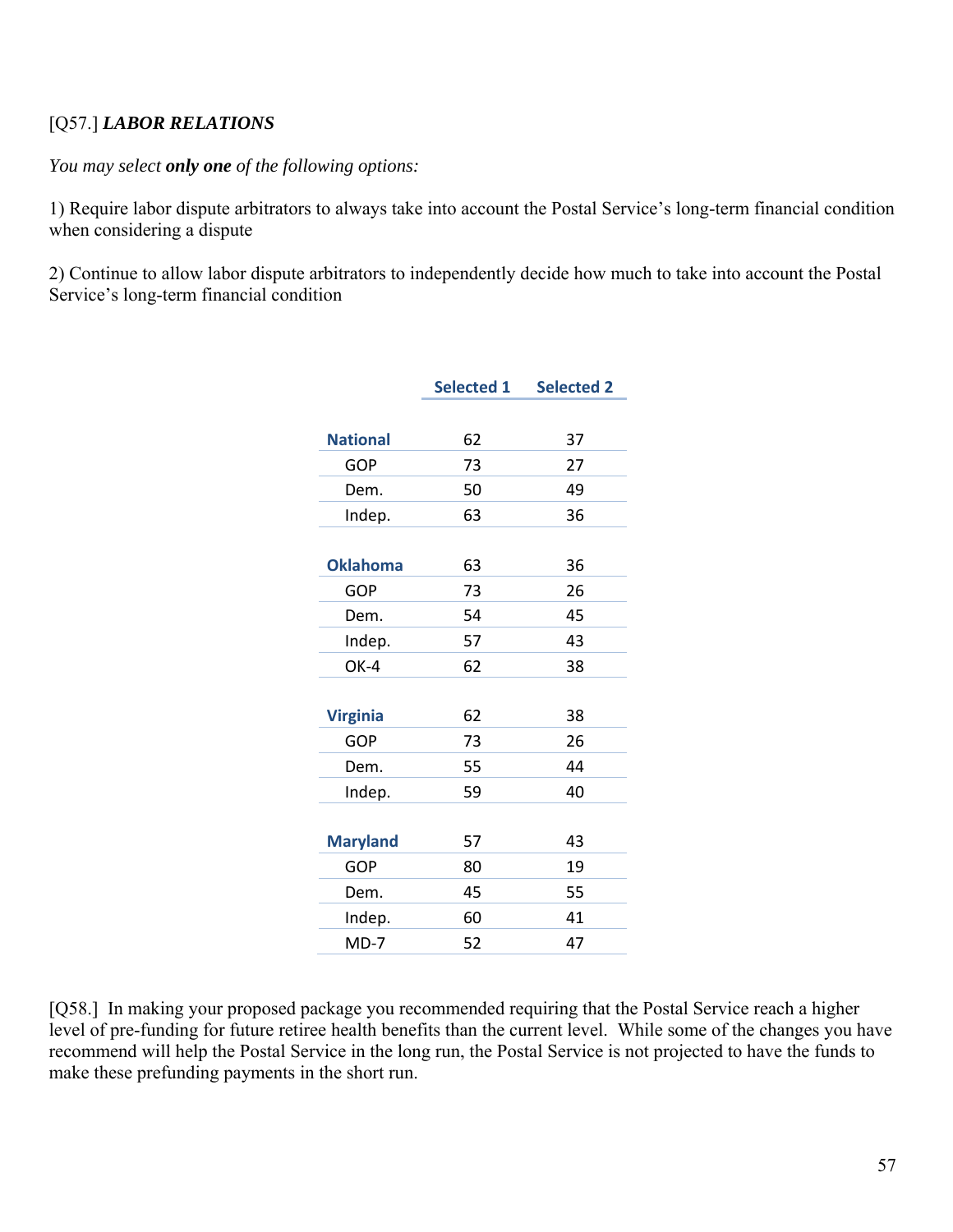[Q57.] ***LABOR RELATIONS***

*You may select **only one** of the following options:*

1) Require labor dispute arbitrators to always take into account the Postal Service's long-term financial condition when considering a dispute

2) Continue to allow labor dispute arbitrators to independently decide how much to take into account the Postal Service's long-term financial condition

| | Selected 1 | Selected 2 |
|---|---|---|
| **National** | 62 | 37 |
| GOP | 73 | 27 |
| Dem. | 50 | 49 |
| Indep. | 63 | 36 |
| **Oklahoma** | 63 | 36 |
| GOP | 73 | 26 |
| Dem. | 54 | 45 |
| Indep. | 57 | 43 |
| OK-4 | 62 | 38 |
| **Virginia** | 62 | 38 |
| GOP | 73 | 26 |
| Dem. | 55 | 44 |
| Indep. | 59 | 40 |
| **Maryland** | 57 | 43 |
| GOP | 80 | 19 |
| Dem. | 45 | 55 |
| Indep. | 60 | 41 |
| MD-7 | 52 | 47 |

[Q58.] In making your proposed package you recommended requiring that the Postal Service reach a higher level of pre-funding for future retiree health benefits than the current level. While some of the changes you have recommend will help the Postal Service in the long run, the Postal Service is not projected to have the funds to make these prefunding payments in the short run.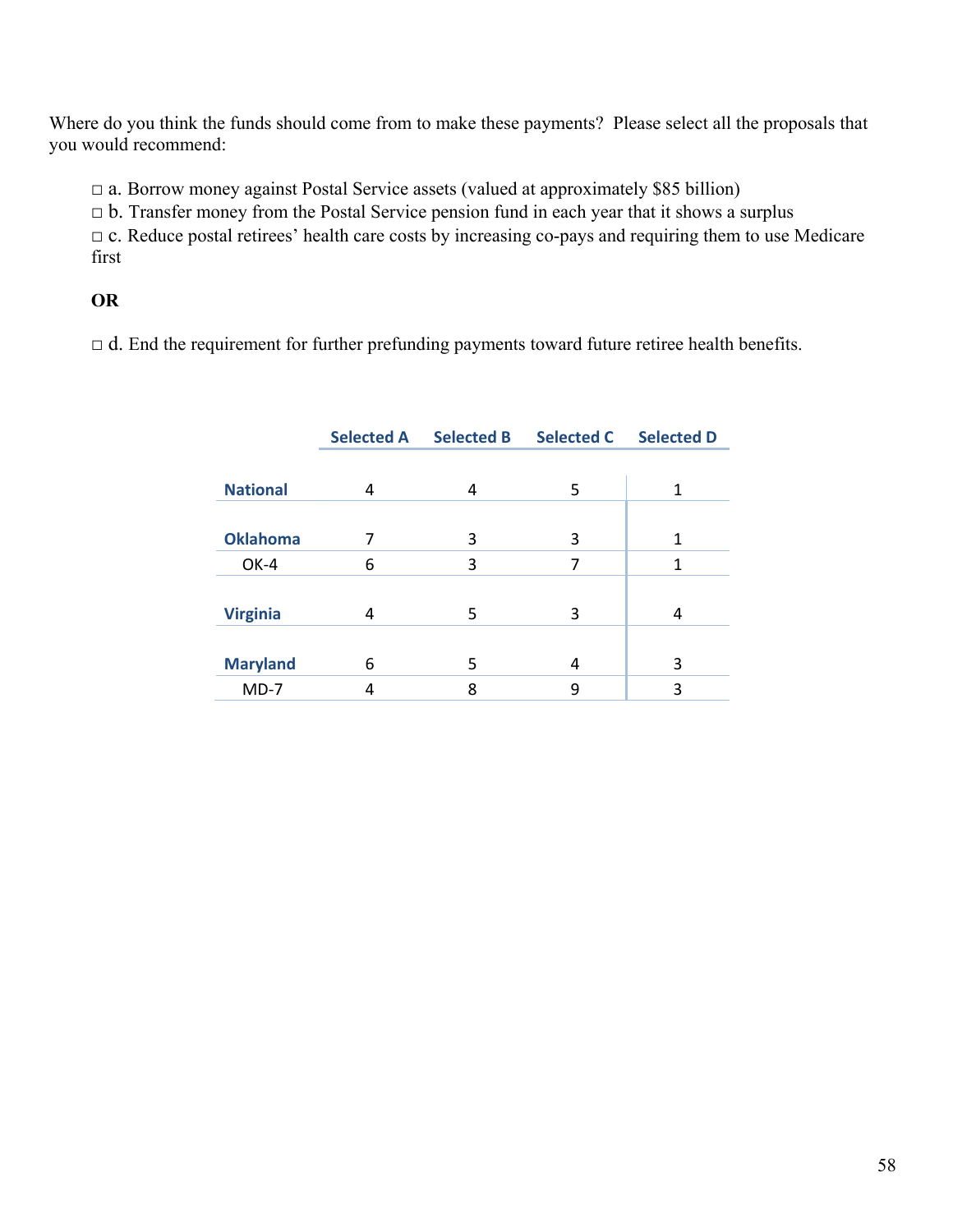Where do you think the funds should come from to make these payments? Please select all the proposals that you would recommend:

- □ a. Borrow money against Postal Service assets (valued at approximately $85 billion)
- □ b. Transfer money from the Postal Service pension fund in each year that it shows a surplus
- □ c. Reduce postal retirees' health care costs by increasing co-pays and requiring them to use Medicare first

**OR**

- □ d. End the requirement for further prefunding payments toward future retiree health benefits.

| | Selected A | Selected B | Selected C | Selected D |
|---|---|---|---|---|
| **National** | 4 | 4 | 5 | 1 |
| **Oklahoma** | 7 | 3 | 3 | 1 |
| OK-4 | 6 | 3 | 7 | 1 |
| **Virginia** | 4 | 5 | 3 | 4 |
| **Maryland** | 6 | 5 | 4 | 3 |
| MD-7 | 4 | 8 | 9 | 3 |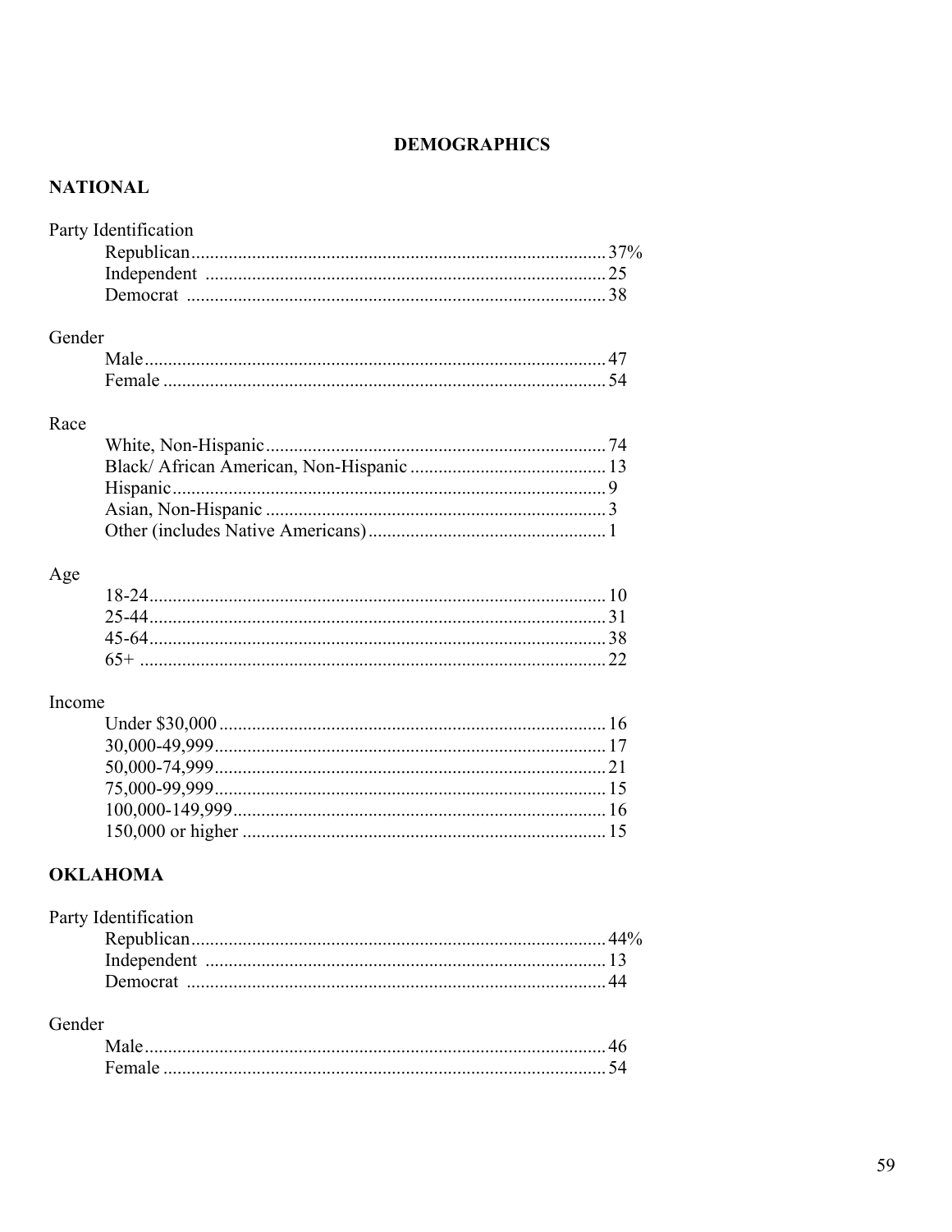## DEMOGRAPHICS

### NATIONAL

Party Identification

| | |
|---|---|
| Republican | 37% |
| Independent | 25 |
| Democrat | 38 |

Gender

| | |
|---|---|
| Male | 47 |
| Female | 54 |

Race

| | |
|---|---|
| White, Non-Hispanic | 74 |
| Black/ African American, Non-Hispanic | 13 |
| Hispanic | 9 |
| Asian, Non-Hispanic | 3 |
| Other (includes Native Americans) | 1 |

Age

| | |
|---|---|
| 18-24 | 10 |
| 25-44 | 31 |
| 45-64 | 38 |
| 65+ | 22 |

Income

| | |
|---|---|
| Under $30,000 | 16 |
| 30,000-49,999 | 17 |
| 50,000-74,999 | 21 |
| 75,000-99,999 | 15 |
| 100,000-149,999 | 16 |
| 150,000 or higher | 15 |

### OKLAHOMA

Party Identification

| | |
|---|---|
| Republican | 44% |
| Independent | 13 |
| Democrat | 44 |

Gender

| | |
|---|---|
| Male | 46 |
| Female | 54 |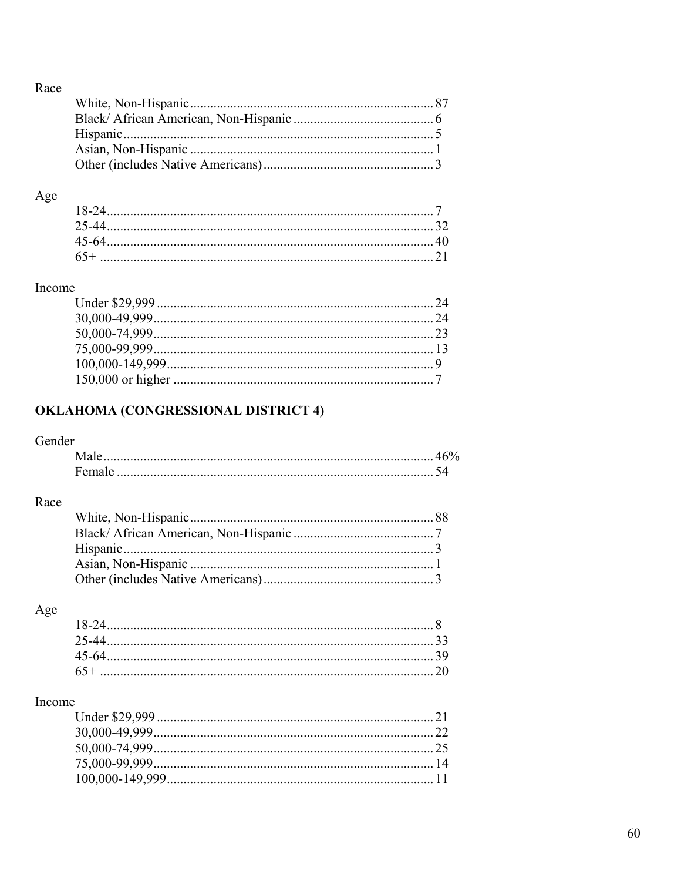Race

- White, Non-Hispanic........................................................................ 87
- Black/ African American, Non-Hispanic .......................................... 6
- Hispanic............................................................................................ 5
- Asian, Non-Hispanic ........................................................................ 1
- Other (includes Native Americans)................................................... 3

Age

- 18-24................................................................................................. 7
- 25-44................................................................................................. 32
- 45-64................................................................................................. 40
- 65+ ................................................................................................... 21

Income

- Under $29,999 .................................................................................. 24
- 30,000-49,999................................................................................... 24
- 50,000-74,999................................................................................... 23
- 75,000-99,999................................................................................... 13
- 100,000-149,999................................................................................ 9
- 150,000 or higher ............................................................................. 7

## OKLAHOMA (CONGRESSIONAL DISTRICT 4)

Gender

- Male.................................................................................................. 46%
- Female .............................................................................................. 54

Race

- White, Non-Hispanic........................................................................ 88
- Black/ African American, Non-Hispanic .......................................... 7
- Hispanic............................................................................................ 3
- Asian, Non-Hispanic ........................................................................ 1
- Other (includes Native Americans)................................................... 3

Age

- 18-24................................................................................................. 8
- 25-44................................................................................................. 33
- 45-64................................................................................................. 39
- 65+ ................................................................................................... 20

Income

- Under $29,999 .................................................................................. 21
- 30,000-49,999................................................................................... 22
- 50,000-74,999................................................................................... 25
- 75,000-99,999................................................................................... 14
- 100,000-149,999............................................................................... 11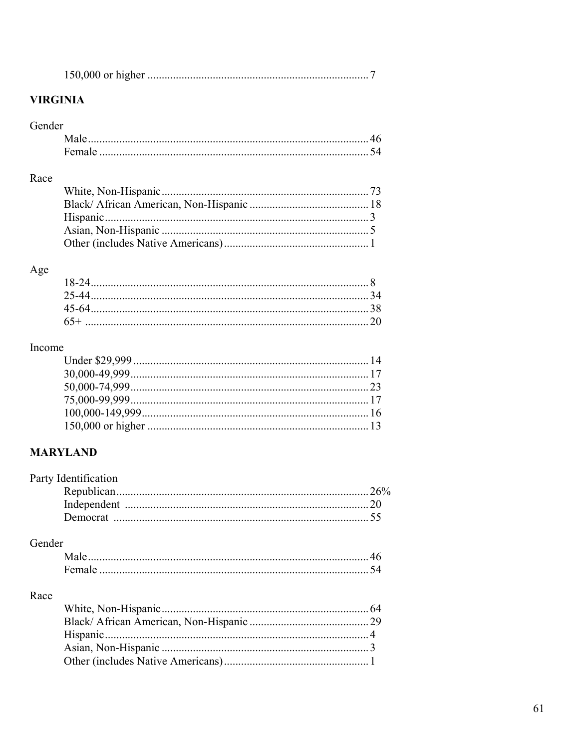| | |
|---|---|
| 150,000 or higher | 7 |

## VIRGINIA

Gender

| | |
|---|---|
| Male | 46 |
| Female | 54 |

Race

| | |
|---|---|
| White, Non-Hispanic | 73 |
| Black/ African American, Non-Hispanic | 18 |
| Hispanic | 3 |
| Asian, Non-Hispanic | 5 |
| Other (includes Native Americans) | 1 |

Age

| | |
|---|---|
| 18-24 | 8 |
| 25-44 | 34 |
| 45-64 | 38 |
| 65+ | 20 |

Income

| | |
|---|---|
| Under $29,999 | 14 |
| 30,000-49,999 | 17 |
| 50,000-74,999 | 23 |
| 75,000-99,999 | 17 |
| 100,000-149,999 | 16 |
| 150,000 or higher | 13 |

## MARYLAND

Party Identification

| | |
|---|---|
| Republican | 26% |
| Independent | 20 |
| Democrat | 55 |

Gender

| | |
|---|---|
| Male | 46 |
| Female | 54 |

Race

| | |
|---|---|
| White, Non-Hispanic | 64 |
| Black/ African American, Non-Hispanic | 29 |
| Hispanic | 4 |
| Asian, Non-Hispanic | 3 |
| Other (includes Native Americans) | 1 |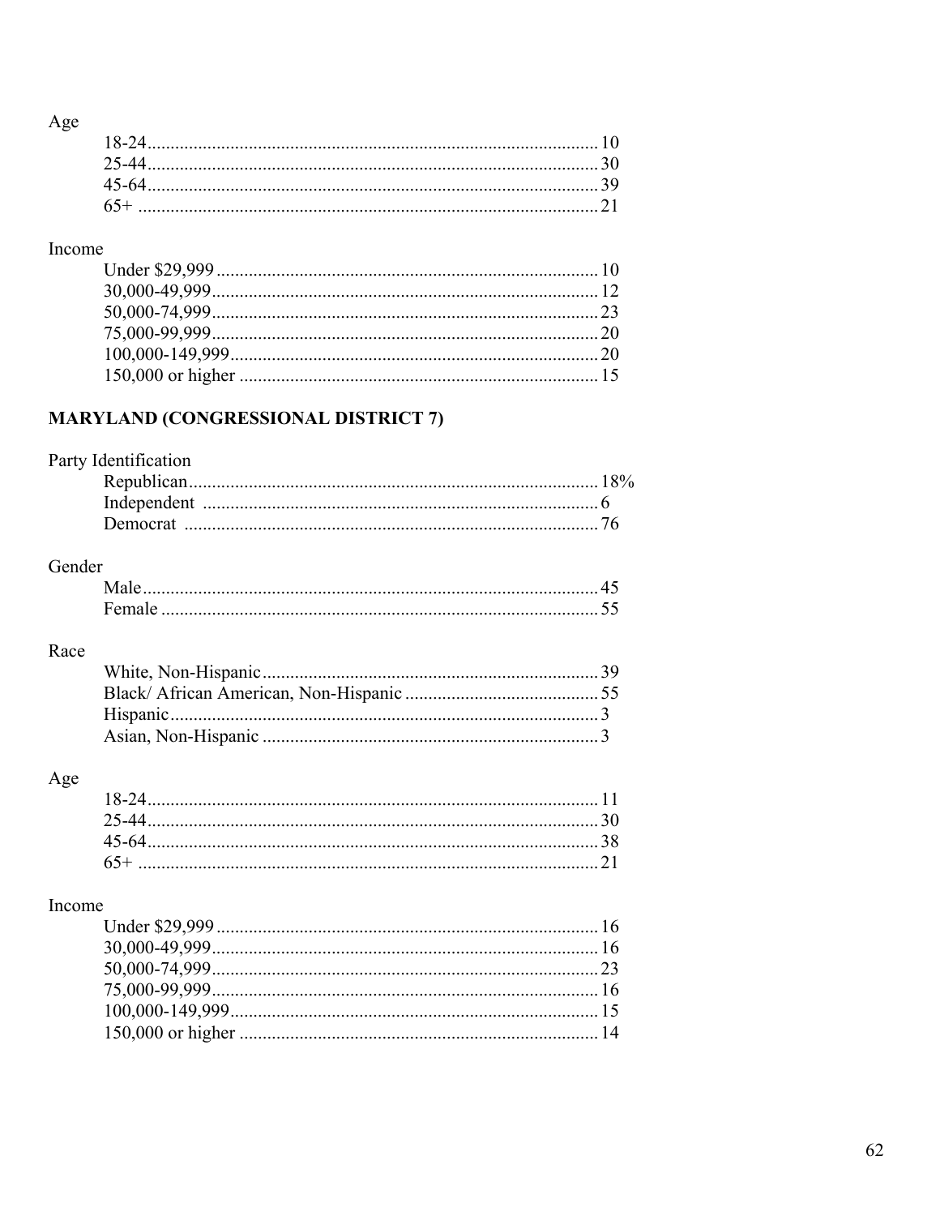Age

| | |
|---|---|
| 18-24 | 10 |
| 25-44 | 30 |
| 45-64 | 39 |
| 65+ | 21 |

Income

| | |
|---|---|
| Under $29,999 | 10 |
| 30,000-49,999 | 12 |
| 50,000-74,999 | 23 |
| 75,000-99,999 | 20 |
| 100,000-149,999 | 20 |
| 150,000 or higher | 15 |

## MARYLAND (CONGRESSIONAL DISTRICT 7)

Party Identification

| | |
|---|---|
| Republican | 18% |
| Independent | 6 |
| Democrat | 76 |

Gender

| | |
|---|---|
| Male | 45 |
| Female | 55 |

Race

| | |
|---|---|
| White, Non-Hispanic | 39 |
| Black/ African American, Non-Hispanic | 55 |
| Hispanic | 3 |
| Asian, Non-Hispanic | 3 |

Age

| | |
|---|---|
| 18-24 | 11 |
| 25-44 | 30 |
| 45-64 | 38 |
| 65+ | 21 |

Income

| | |
|---|---|
| Under $29,999 | 16 |
| 30,000-49,999 | 16 |
| 50,000-74,999 | 23 |
| 75,000-99,999 | 16 |
| 100,000-149,999 | 15 |
| 150,000 or higher | 14 |